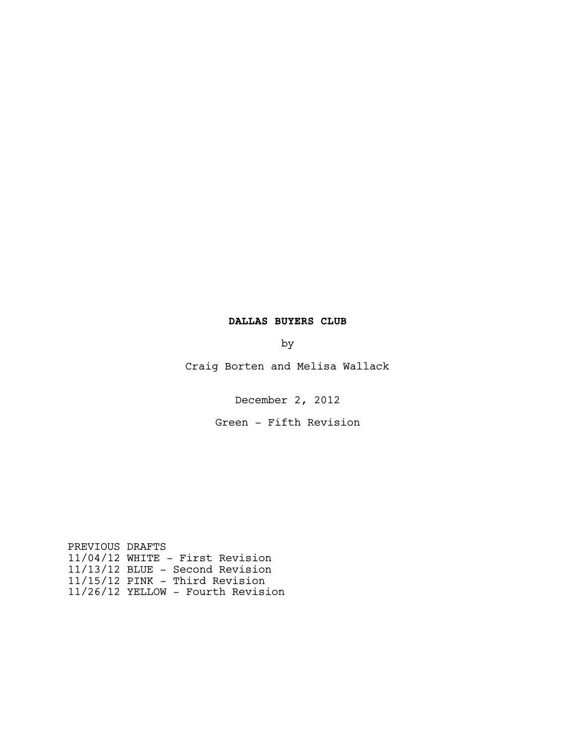**DALLAS BUYERS CLUB**

by

Craig Borten and Melisa Wallack

December 2, 2012

Green - Fifth Revision

PREVIOUS DRAFTS
11/04/12 WHITE - First Revision
11/13/12 BLUE - Second Revision
11/15/12 PINK - Third Revision
11/26/12 YELLOW - Fourth Revision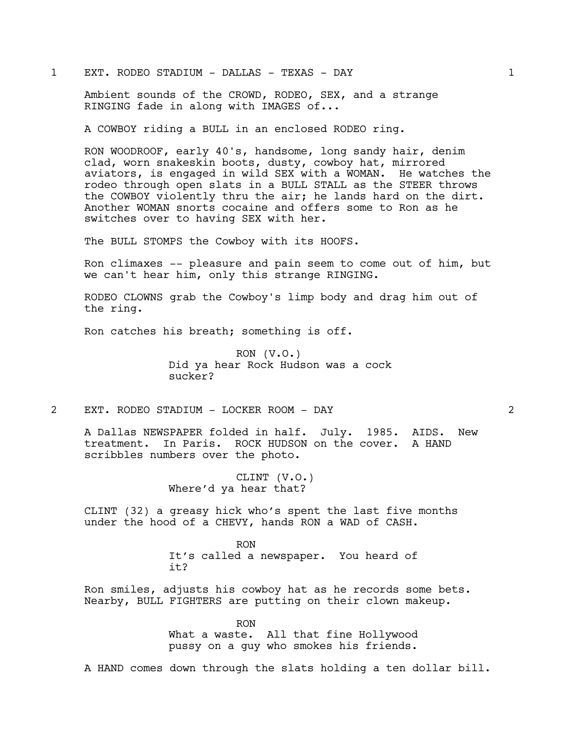1 EXT. RODEO STADIUM - DALLAS - TEXAS - DAY 1

Ambient sounds of the CROWD, RODEO, SEX, and a strange RINGING fade in along with IMAGES of...

A COWBOY riding a BULL in an enclosed RODEO ring.

RON WOODROOF, early 40's, handsome, long sandy hair, denim clad, worn snakeskin boots, dusty, cowboy hat, mirrored aviators, is engaged in wild SEX with a WOMAN. He watches the rodeo through open slats in a BULL STALL as the STEER throws the COWBOY violently thru the air; he lands hard on the dirt. Another WOMAN snorts cocaine and offers some to Ron as he switches over to having SEX with her.

The BULL STOMPS the Cowboy with its HOOFS.

Ron climaxes -- pleasure and pain seem to come out of him, but we can't hear him, only this strange RINGING.

RODEO CLOWNS grab the Cowboy's limp body and drag him out of the ring.

Ron catches his breath; something is off.

RON (V.O.)
Did ya hear Rock Hudson was a cock sucker?

2 EXT. RODEO STADIUM - LOCKER ROOM - DAY 2

A Dallas NEWSPAPER folded in half. July. 1985. AIDS. New treatment. In Paris. ROCK HUDSON on the cover. A HAND scribbles numbers over the photo.

CLINT (V.O.)
Where'd ya hear that?

CLINT (32) a greasy hick who's spent the last five months under the hood of a CHEVY, hands RON a WAD of CASH.

RON
It's called a newspaper. You heard of it?

Ron smiles, adjusts his cowboy hat as he records some bets. Nearby, BULL FIGHTERS are putting on their clown makeup.

RON
What a waste. All that fine Hollywood pussy on a guy who smokes his friends.

A HAND comes down through the slats holding a ten dollar bill.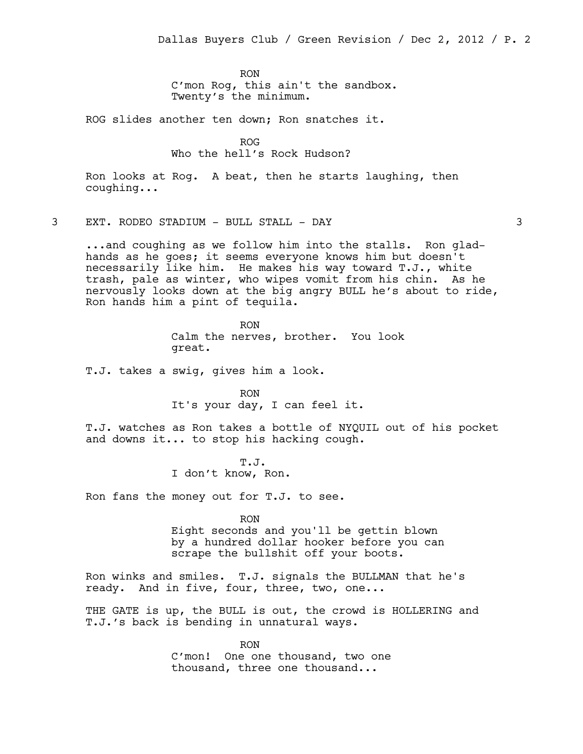RON
C'mon Rog, this ain't the sandbox.
Twenty's the minimum.

ROG slides another ten down; Ron snatches it.

ROG
Who the hell's Rock Hudson?

Ron looks at Rog. A beat, then he starts laughing, then coughing...

3 EXT. RODEO STADIUM - BULL STALL - DAY 3

...and coughing as we follow him into the stalls. Ron glad-hands as he goes; it seems everyone knows him but doesn't necessarily like him. He makes his way toward T.J., white trash, pale as winter, who wipes vomit from his chin. As he nervously looks down at the big angry BULL he's about to ride, Ron hands him a pint of tequila.

RON
Calm the nerves, brother. You look great.

T.J. takes a swig, gives him a look.

RON
It's your day, I can feel it.

T.J. watches as Ron takes a bottle of NYQUIL out of his pocket and downs it... to stop his hacking cough.

T.J.
I don't know, Ron.

Ron fans the money out for T.J. to see.

RON
Eight seconds and you'll be gettin blown by a hundred dollar hooker before you can scrape the bullshit off your boots.

Ron winks and smiles. T.J. signals the BULLMAN that he's ready. And in five, four, three, two, one...

THE GATE is up, the BULL is out, the crowd is HOLLERING and T.J.'s back is bending in unnatural ways.

RON
C'mon! One one thousand, two one thousand, three one thousand...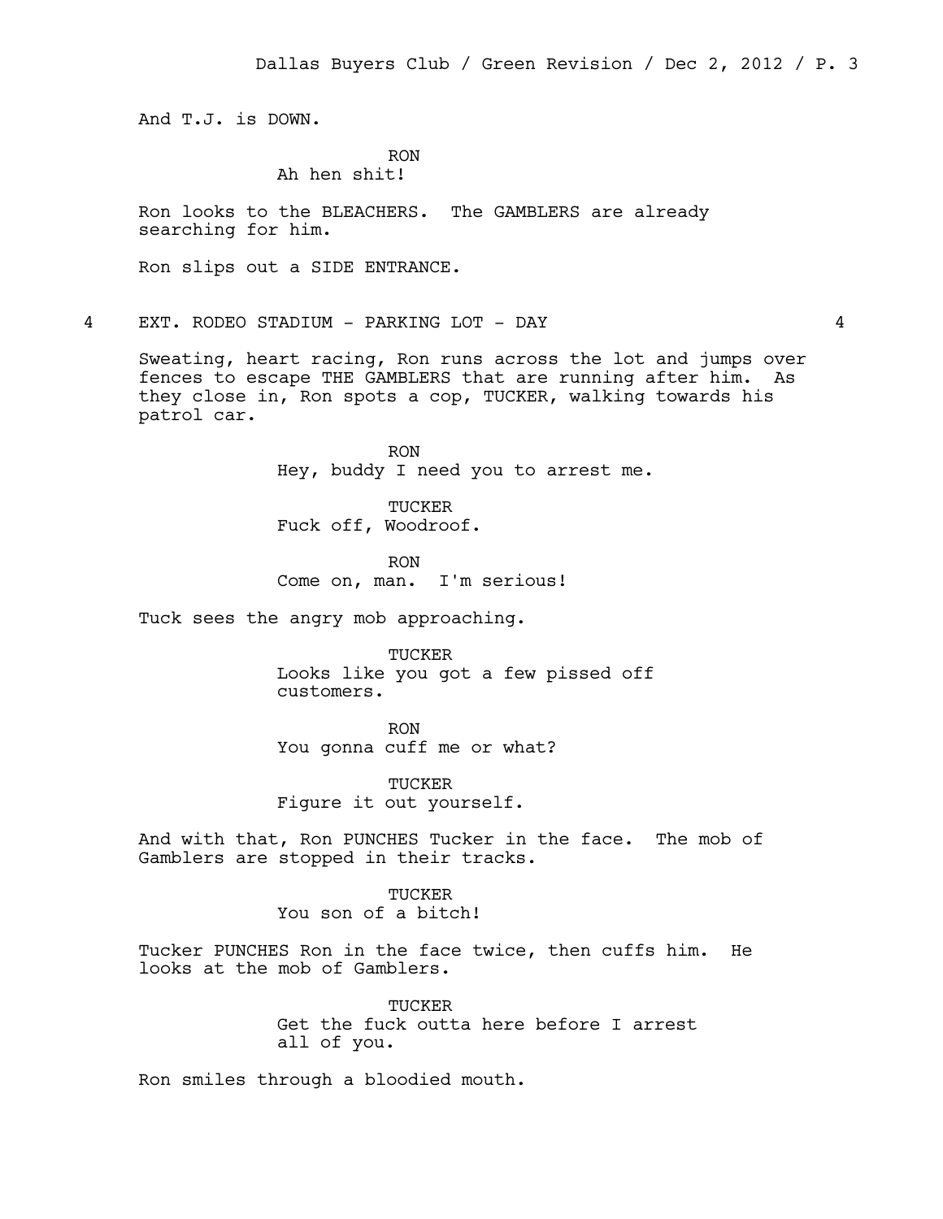And T.J. is DOWN.

**RON**
Ah hen shit!

Ron looks to the BLEACHERS. The GAMBLERS are already searching for him.

Ron slips out a SIDE ENTRANCE.

### 4 EXT. RODEO STADIUM - PARKING LOT - DAY 4

Sweating, heart racing, Ron runs across the lot and jumps over fences to escape THE GAMBLERS that are running after him. As they close in, Ron spots a cop, TUCKER, walking towards his patrol car.

**RON**
Hey, buddy I need you to arrest me.

**TUCKER**
Fuck off, Woodroof.

**RON**
Come on, man. I'm serious!

Tuck sees the angry mob approaching.

**TUCKER**
Looks like you got a few pissed off customers.

**RON**
You gonna cuff me or what?

**TUCKER**
Figure it out yourself.

And with that, Ron PUNCHES Tucker in the face. The mob of Gamblers are stopped in their tracks.

**TUCKER**
You son of a bitch!

Tucker PUNCHES Ron in the face twice, then cuffs him. He looks at the mob of Gamblers.

**TUCKER**
Get the fuck outta here before I arrest all of you.

Ron smiles through a bloodied mouth.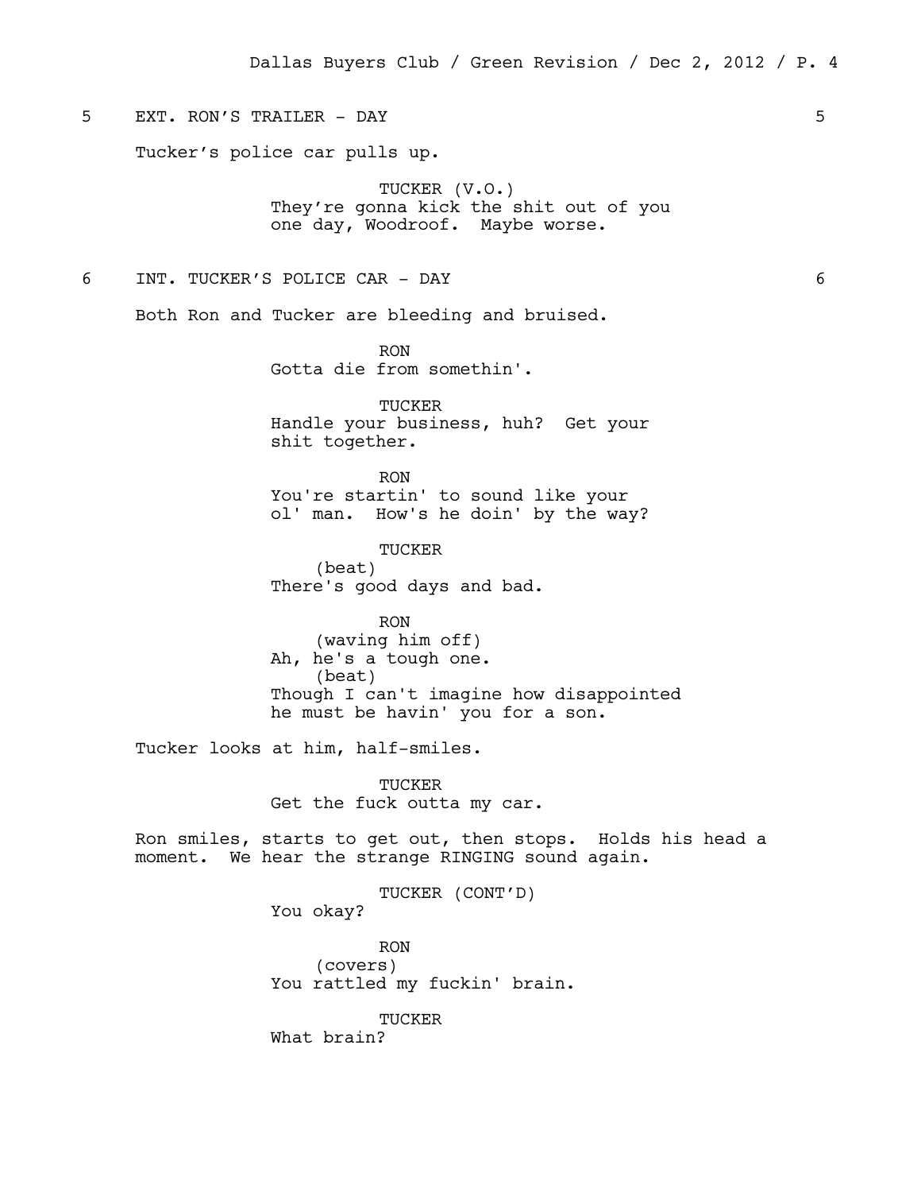5 EXT. RON'S TRAILER - DAY 5

Tucker's police car pulls up.

TUCKER (V.O.)
They're gonna kick the shit out of you one day, Woodroof. Maybe worse.

6 INT. TUCKER'S POLICE CAR - DAY 6

Both Ron and Tucker are bleeding and bruised.

RON
Gotta die from somethin'.

TUCKER
Handle your business, huh? Get your shit together.

RON
You're startin' to sound like your ol' man. How's he doin' by the way?

TUCKER
(beat)
There's good days and bad.

RON
(waving him off)
Ah, he's a tough one.
(beat)
Though I can't imagine how disappointed he must be havin' you for a son.

Tucker looks at him, half-smiles.

TUCKER
Get the fuck outta my car.

Ron smiles, starts to get out, then stops. Holds his head a moment. We hear the strange RINGING sound again.

TUCKER (CONT'D)
You okay?

RON
(covers)
You rattled my fuckin' brain.

TUCKER
What brain?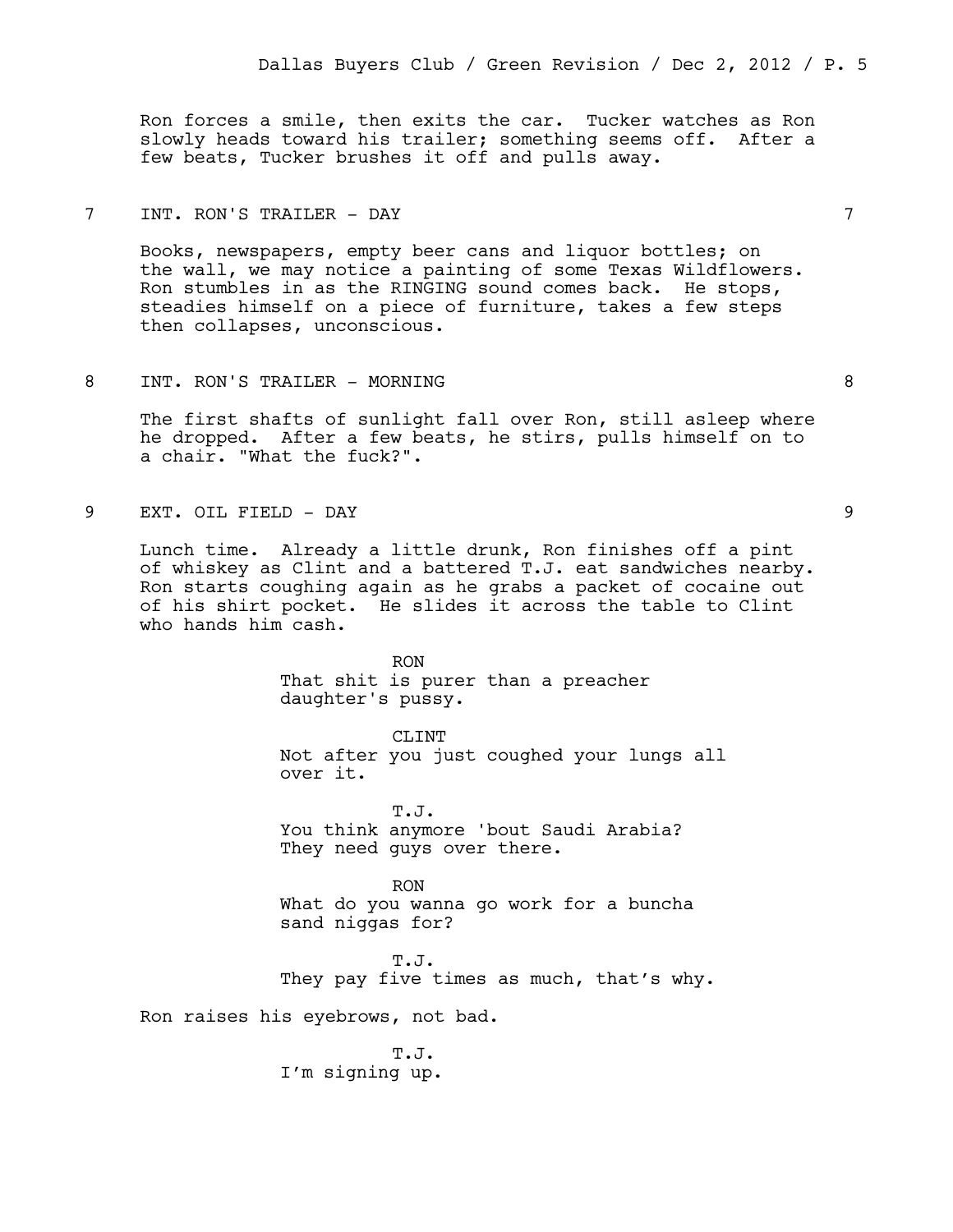Ron forces a smile, then exits the car. Tucker watches as Ron slowly heads toward his trailer; something seems off. After a few beats, Tucker brushes it off and pulls away.

7 INT. RON'S TRAILER - DAY 7

Books, newspapers, empty beer cans and liquor bottles; on the wall, we may notice a painting of some Texas Wildflowers. Ron stumbles in as the RINGING sound comes back. He stops, steadies himself on a piece of furniture, takes a few steps then collapses, unconscious.

8 INT. RON'S TRAILER - MORNING 8

The first shafts of sunlight fall over Ron, still asleep where he dropped. After a few beats, he stirs, pulls himself on to a chair. "What the fuck?".

9 EXT. OIL FIELD - DAY 9

Lunch time. Already a little drunk, Ron finishes off a pint of whiskey as Clint and a battered T.J. eat sandwiches nearby. Ron starts coughing again as he grabs a packet of cocaine out of his shirt pocket. He slides it across the table to Clint who hands him cash.

RON
That shit is purer than a preacher daughter's pussy.

CLINT
Not after you just coughed your lungs all over it.

T.J.
You think anymore 'bout Saudi Arabia? They need guys over there.

RON
What do you wanna go work for a buncha sand niggas for?

T.J.
They pay five times as much, that's why.

Ron raises his eyebrows, not bad.

T.J.
I'm signing up.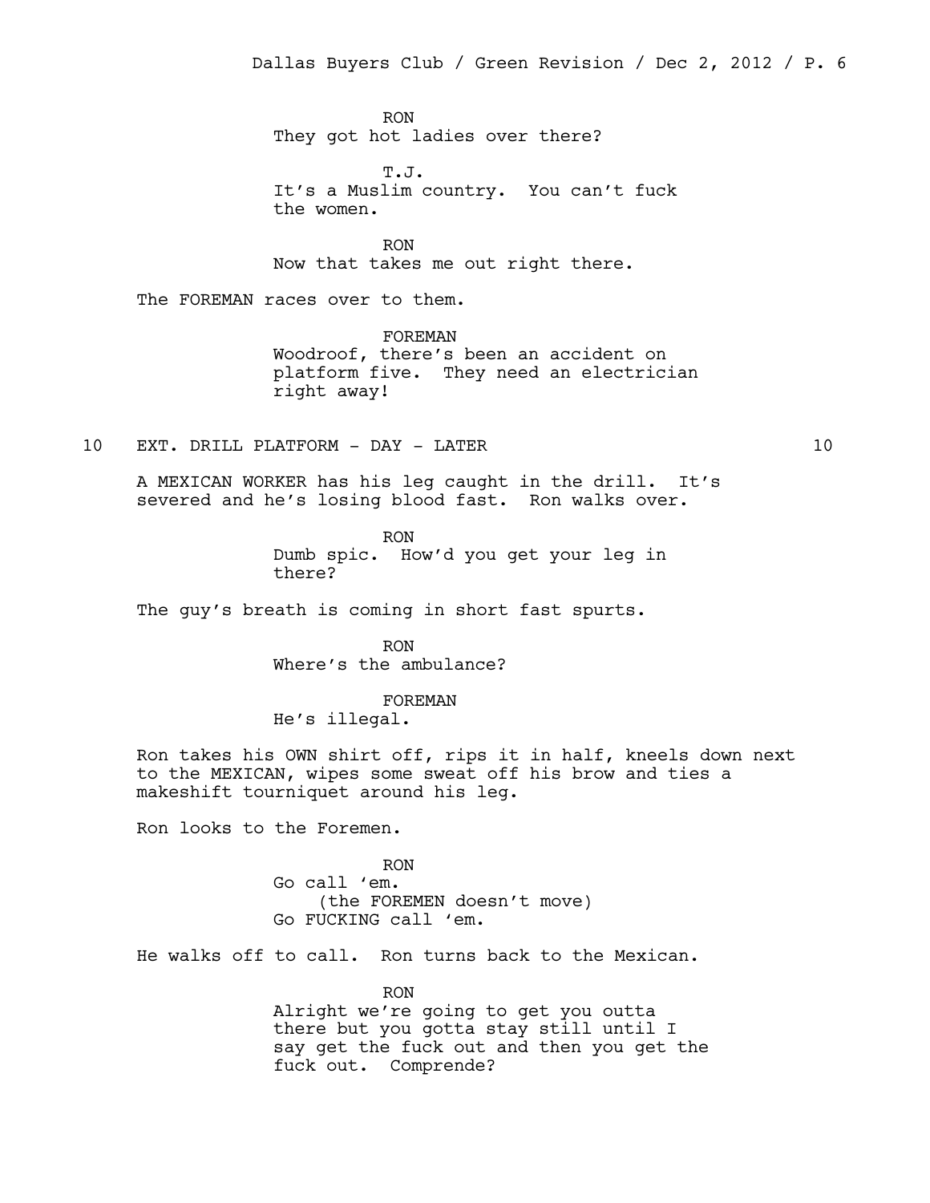RON
They got hot ladies over there?

T.J.
It's a Muslim country. You can't fuck the women.

RON
Now that takes me out right there.

The FOREMAN races over to them.

FOREMAN
Woodroof, there's been an accident on platform five. They need an electrician right away!

10 EXT. DRILL PLATFORM - DAY - LATER 10

A MEXICAN WORKER has his leg caught in the drill. It's severed and he's losing blood fast. Ron walks over.

RON
Dumb spic. How'd you get your leg in there?

The guy's breath is coming in short fast spurts.

RON
Where's the ambulance?

FOREMAN
He's illegal.

Ron takes his OWN shirt off, rips it in half, kneels down next to the MEXICAN, wipes some sweat off his brow and ties a makeshift tourniquet around his leg.

Ron looks to the Foremen.

RON
Go call 'em.
(the FOREMEN doesn't move)
Go FUCKING call 'em.

He walks off to call. Ron turns back to the Mexican.

RON
Alright we're going to get you outta there but you gotta stay still until I say get the fuck out and then you get the fuck out. Comprende?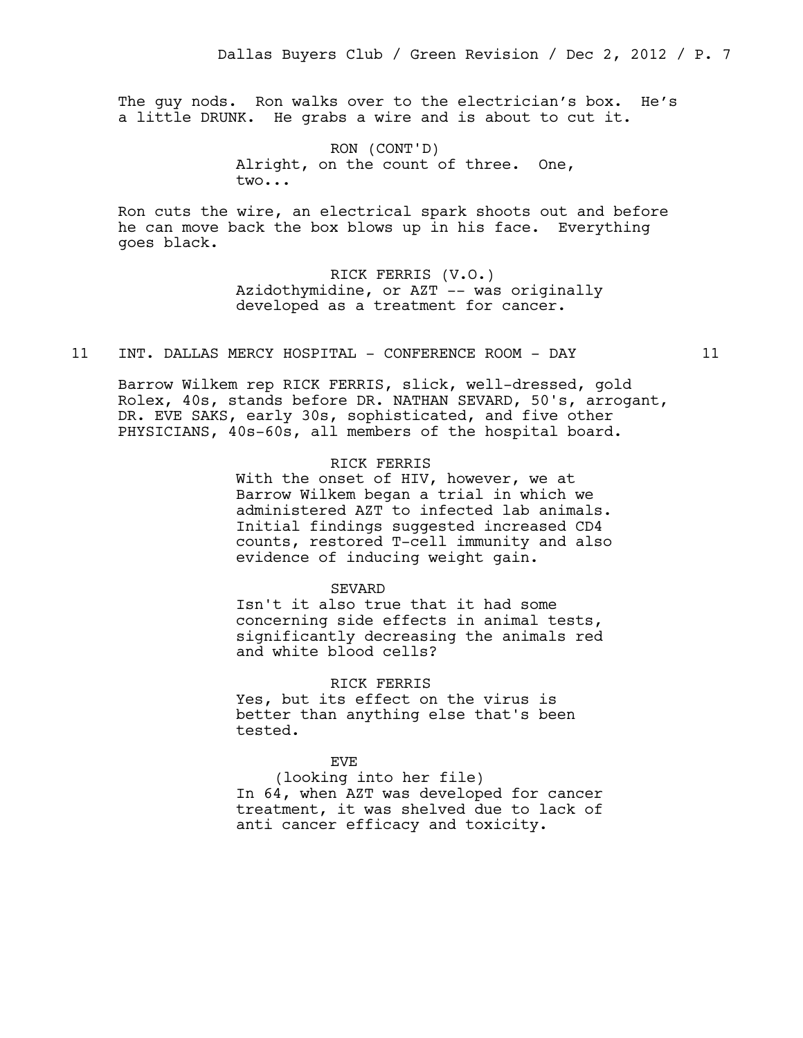The guy nods. Ron walks over to the electrician's box. He's a little DRUNK. He grabs a wire and is about to cut it.

RON (CONT'D)
Alright, on the count of three. One, two...

Ron cuts the wire, an electrical spark shoots out and before he can move back the box blows up in his face. Everything goes black.

RICK FERRIS (V.O.)
Azidothymidine, or AZT -- was originally developed as a treatment for cancer.

11 INT. DALLAS MERCY HOSPITAL - CONFERENCE ROOM - DAY 11

Barrow Wilkem rep RICK FERRIS, slick, well-dressed, gold Rolex, 40s, stands before DR. NATHAN SEVARD, 50's, arrogant, DR. EVE SAKS, early 30s, sophisticated, and five other PHYSICIANS, 40s-60s, all members of the hospital board.

RICK FERRIS
With the onset of HIV, however, we at Barrow Wilkem began a trial in which we administered AZT to infected lab animals. Initial findings suggested increased CD4 counts, restored T-cell immunity and also evidence of inducing weight gain.

SEVARD
Isn't it also true that it had some concerning side effects in animal tests, significantly decreasing the animals red and white blood cells?

RICK FERRIS
Yes, but its effect on the virus is better than anything else that's been tested.

EVE
(looking into her file)
In 64, when AZT was developed for cancer treatment, it was shelved due to lack of anti cancer efficacy and toxicity.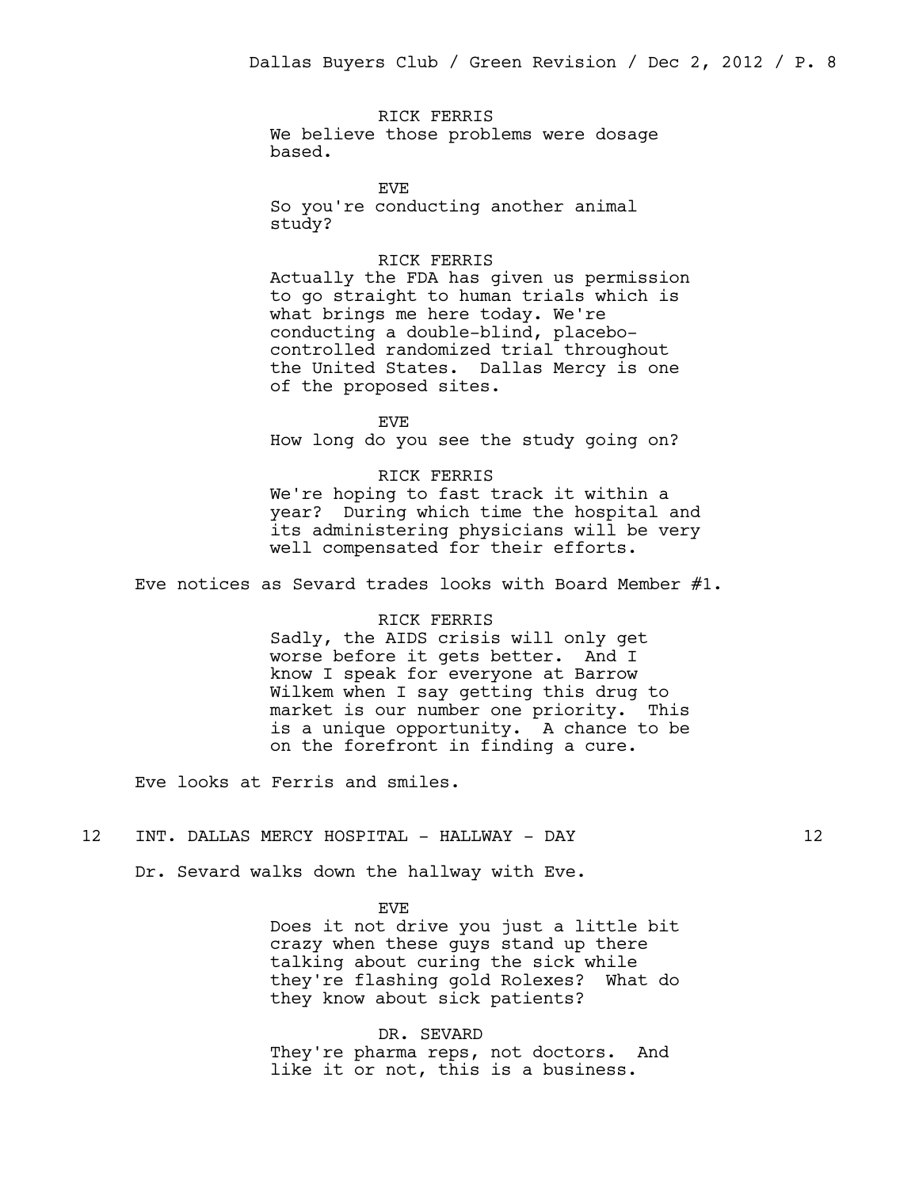RICK FERRIS
We believe those problems were dosage based.

EVE
So you're conducting another animal study?

RICK FERRIS
Actually the FDA has given us permission to go straight to human trials which is what brings me here today. We're conducting a double-blind, placebo-controlled randomized trial throughout the United States. Dallas Mercy is one of the proposed sites.

EVE
How long do you see the study going on?

RICK FERRIS
We're hoping to fast track it within a year? During which time the hospital and its administering physicians will be very well compensated for their efforts.

Eve notices as Sevard trades looks with Board Member #1.

RICK FERRIS
Sadly, the AIDS crisis will only get worse before it gets better. And I know I speak for everyone at Barrow Wilkem when I say getting this drug to market is our number one priority. This is a unique opportunity. A chance to be on the forefront in finding a cure.

Eve looks at Ferris and smiles.

12 INT. DALLAS MERCY HOSPITAL - HALLWAY - DAY 12

Dr. Sevard walks down the hallway with Eve.

EVE
Does it not drive you just a little bit crazy when these guys stand up there talking about curing the sick while they're flashing gold Rolexes? What do they know about sick patients?

DR. SEVARD
They're pharma reps, not doctors. And like it or not, this is a business.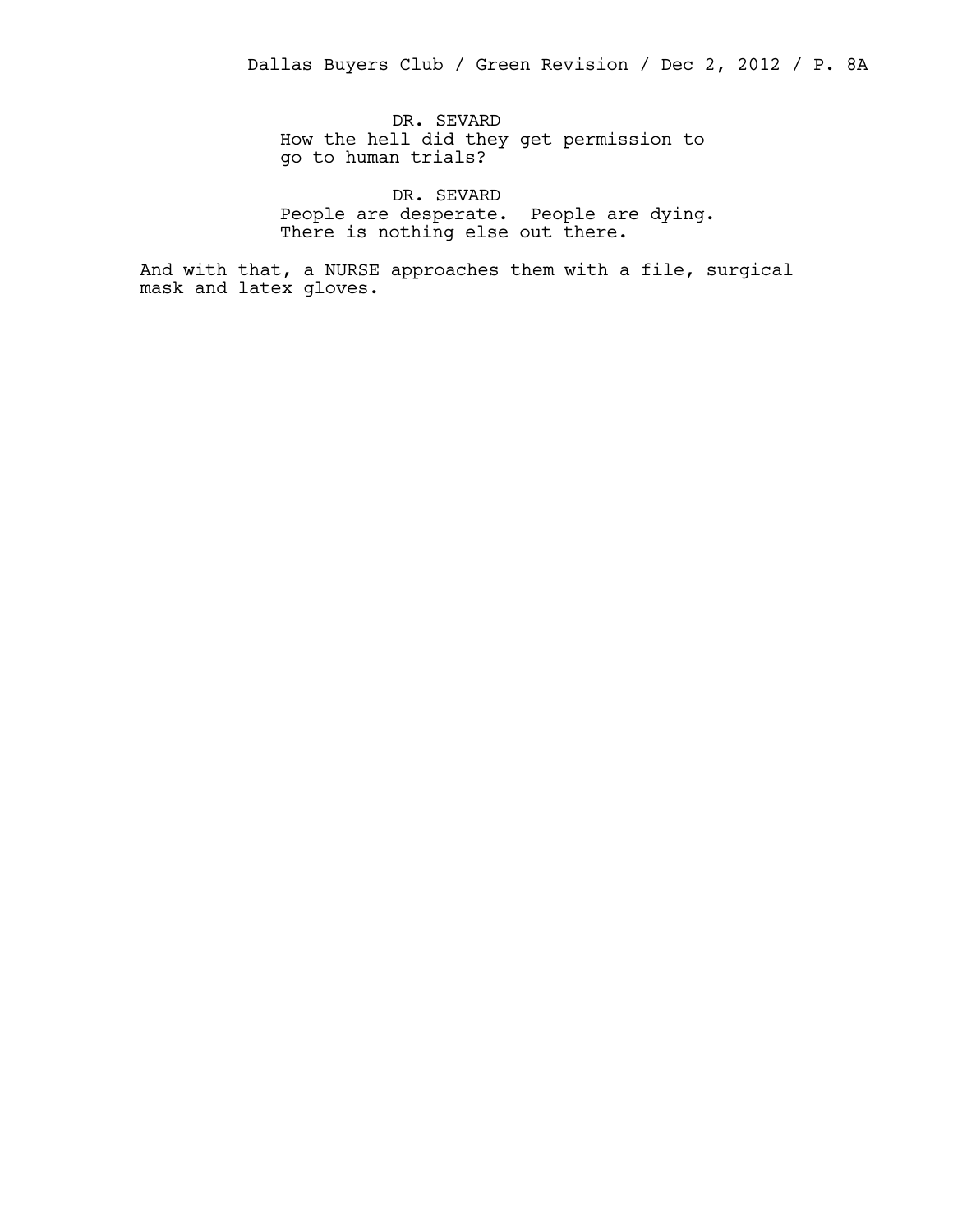DR. SEVARD
How the hell did they get permission to go to human trials?

DR. SEVARD
People are desperate. People are dying. There is nothing else out there.

And with that, a NURSE approaches them with a file, surgical mask and latex gloves.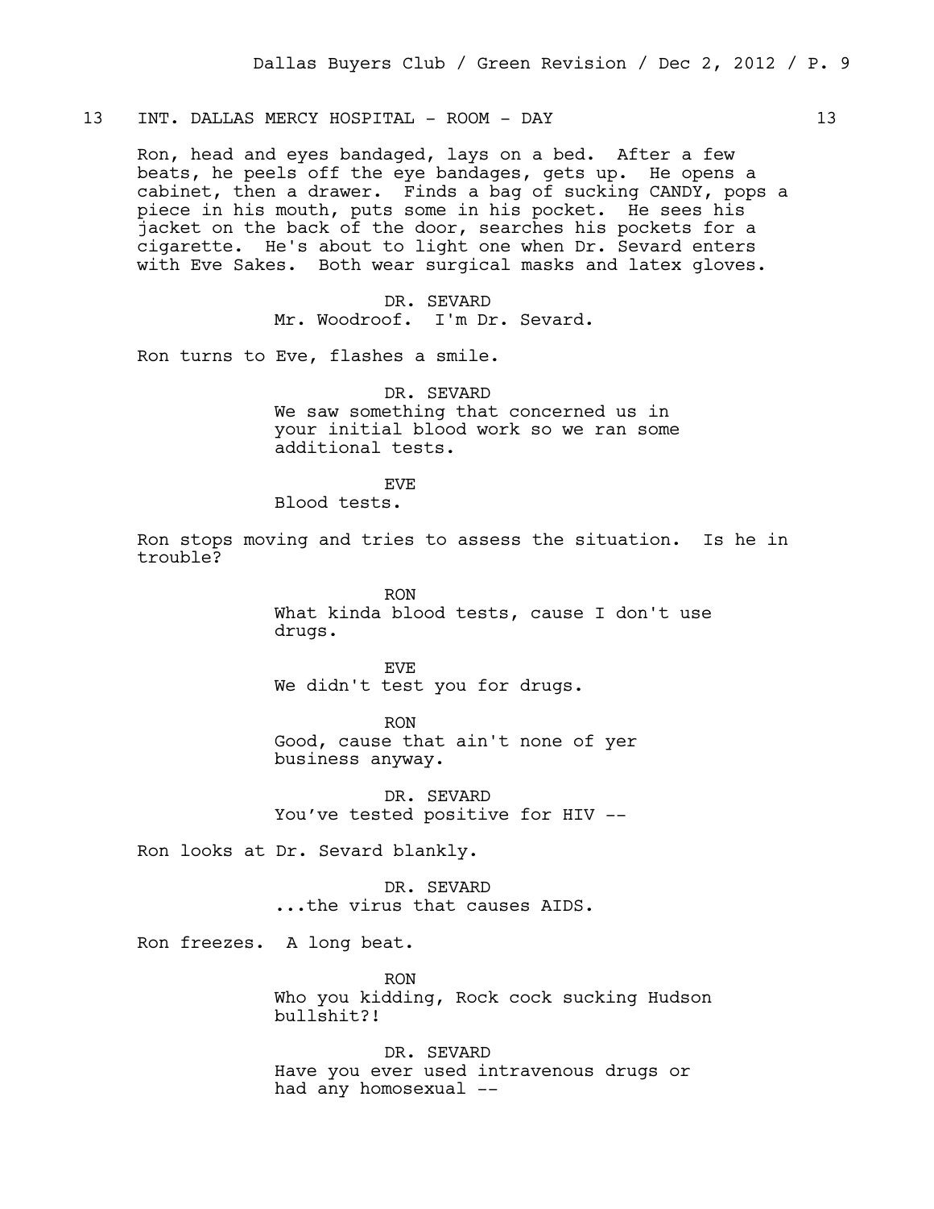13 INT. DALLAS MERCY HOSPITAL - ROOM - DAY 13

Ron, head and eyes bandaged, lays on a bed. After a few beats, he peels off the eye bandages, gets up. He opens a cabinet, then a drawer. Finds a bag of sucking CANDY, pops a piece in his mouth, puts some in his pocket. He sees his jacket on the back of the door, searches his pockets for a cigarette. He's about to light one when Dr. Sevard enters with Eve Sakes. Both wear surgical masks and latex gloves.

DR. SEVARD
Mr. Woodroof. I'm Dr. Sevard.

Ron turns to Eve, flashes a smile.

DR. SEVARD
We saw something that concerned us in your initial blood work so we ran some additional tests.

EVE
Blood tests.

Ron stops moving and tries to assess the situation. Is he in trouble?

RON
What kinda blood tests, cause I don't use drugs.

EVE
We didn't test you for drugs.

RON
Good, cause that ain't none of yer business anyway.

DR. SEVARD
You've tested positive for HIV --

Ron looks at Dr. Sevard blankly.

DR. SEVARD
...the virus that causes AIDS.

Ron freezes. A long beat.

RON
Who you kidding, Rock cock sucking Hudson bullshit?!

DR. SEVARD
Have you ever used intravenous drugs or had any homosexual --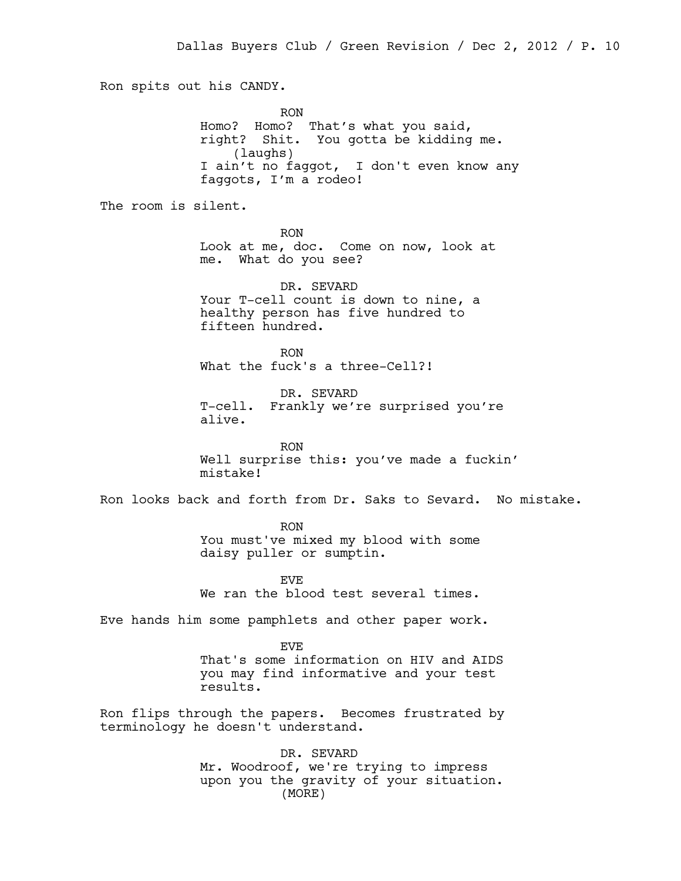Ron spits out his CANDY.

RON
Homo? Homo? That's what you said, right? Shit. You gotta be kidding me.
(laughs)
I ain't no faggot, I don't even know any faggots, I'm a rodeo!

The room is silent.

RON
Look at me, doc. Come on now, look at me. What do you see?

DR. SEVARD
Your T-cell count is down to nine, a healthy person has five hundred to fifteen hundred.

RON
What the fuck's a three-Cell?!

DR. SEVARD
T-cell. Frankly we're surprised you're alive.

RON
Well surprise this: you've made a fuckin' mistake!

Ron looks back and forth from Dr. Saks to Sevard. No mistake.

RON
You must've mixed my blood with some daisy puller or sumptin.

EVE
We ran the blood test several times.

Eve hands him some pamphlets and other paper work.

EVE
That's some information on HIV and AIDS you may find informative and your test results.

Ron flips through the papers. Becomes frustrated by terminology he doesn't understand.

DR. SEVARD
Mr. Woodroof, we're trying to impress upon you the gravity of your situation.
(MORE)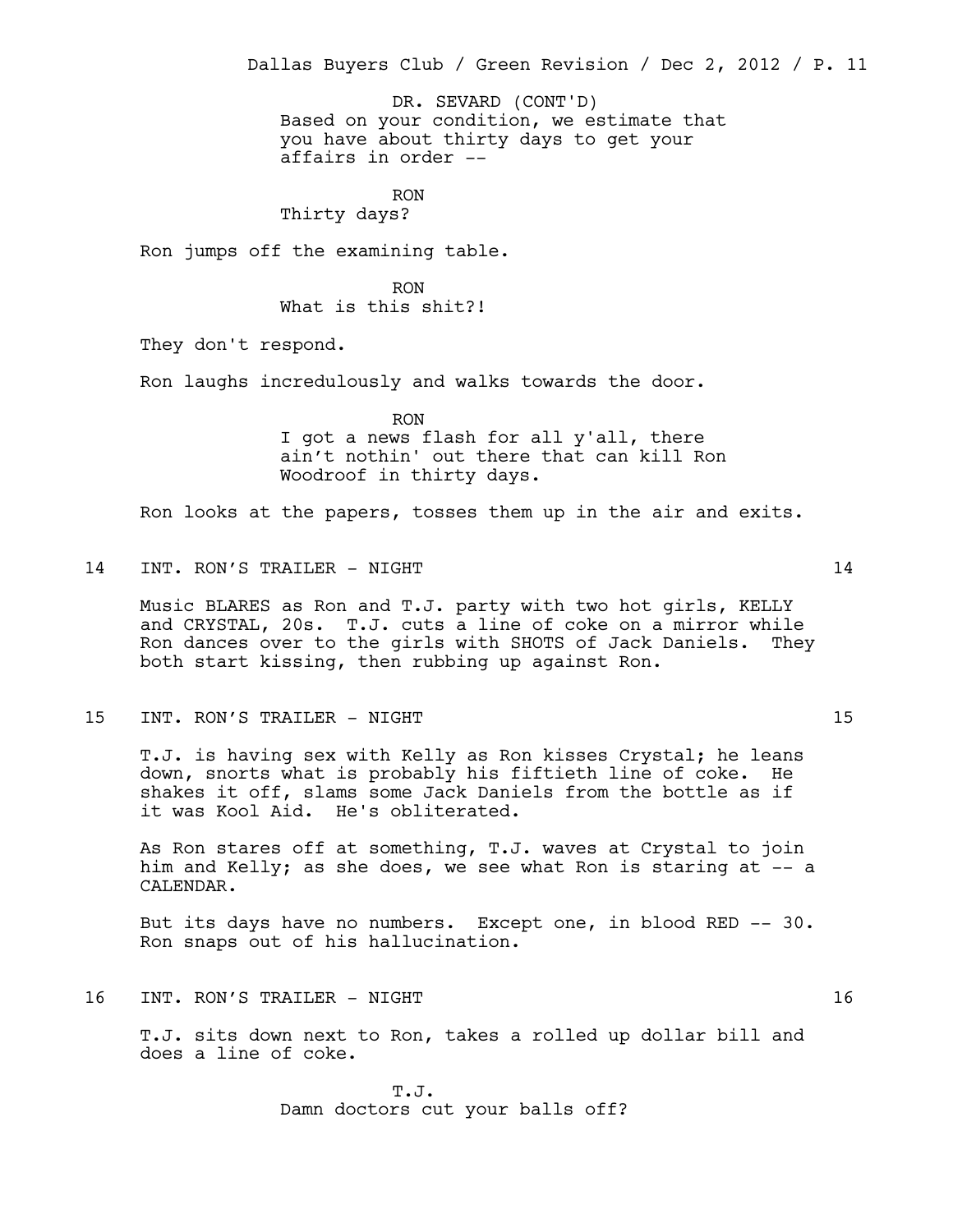DR. SEVARD (CONT'D)
Based on your condition, we estimate that you have about thirty days to get your affairs in order --

RON
Thirty days?

Ron jumps off the examining table.

RON
What is this shit?!

They don't respond.

Ron laughs incredulously and walks towards the door.

RON
I got a news flash for all y'all, there ain't nothin' out there that can kill Ron Woodroof in thirty days.

Ron looks at the papers, tosses them up in the air and exits.

14 INT. RON'S TRAILER - NIGHT 14

Music BLARES as Ron and T.J. party with two hot girls, KELLY and CRYSTAL, 20s. T.J. cuts a line of coke on a mirror while Ron dances over to the girls with SHOTS of Jack Daniels. They both start kissing, then rubbing up against Ron.

15 INT. RON'S TRAILER - NIGHT 15

T.J. is having sex with Kelly as Ron kisses Crystal; he leans down, snorts what is probably his fiftieth line of coke. He shakes it off, slams some Jack Daniels from the bottle as if it was Kool Aid. He's obliterated.

As Ron stares off at something, T.J. waves at Crystal to join him and Kelly; as she does, we see what Ron is staring at -- a CALENDAR.

But its days have no numbers. Except one, in blood RED -- 30. Ron snaps out of his hallucination.

16 INT. RON'S TRAILER - NIGHT 16

T.J. sits down next to Ron, takes a rolled up dollar bill and does a line of coke.

T.J.
Damn doctors cut your balls off?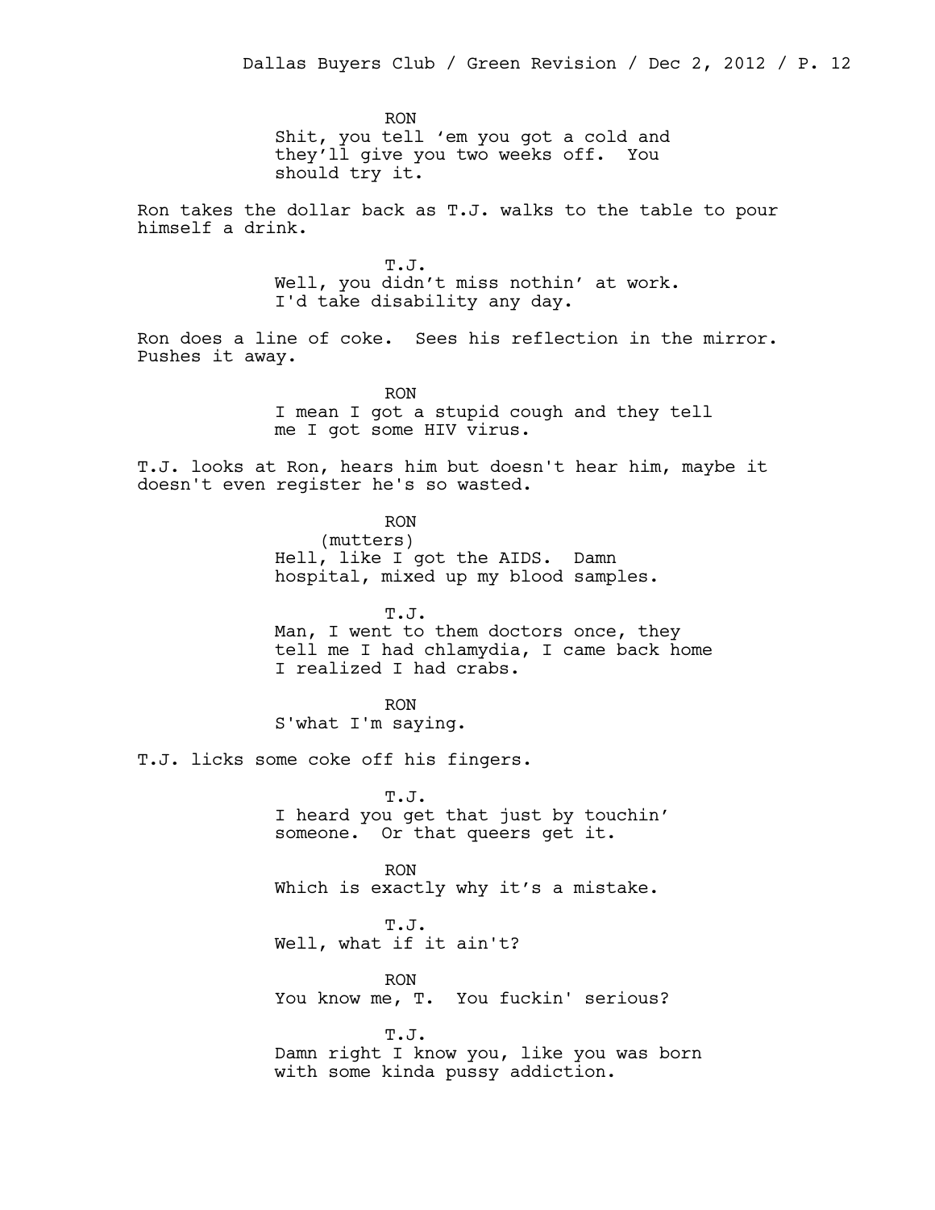RON
Shit, you tell 'em you got a cold and they'll give you two weeks off. You should try it.

Ron takes the dollar back as T.J. walks to the table to pour himself a drink.

T.J.
Well, you didn't miss nothin' at work. I'd take disability any day.

Ron does a line of coke. Sees his reflection in the mirror. Pushes it away.

RON
I mean I got a stupid cough and they tell me I got some HIV virus.

T.J. looks at Ron, hears him but doesn't hear him, maybe it doesn't even register he's so wasted.

RON
(mutters)
Hell, like I got the AIDS. Damn hospital, mixed up my blood samples.

T.J.
Man, I went to them doctors once, they tell me I had chlamydia, I came back home I realized I had crabs.

RON
S'what I'm saying.

T.J. licks some coke off his fingers.

T.J.
I heard you get that just by touchin' someone. Or that queers get it.

RON
Which is exactly why it's a mistake.

T.J.
Well, what if it ain't?

RON
You know me, T. You fuckin' serious?

T.J.
Damn right I know you, like you was born with some kinda pussy addiction.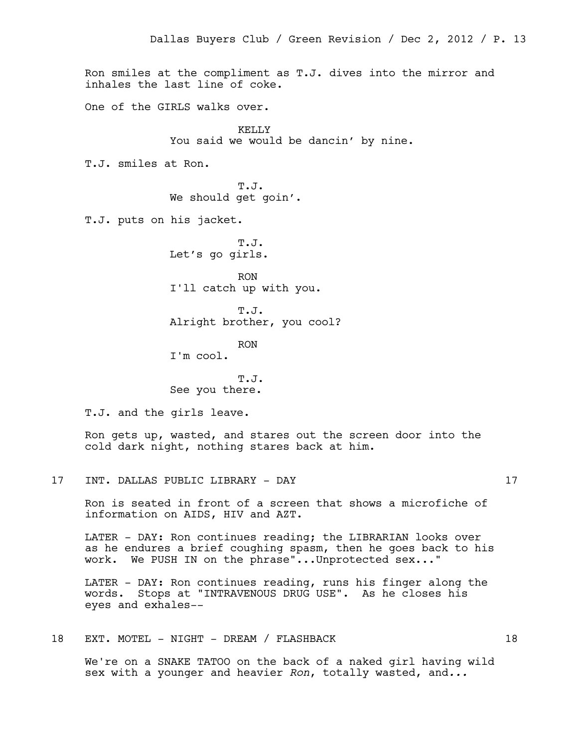Ron smiles at the compliment as T.J. dives into the mirror and inhales the last line of coke.

One of the GIRLS walks over.

KELLY
You said we would be dancin' by nine.

T.J. smiles at Ron.

T.J.
We should get goin'.

T.J. puts on his jacket.

T.J.
Let's go girls.

RON
I'll catch up with you.

T.J.
Alright brother, you cool?

RON
I'm cool.

T.J.
See you there.

T.J. and the girls leave.

Ron gets up, wasted, and stares out the screen door into the cold dark night, nothing stares back at him.

17 INT. DALLAS PUBLIC LIBRARY - DAY 17

Ron is seated in front of a screen that shows a microfiche of information on AIDS, HIV and AZT.

LATER - DAY: Ron continues reading; the LIBRARIAN looks over as he endures a brief coughing spasm, then he goes back to his work. We PUSH IN on the phrase"...Unprotected sex..."

LATER - DAY: Ron continues reading, runs his finger along the words. Stops at "INTRAVENOUS DRUG USE". As he closes his eyes and exhales--

18 EXT. MOTEL - NIGHT - DREAM / FLASHBACK 18

We're on a SNAKE TATOO on the back of a naked girl having wild sex with a younger and heavier *Ron*, totally wasted, and*...*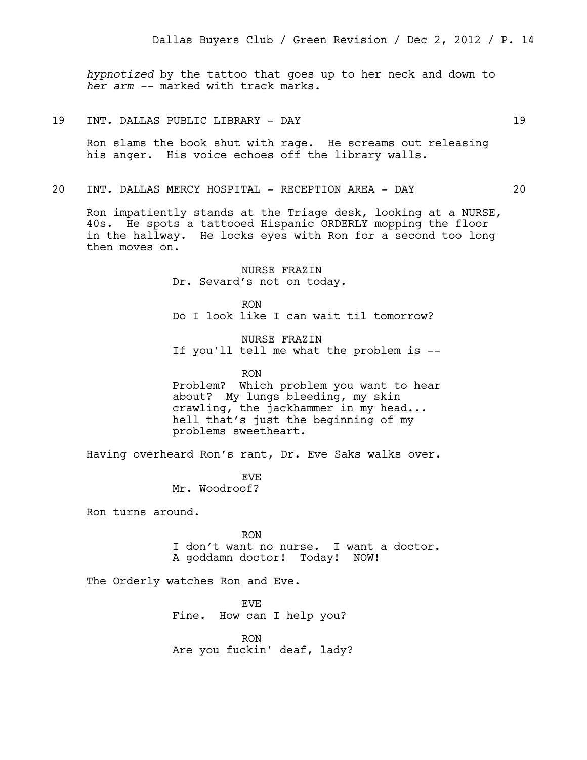*hypnotized* by the tattoo that goes up to her neck and down to *her arm* -- marked with track marks.

19 INT. DALLAS PUBLIC LIBRARY - DAY 19

Ron slams the book shut with rage. He screams out releasing his anger. His voice echoes off the library walls.

20 INT. DALLAS MERCY HOSPITAL - RECEPTION AREA - DAY 20

Ron impatiently stands at the Triage desk, looking at a NURSE, 40s. He spots a tattooed Hispanic ORDERLY mopping the floor in the hallway. He locks eyes with Ron for a second too long then moves on.

NURSE FRAZIN
Dr. Sevard's not on today.

RON
Do I look like I can wait til tomorrow?

NURSE FRAZIN
If you'll tell me what the problem is --

RON
Problem? Which problem you want to hear about? My lungs bleeding, my skin crawling, the jackhammer in my head... hell that's just the beginning of my problems sweetheart.

Having overheard Ron's rant, Dr. Eve Saks walks over.

EVE
Mr. Woodroof?

Ron turns around.

RON
I don't want no nurse. I want a doctor. A goddamn doctor! Today! NOW!

The Orderly watches Ron and Eve.

EVE
Fine. How can I help you?

RON
Are you fuckin' deaf, lady?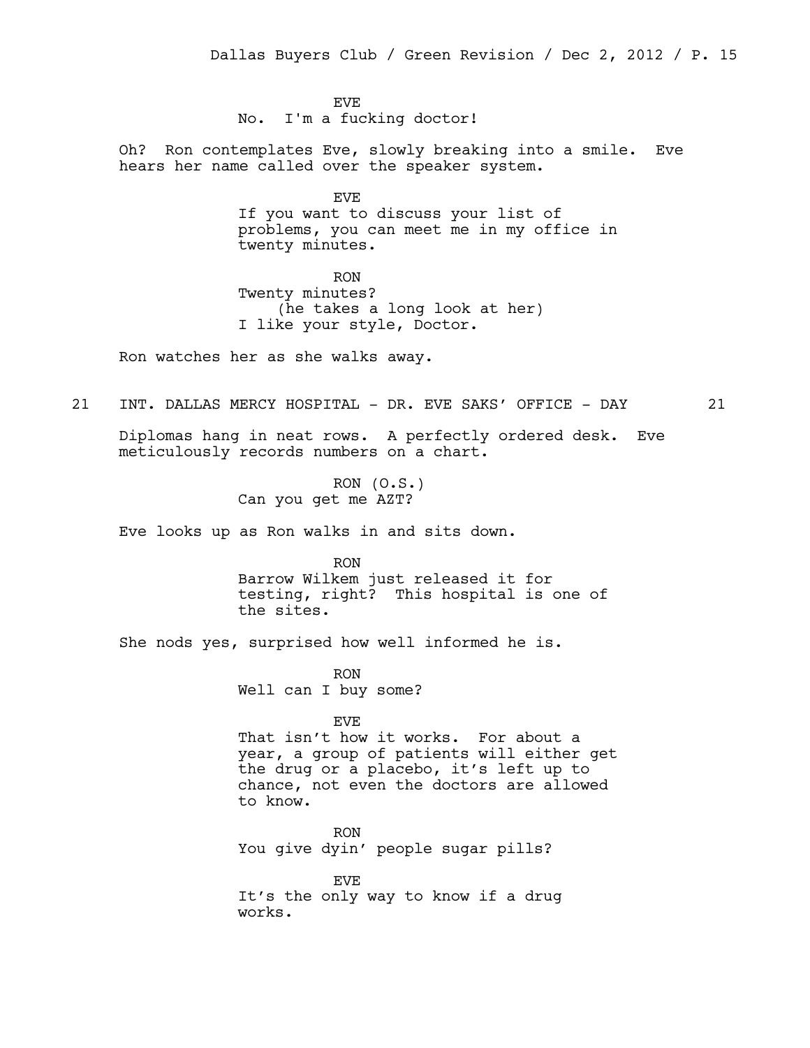EVE

No. I'm a fucking doctor!

Oh? Ron contemplates Eve, slowly breaking into a smile. Eve hears her name called over the speaker system.

EVE

If you want to discuss your list of problems, you can meet me in my office in twenty minutes.

RON

Twenty minutes?
(he takes a long look at her)
I like your style, Doctor.

Ron watches her as she walks away.

21 INT. DALLAS MERCY HOSPITAL - DR. EVE SAKS' OFFICE - DAY 21

Diplomas hang in neat rows. A perfectly ordered desk. Eve meticulously records numbers on a chart.

RON (O.S.)

Can you get me AZT?

Eve looks up as Ron walks in and sits down.

RON

Barrow Wilkem just released it for testing, right? This hospital is one of the sites.

She nods yes, surprised how well informed he is.

RON

Well can I buy some?

EVE

That isn't how it works. For about a year, a group of patients will either get the drug or a placebo, it's left up to chance, not even the doctors are allowed to know.

RON

You give dyin' people sugar pills?

EVE

It's the only way to know if a drug works.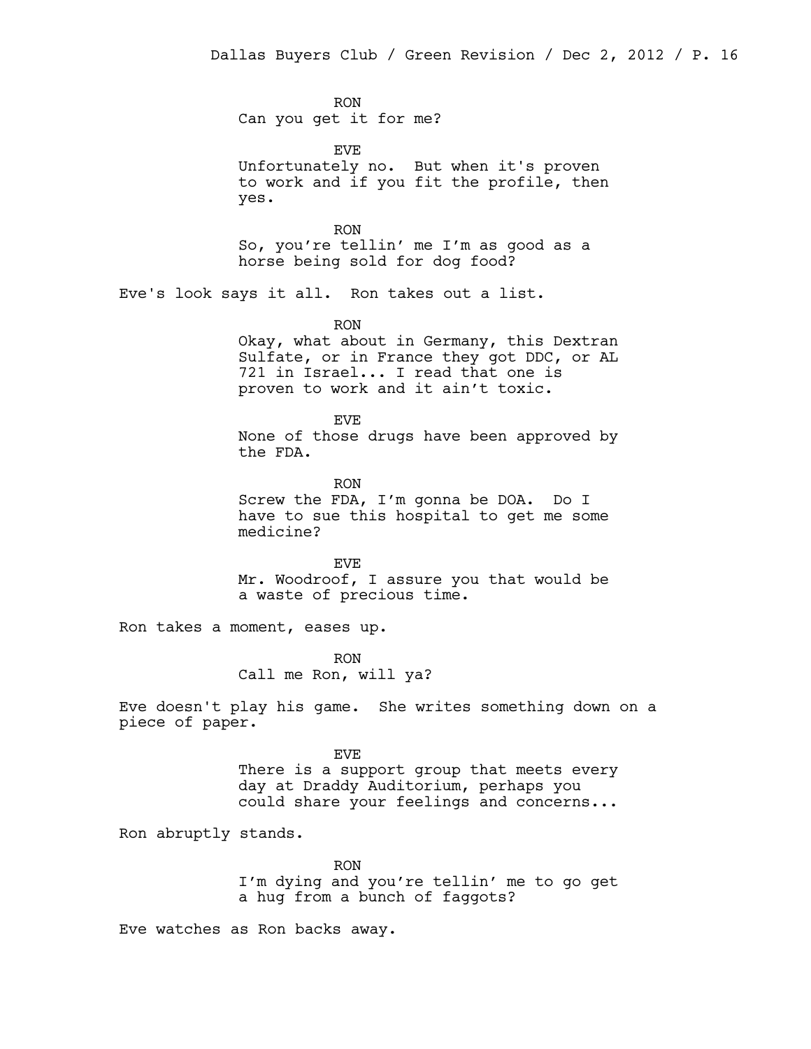RON
Can you get it for me?

EVE
Unfortunately no. But when it's proven to work and if you fit the profile, then yes.

RON
So, you're tellin' me I'm as good as a horse being sold for dog food?

Eve's look says it all. Ron takes out a list.

RON
Okay, what about in Germany, this Dextran Sulfate, or in France they got DDC, or AL 721 in Israel... I read that one is proven to work and it ain't toxic.

EVE
None of those drugs have been approved by the FDA.

RON
Screw the FDA, I'm gonna be DOA. Do I have to sue this hospital to get me some medicine?

EVE
Mr. Woodroof, I assure you that would be a waste of precious time.

Ron takes a moment, eases up.

RON
Call me Ron, will ya?

Eve doesn't play his game. She writes something down on a piece of paper.

EVE
There is a support group that meets every day at Draddy Auditorium, perhaps you could share your feelings and concerns...

Ron abruptly stands.

RON
I'm dying and you're tellin' me to go get a hug from a bunch of faggots?

Eve watches as Ron backs away.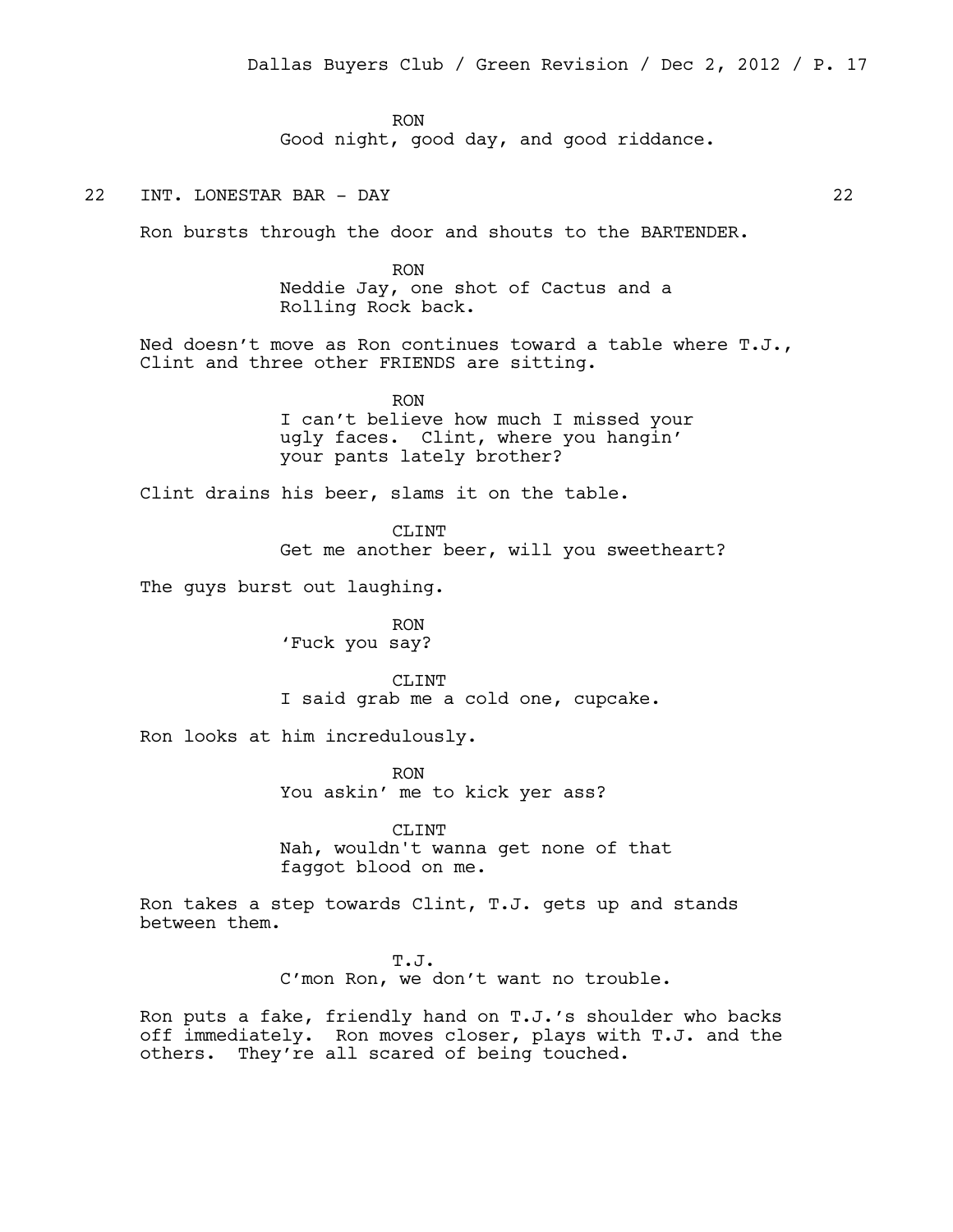RON
Good night, good day, and good riddance.

## 22 INT. LONESTAR BAR - DAY 22

Ron bursts through the door and shouts to the BARTENDER.

RON
Neddie Jay, one shot of Cactus and a Rolling Rock back.

Ned doesn't move as Ron continues toward a table where T.J., Clint and three other FRIENDS are sitting.

RON
I can't believe how much I missed your ugly faces. Clint, where you hangin' your pants lately brother?

Clint drains his beer, slams it on the table.

CLINT
Get me another beer, will you sweetheart?

The guys burst out laughing.

RON
'Fuck you say?

CLINT
I said grab me a cold one, cupcake.

Ron looks at him incredulously.

RON
You askin' me to kick yer ass?

CLINT
Nah, wouldn't wanna get none of that faggot blood on me.

Ron takes a step towards Clint, T.J. gets up and stands between them.

T.J.
C'mon Ron, we don't want no trouble.

Ron puts a fake, friendly hand on T.J.'s shoulder who backs off immediately. Ron moves closer, plays with T.J. and the others. They're all scared of being touched.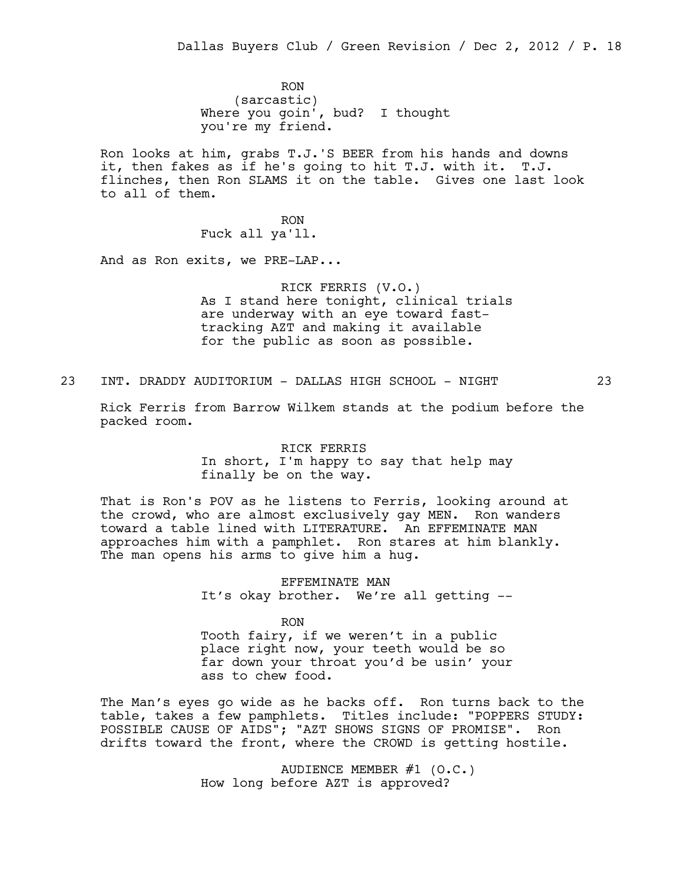RON
(sarcastic)
Where you goin', bud? I thought you're my friend.

Ron looks at him, grabs T.J.'S BEER from his hands and downs it, then fakes as if he's going to hit T.J. with it. T.J. flinches, then Ron SLAMS it on the table. Gives one last look to all of them.

RON
Fuck all ya'll.

And as Ron exits, we PRE-LAP...

RICK FERRIS (V.O.)
As I stand here tonight, clinical trials are underway with an eye toward fast-tracking AZT and making it available for the public as soon as possible.

23 INT. DRADDY AUDITORIUM - DALLAS HIGH SCHOOL - NIGHT 23

Rick Ferris from Barrow Wilkem stands at the podium before the packed room.

RICK FERRIS
In short, I'm happy to say that help may finally be on the way.

That is Ron's POV as he listens to Ferris, looking around at the crowd, who are almost exclusively gay MEN. Ron wanders toward a table lined with LITERATURE. An EFFEMINATE MAN approaches him with a pamphlet. Ron stares at him blankly. The man opens his arms to give him a hug.

EFFEMINATE MAN
It's okay brother. We're all getting --

RON
Tooth fairy, if we weren't in a public place right now, your teeth would be so far down your throat you'd be usin' your ass to chew food.

The Man's eyes go wide as he backs off. Ron turns back to the table, takes a few pamphlets. Titles include: "POPPERS STUDY: POSSIBLE CAUSE OF AIDS"; "AZT SHOWS SIGNS OF PROMISE". Ron drifts toward the front, where the CROWD is getting hostile.

AUDIENCE MEMBER #1 (O.C.)
How long before AZT is approved?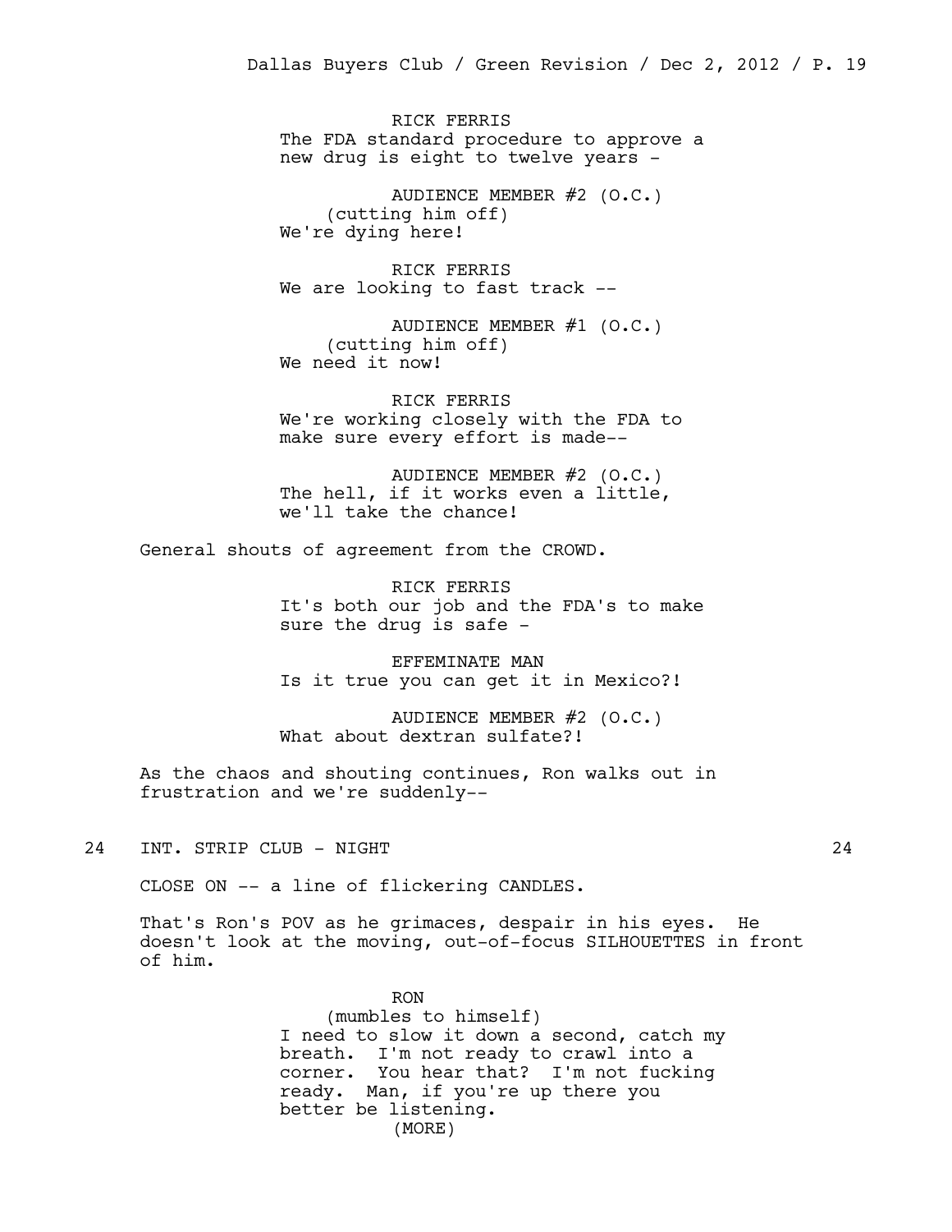RICK FERRIS
The FDA standard procedure to approve a new drug is eight to twelve years -

AUDIENCE MEMBER #2 (O.C.)
(cutting him off)
We're dying here!

RICK FERRIS
We are looking to fast track --

AUDIENCE MEMBER #1 (O.C.)
(cutting him off)
We need it now!

RICK FERRIS
We're working closely with the FDA to make sure every effort is made--

AUDIENCE MEMBER #2 (O.C.)
The hell, if it works even a little, we'll take the chance!

General shouts of agreement from the CROWD.

RICK FERRIS
It's both our job and the FDA's to make sure the drug is safe -

EFFEMINATE MAN
Is it true you can get it in Mexico?!

AUDIENCE MEMBER #2 (O.C.)
What about dextran sulfate?!

As the chaos and shouting continues, Ron walks out in frustration and we're suddenly--

24 INT. STRIP CLUB - NIGHT 24

CLOSE ON -- a line of flickering CANDLES.

That's Ron's POV as he grimaces, despair in his eyes. He doesn't look at the moving, out-of-focus SILHOUETTES in front of him.

RON
(mumbles to himself)
I need to slow it down a second, catch my breath. I'm not ready to crawl into a corner. You hear that? I'm not fucking ready. Man, if you're up there you better be listening.
(MORE)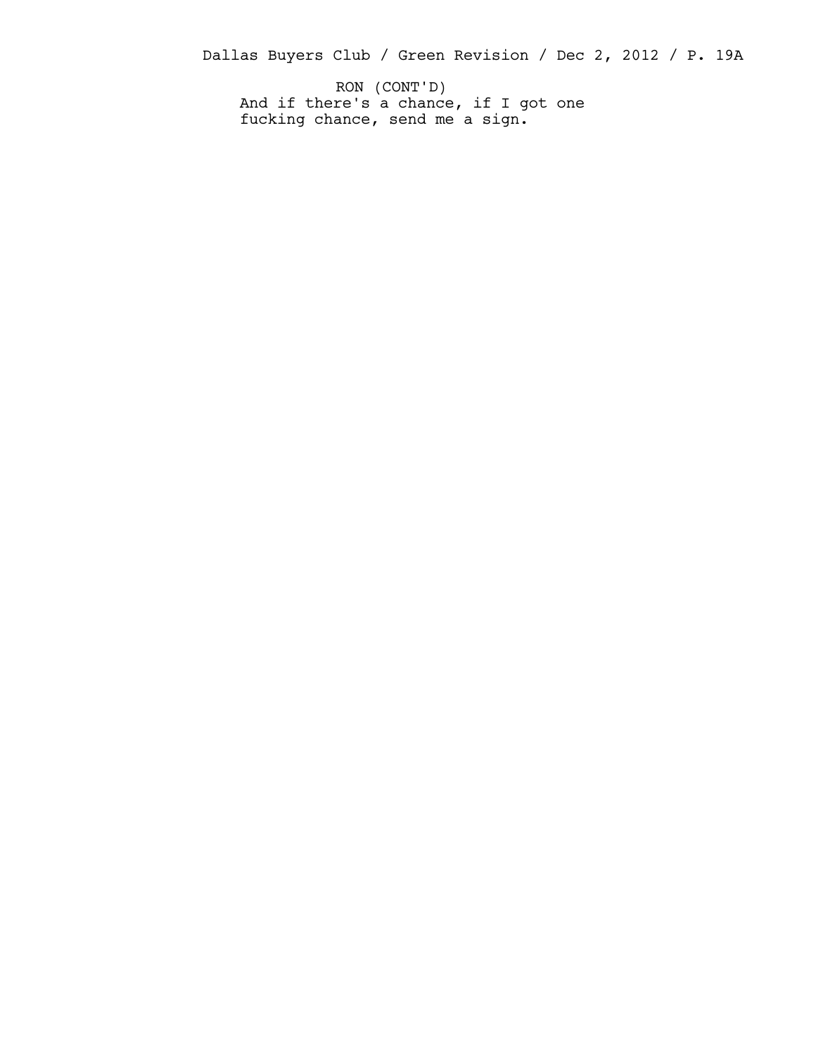RON (CONT'D)
And if there's a chance, if I got one fucking chance, send me a sign.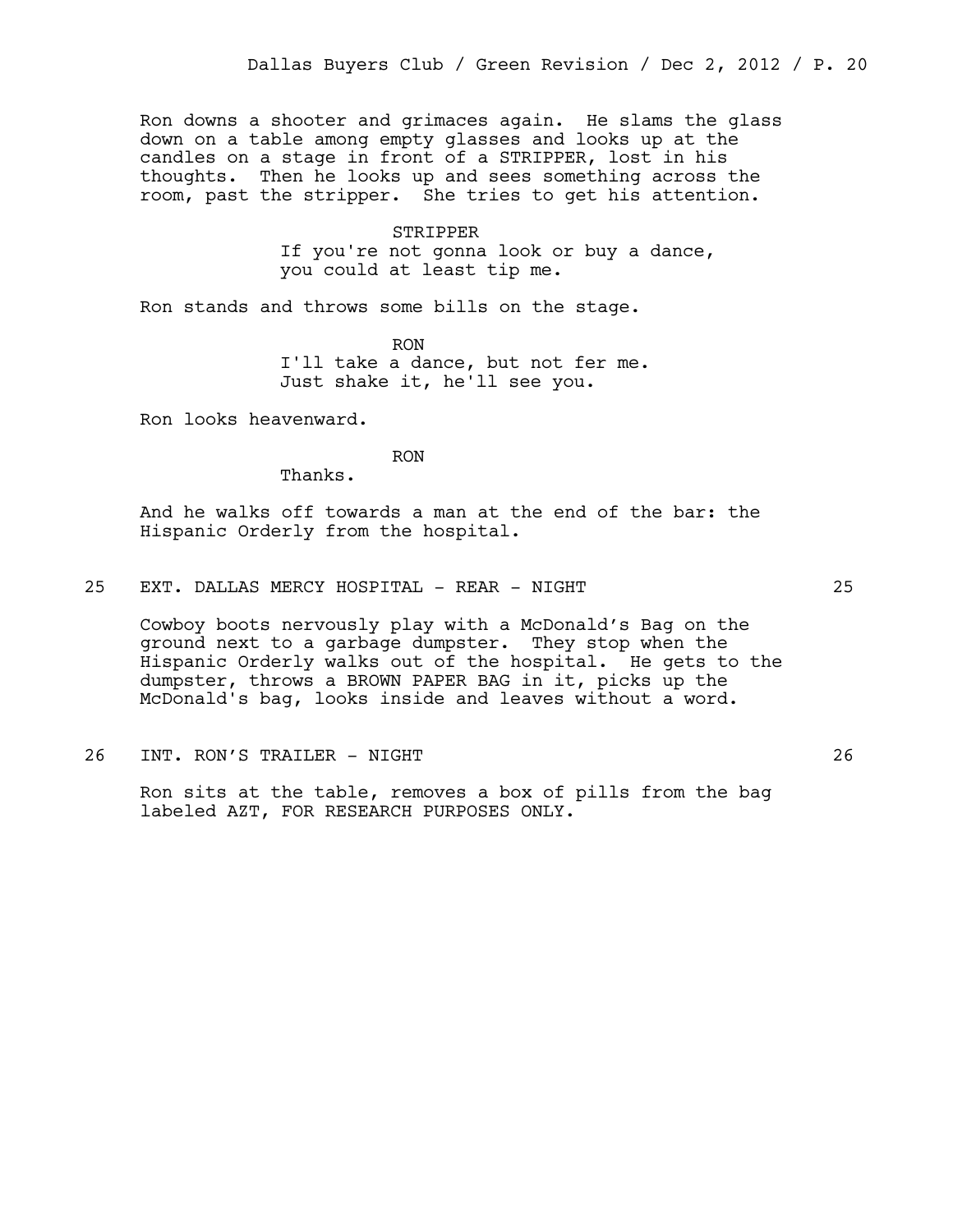Ron downs a shooter and grimaces again. He slams the glass down on a table among empty glasses and looks up at the candles on a stage in front of a STRIPPER, lost in his thoughts. Then he looks up and sees something across the room, past the stripper. She tries to get his attention.

STRIPPER
If you're not gonna look or buy a dance, you could at least tip me.

Ron stands and throws some bills on the stage.

RON
I'll take a dance, but not fer me. Just shake it, he'll see you.

Ron looks heavenward.

RON
Thanks.

And he walks off towards a man at the end of the bar: the Hispanic Orderly from the hospital.

25 EXT. DALLAS MERCY HOSPITAL - REAR - NIGHT 25

Cowboy boots nervously play with a McDonald's Bag on the ground next to a garbage dumpster. They stop when the Hispanic Orderly walks out of the hospital. He gets to the dumpster, throws a BROWN PAPER BAG in it, picks up the McDonald's bag, looks inside and leaves without a word.

26 INT. RON'S TRAILER - NIGHT 26

Ron sits at the table, removes a box of pills from the bag labeled AZT, FOR RESEARCH PURPOSES ONLY.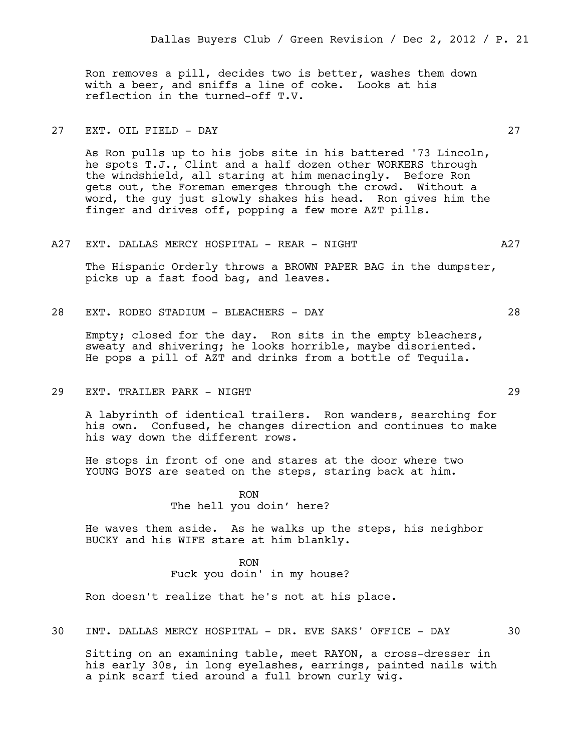Ron removes a pill, decides two is better, washes them down with a beer, and sniffs a line of coke. Looks at his reflection in the turned-off T.V.

27 EXT. OIL FIELD - DAY 27

As Ron pulls up to his jobs site in his battered '73 Lincoln, he spots T.J., Clint and a half dozen other WORKERS through the windshield, all staring at him menacingly. Before Ron gets out, the Foreman emerges through the crowd. Without a word, the guy just slowly shakes his head. Ron gives him the finger and drives off, popping a few more AZT pills.

A27 EXT. DALLAS MERCY HOSPITAL - REAR - NIGHT A27

The Hispanic Orderly throws a BROWN PAPER BAG in the dumpster, picks up a fast food bag, and leaves.

28 EXT. RODEO STADIUM - BLEACHERS - DAY 28

Empty; closed for the day. Ron sits in the empty bleachers, sweaty and shivering; he looks horrible, maybe disoriented. He pops a pill of AZT and drinks from a bottle of Tequila.

29 EXT. TRAILER PARK - NIGHT 29

A labyrinth of identical trailers. Ron wanders, searching for his own. Confused, he changes direction and continues to make his way down the different rows.

He stops in front of one and stares at the door where two YOUNG BOYS are seated on the steps, staring back at him.

RON
The hell you doin' here?

He waves them aside. As he walks up the steps, his neighbor BUCKY and his WIFE stare at him blankly.

RON
Fuck you doin' in my house?

Ron doesn't realize that he's not at his place.

30 INT. DALLAS MERCY HOSPITAL - DR. EVE SAKS' OFFICE - DAY 30

Sitting on an examining table, meet RAYON, a cross-dresser in his early 30s, in long eyelashes, earrings, painted nails with a pink scarf tied around a full brown curly wig.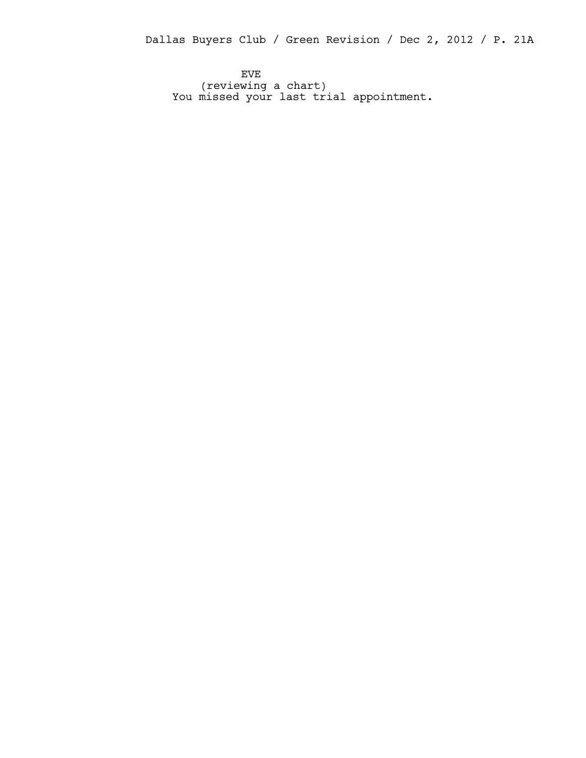EVE
(reviewing a chart)
You missed your last trial appointment.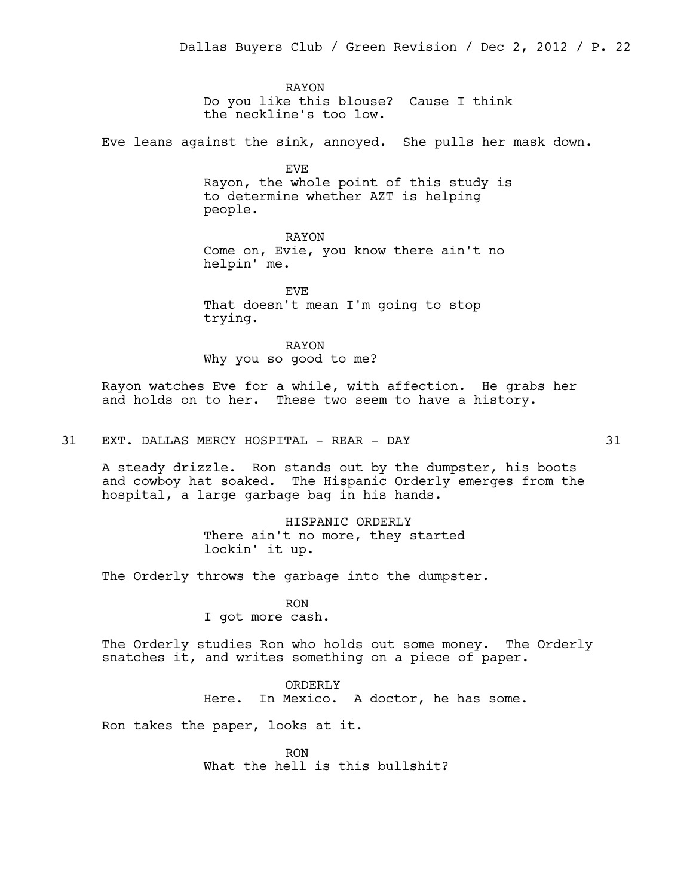RAYON
Do you like this blouse? Cause I think the neckline's too low.

Eve leans against the sink, annoyed. She pulls her mask down.

EVE
Rayon, the whole point of this study is to determine whether AZT is helping people.

RAYON
Come on, Evie, you know there ain't no helpin' me.

EVE
That doesn't mean I'm going to stop trying.

RAYON
Why you so good to me?

Rayon watches Eve for a while, with affection. He grabs her and holds on to her. These two seem to have a history.

31 EXT. DALLAS MERCY HOSPITAL - REAR - DAY 31

A steady drizzle. Ron stands out by the dumpster, his boots and cowboy hat soaked. The Hispanic Orderly emerges from the hospital, a large garbage bag in his hands.

HISPANIC ORDERLY
There ain't no more, they started lockin' it up.

The Orderly throws the garbage into the dumpster.

RON
I got more cash.

The Orderly studies Ron who holds out some money. The Orderly snatches it, and writes something on a piece of paper.

ORDERLY
Here. In Mexico. A doctor, he has some.

Ron takes the paper, looks at it.

RON
What the hell is this bullshit?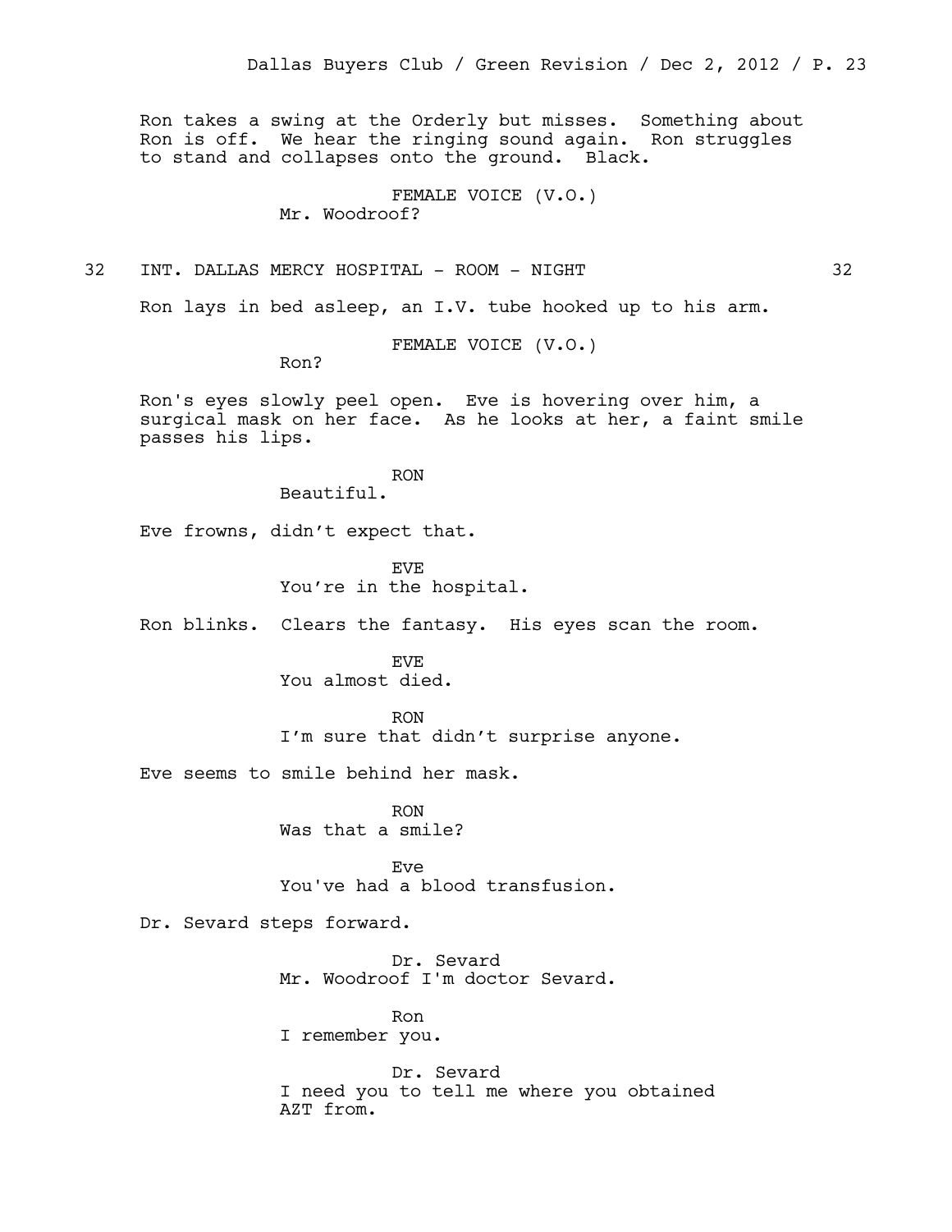Ron takes a swing at the Orderly but misses. Something about Ron is off. We hear the ringing sound again. Ron struggles to stand and collapses onto the ground. Black.

FEMALE VOICE (V.O.)
Mr. Woodroof?

32 INT. DALLAS MERCY HOSPITAL - ROOM - NIGHT 32

Ron lays in bed asleep, an I.V. tube hooked up to his arm.

FEMALE VOICE (V.O.)
Ron?

Ron's eyes slowly peel open. Eve is hovering over him, a surgical mask on her face. As he looks at her, a faint smile passes his lips.

RON
Beautiful.

Eve frowns, didn't expect that.

EVE
You're in the hospital.

Ron blinks. Clears the fantasy. His eyes scan the room.

EVE
You almost died.

RON
I'm sure that didn't surprise anyone.

Eve seems to smile behind her mask.

RON
Was that a smile?

Eve
You've had a blood transfusion.

Dr. Sevard steps forward.

Dr. Sevard
Mr. Woodroof I'm doctor Sevard.

Ron
I remember you.

Dr. Sevard
I need you to tell me where you obtained AZT from.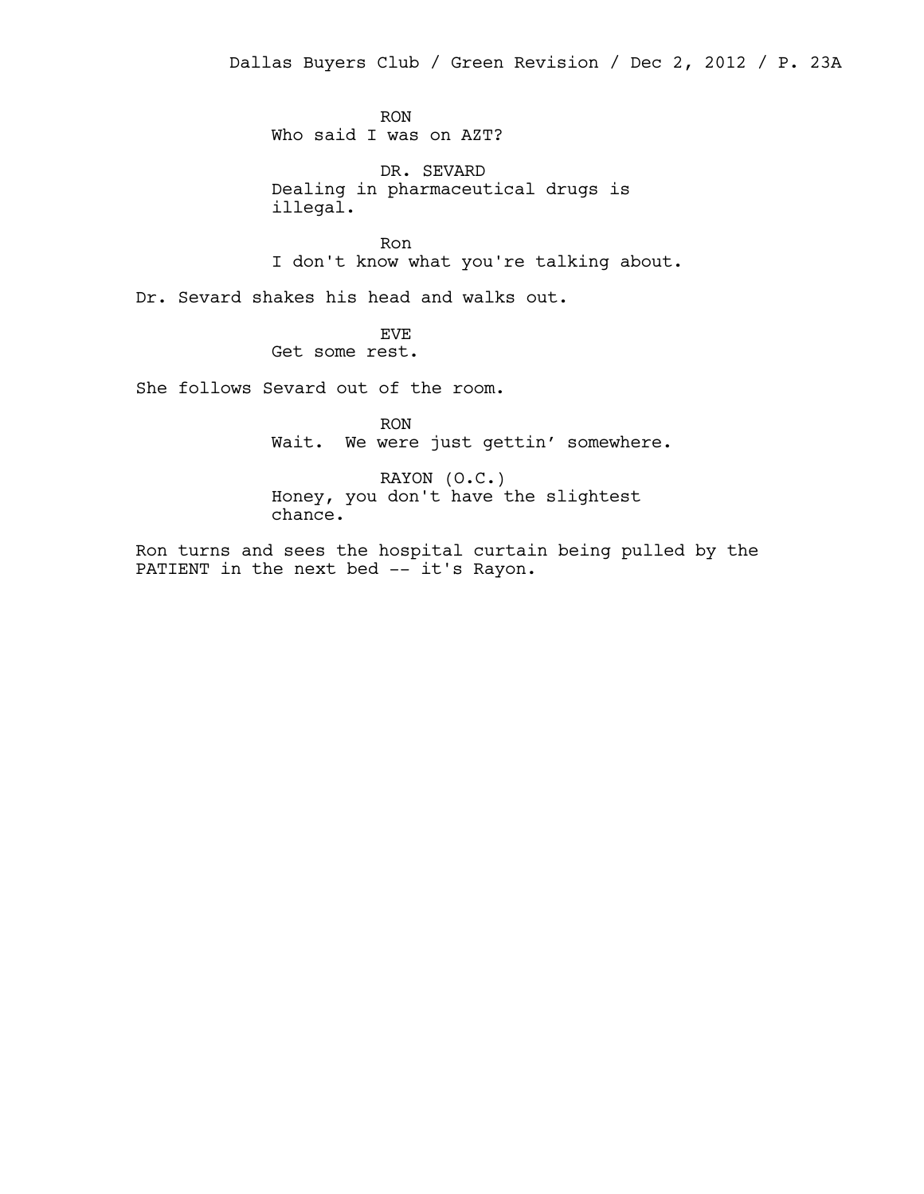RON
Who said I was on AZT?

DR. SEVARD
Dealing in pharmaceutical drugs is illegal.

Ron
I don't know what you're talking about.

Dr. Sevard shakes his head and walks out.

EVE
Get some rest.

She follows Sevard out of the room.

RON
Wait.  We were just gettin' somewhere.

RAYON (O.C.)
Honey, you don't have the slightest chance.

Ron turns and sees the hospital curtain being pulled by the PATIENT in the next bed -- it's Rayon.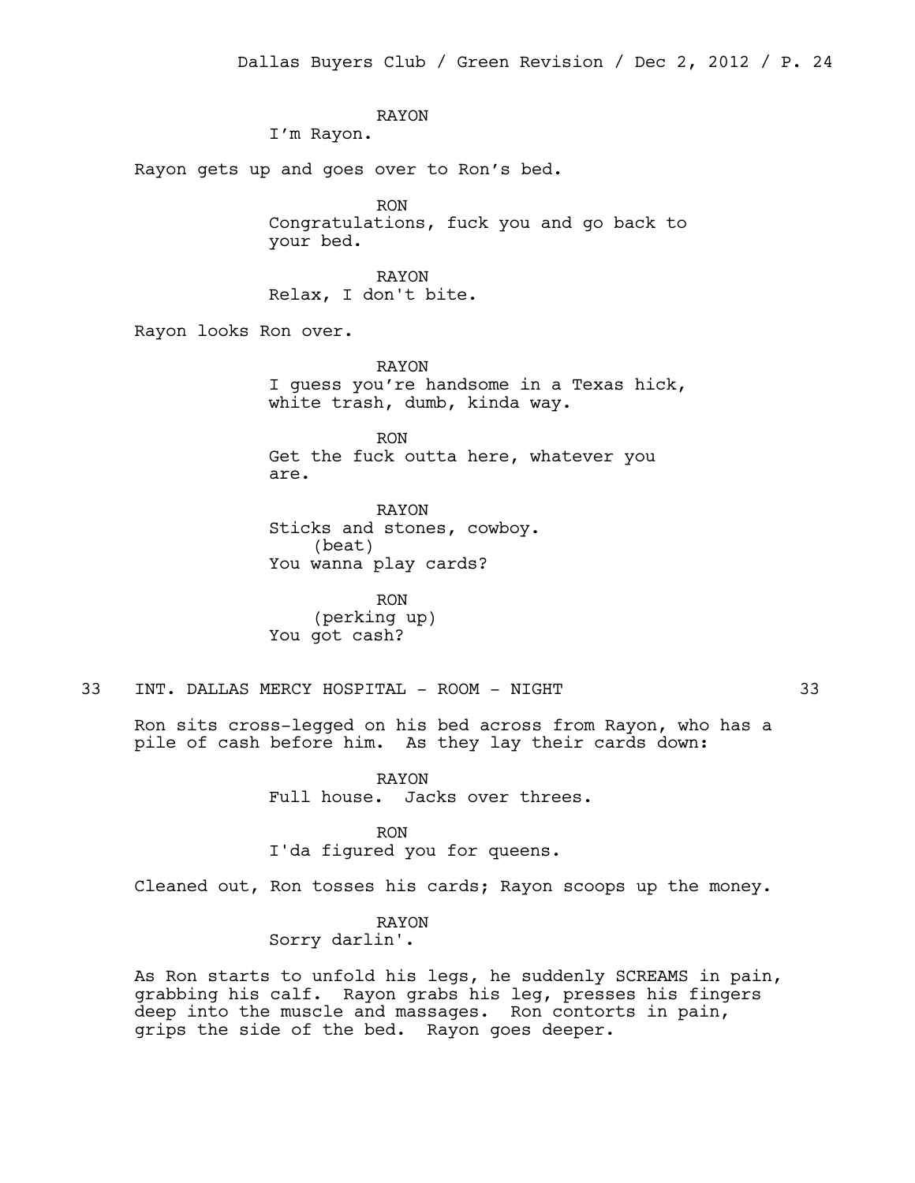RAYON
I'm Rayon.

Rayon gets up and goes over to Ron's bed.

RON
Congratulations, fuck you and go back to your bed.

RAYON
Relax, I don't bite.

Rayon looks Ron over.

RAYON
I guess you're handsome in a Texas hick, white trash, dumb, kinda way.

RON
Get the fuck outta here, whatever you are.

RAYON
Sticks and stones, cowboy.
(beat)
You wanna play cards?

RON
(perking up)
You got cash?

33 INT. DALLAS MERCY HOSPITAL - ROOM - NIGHT 33

Ron sits cross-legged on his bed across from Rayon, who has a pile of cash before him. As they lay their cards down:

RAYON
Full house. Jacks over threes.

RON
I'da figured you for queens.

Cleaned out, Ron tosses his cards; Rayon scoops up the money.

RAYON
Sorry darlin'.

As Ron starts to unfold his legs, he suddenly SCREAMS in pain, grabbing his calf. Rayon grabs his leg, presses his fingers deep into the muscle and massages. Ron contorts in pain, grips the side of the bed. Rayon goes deeper.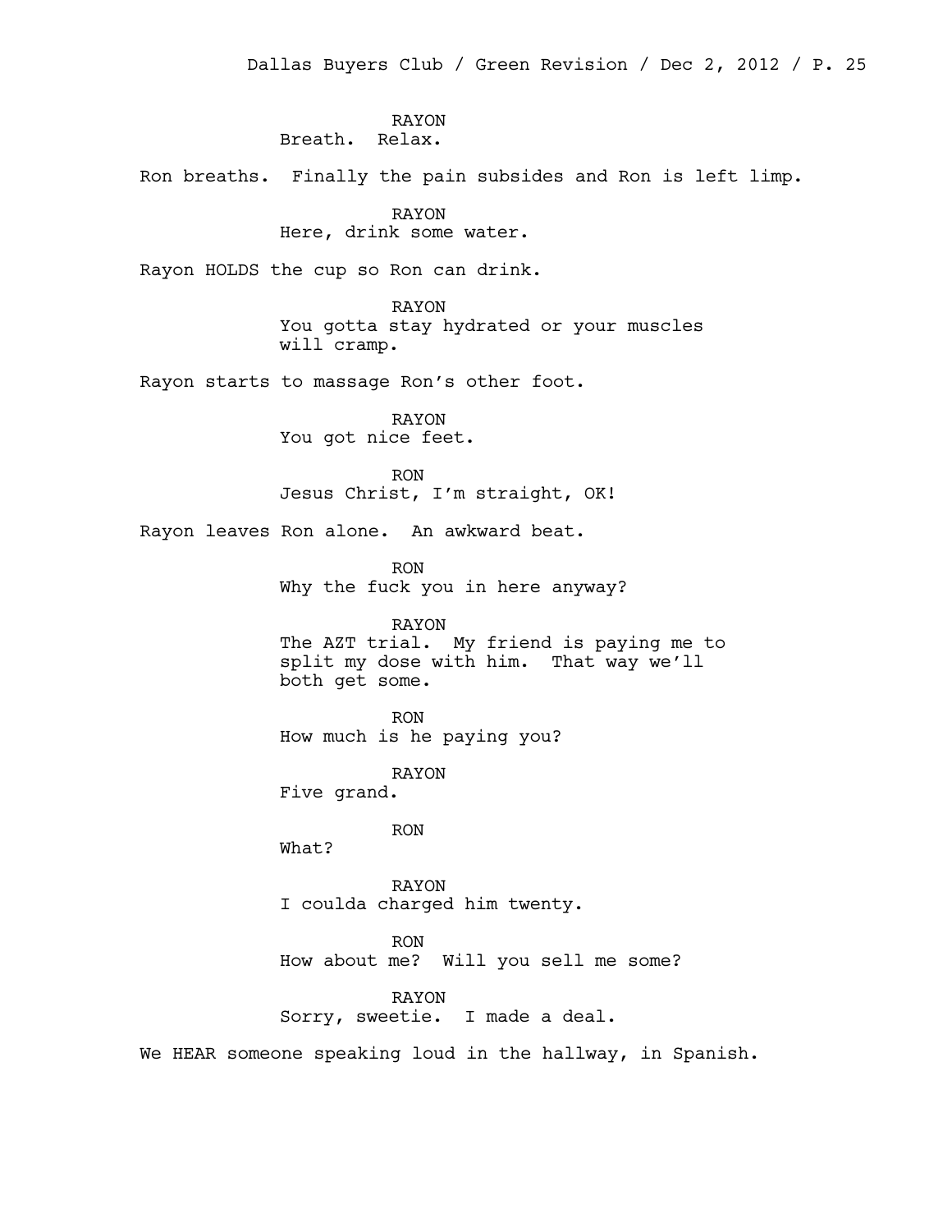RAYON
Breath. Relax.

Ron breaths. Finally the pain subsides and Ron is left limp.

RAYON
Here, drink some water.

Rayon HOLDS the cup so Ron can drink.

RAYON
You gotta stay hydrated or your muscles will cramp.

Rayon starts to massage Ron's other foot.

RAYON
You got nice feet.

RON
Jesus Christ, I'm straight, OK!

Rayon leaves Ron alone. An awkward beat.

RON
Why the fuck you in here anyway?

RAYON
The AZT trial. My friend is paying me to split my dose with him. That way we'll both get some.

RON
How much is he paying you?

RAYON
Five grand.

RON
What?

RAYON
I coulda charged him twenty.

RON
How about me? Will you sell me some?

RAYON
Sorry, sweetie. I made a deal.

We HEAR someone speaking loud in the hallway, in Spanish.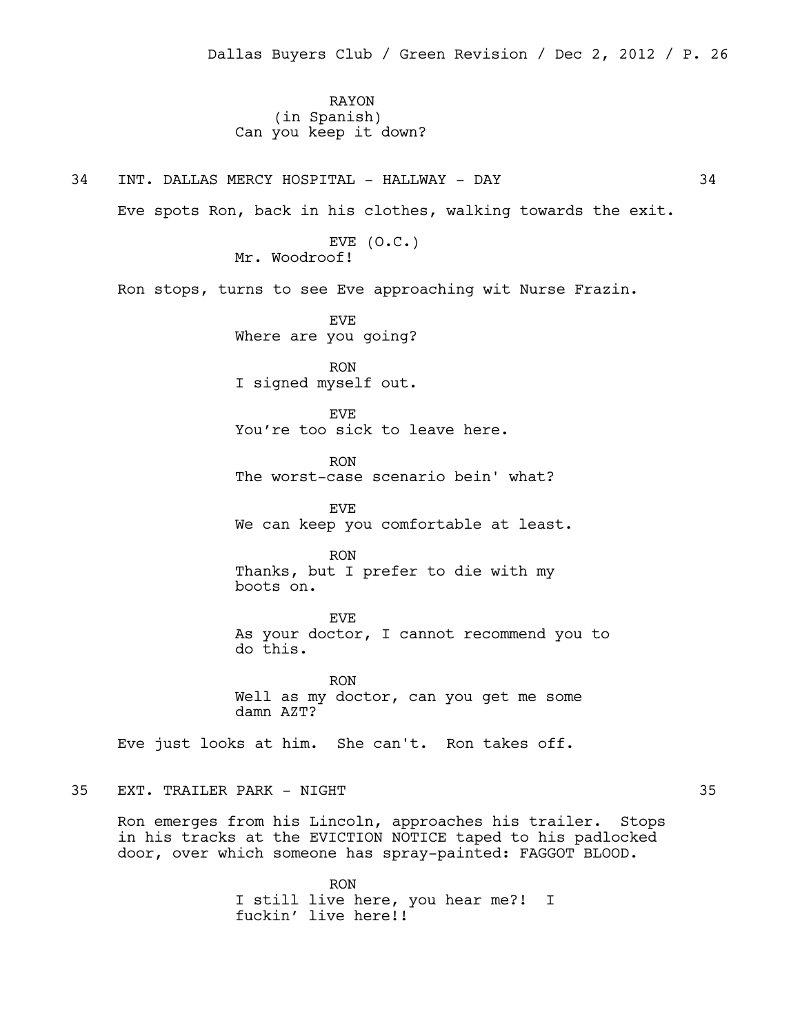RAYON
(in Spanish)
Can you keep it down?

34 INT. DALLAS MERCY HOSPITAL - HALLWAY - DAY 34

Eve spots Ron, back in his clothes, walking towards the exit.

EVE (O.C.)
Mr. Woodroof!

Ron stops, turns to see Eve approaching wit Nurse Frazin.

EVE
Where are you going?

RON
I signed myself out.

EVE
You're too sick to leave here.

RON
The worst-case scenario bein' what?

EVE
We can keep you comfortable at least.

RON
Thanks, but I prefer to die with my boots on.

EVE
As your doctor, I cannot recommend you to do this.

RON
Well as my doctor, can you get me some damn AZT?

Eve just looks at him. She can't. Ron takes off.

35 EXT. TRAILER PARK - NIGHT 35

Ron emerges from his Lincoln, approaches his trailer. Stops in his tracks at the EVICTION NOTICE taped to his padlocked door, over which someone has spray-painted: FAGGOT BLOOD.

RON
I still live here, you hear me?! I fuckin' live here!!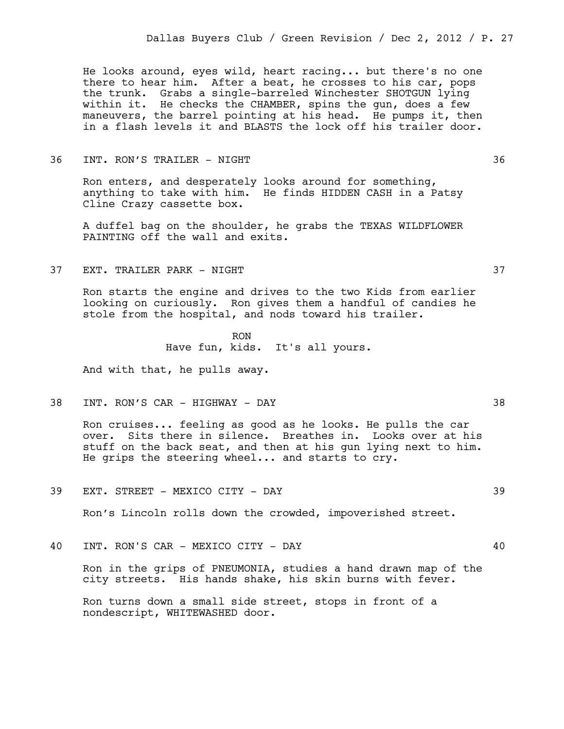He looks around, eyes wild, heart racing... but there's no one there to hear him. After a beat, he crosses to his car, pops the trunk. Grabs a single-barreled Winchester SHOTGUN lying within it. He checks the CHAMBER, spins the gun, does a few maneuvers, the barrel pointing at his head. He pumps it, then in a flash levels it and BLASTS the lock off his trailer door.

36 INT. RON'S TRAILER - NIGHT 36

Ron enters, and desperately looks around for something, anything to take with him. He finds HIDDEN CASH in a Patsy Cline Crazy cassette box.

A duffel bag on the shoulder, he grabs the TEXAS WILDFLOWER PAINTING off the wall and exits.

37 EXT. TRAILER PARK - NIGHT 37

Ron starts the engine and drives to the two Kids from earlier looking on curiously. Ron gives them a handful of candies he stole from the hospital, and nods toward his trailer.

RON
Have fun, kids. It's all yours.

And with that, he pulls away.

38 INT. RON'S CAR - HIGHWAY - DAY 38

Ron cruises... feeling as good as he looks. He pulls the car over. Sits there in silence. Breathes in. Looks over at his stuff on the back seat, and then at his gun lying next to him. He grips the steering wheel... and starts to cry.

39 EXT. STREET - MEXICO CITY - DAY 39

Ron's Lincoln rolls down the crowded, impoverished street.

40 INT. RON'S CAR - MEXICO CITY - DAY 40

Ron in the grips of PNEUMONIA, studies a hand drawn map of the city streets. His hands shake, his skin burns with fever.

Ron turns down a small side street, stops in front of a nondescript, WHITEWASHED door.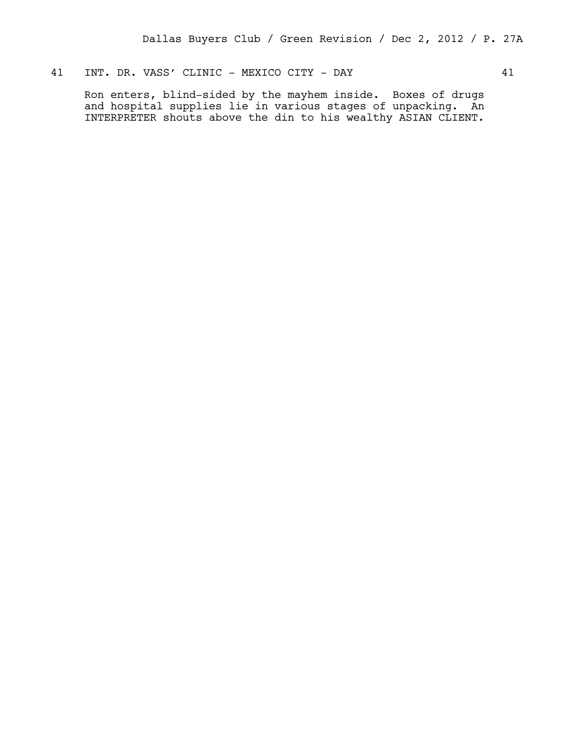41 INT. DR. VASS' CLINIC - MEXICO CITY - DAY 41

Ron enters, blind-sided by the mayhem inside. Boxes of drugs and hospital supplies lie in various stages of unpacking. An INTERPRETER shouts above the din to his wealthy ASIAN CLIENT.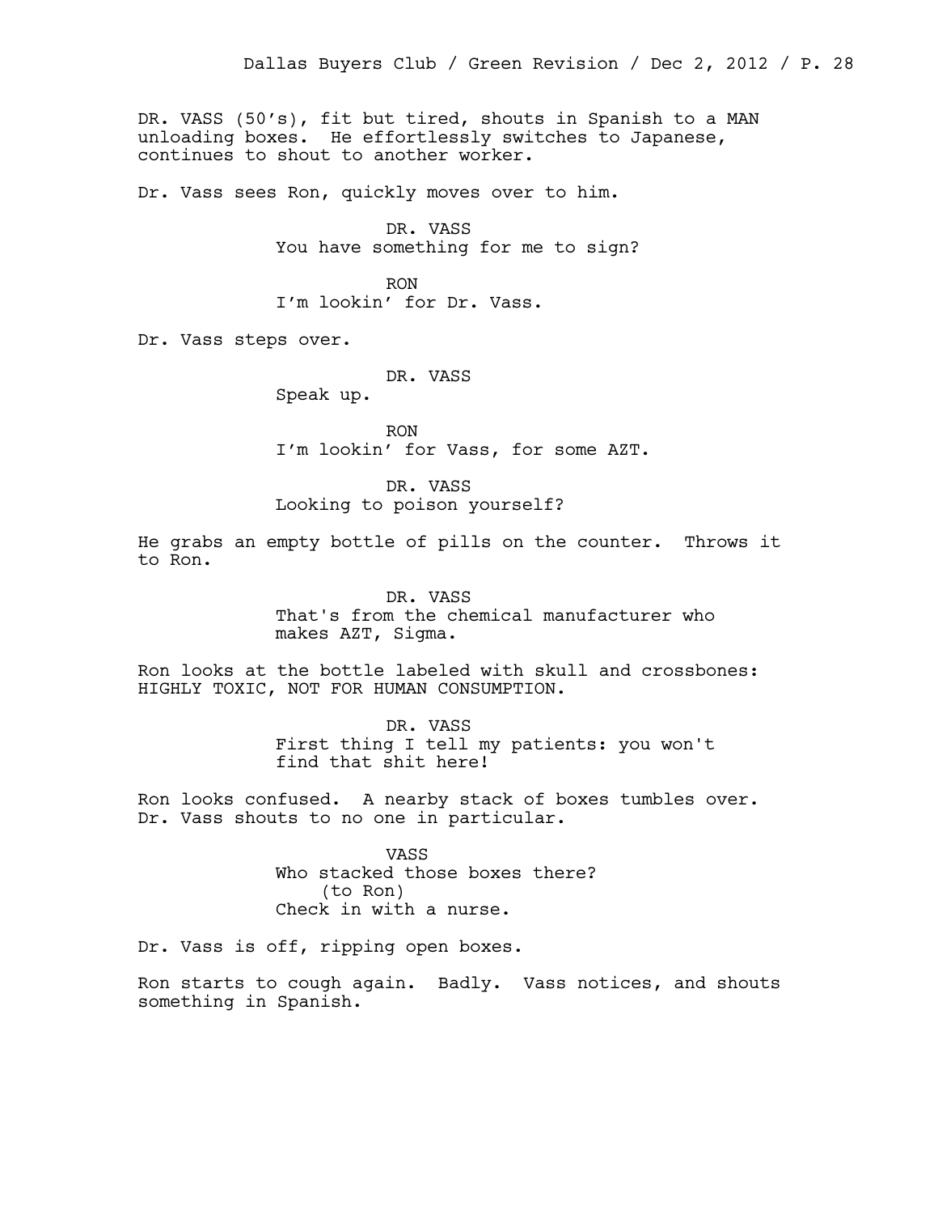DR. VASS (50's), fit but tired, shouts in Spanish to a MAN unloading boxes. He effortlessly switches to Japanese, continues to shout to another worker.

Dr. Vass sees Ron, quickly moves over to him.

DR. VASS
You have something for me to sign?

RON
I'm lookin' for Dr. Vass.

Dr. Vass steps over.

DR. VASS
Speak up.

RON
I'm lookin' for Vass, for some AZT.

DR. VASS
Looking to poison yourself?

He grabs an empty bottle of pills on the counter. Throws it to Ron.

DR. VASS
That's from the chemical manufacturer who makes AZT, Sigma.

Ron looks at the bottle labeled with skull and crossbones: HIGHLY TOXIC, NOT FOR HUMAN CONSUMPTION.

DR. VASS
First thing I tell my patients: you won't find that shit here!

Ron looks confused. A nearby stack of boxes tumbles over. Dr. Vass shouts to no one in particular.

VASS
Who stacked those boxes there?
(to Ron)
Check in with a nurse.

Dr. Vass is off, ripping open boxes.

Ron starts to cough again. Badly. Vass notices, and shouts something in Spanish.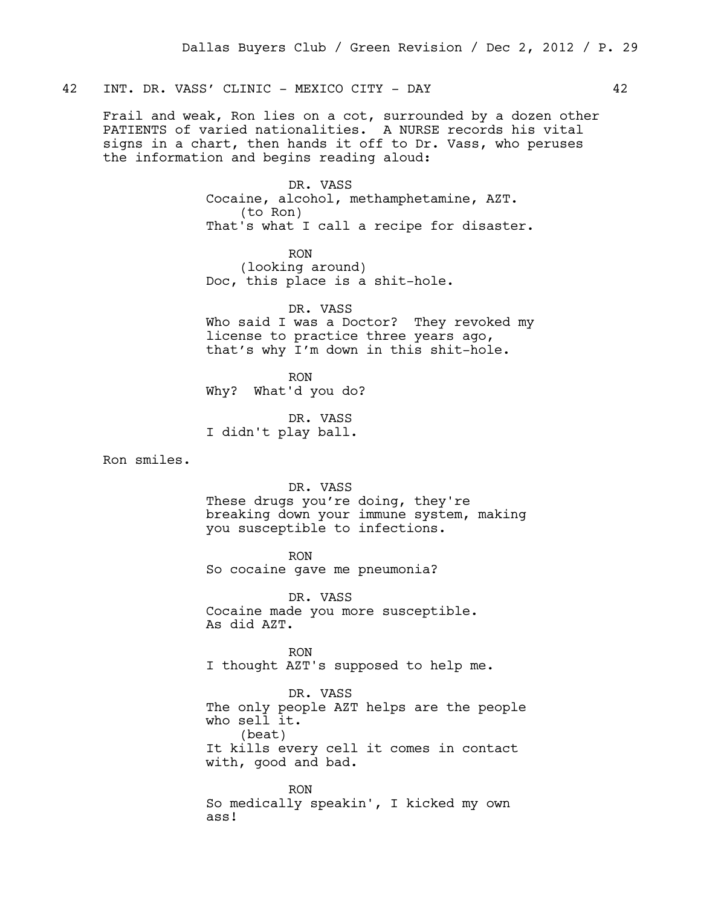42 INT. DR. VASS' CLINIC - MEXICO CITY - DAY 42

Frail and weak, Ron lies on a cot, surrounded by a dozen other PATIENTS of varied nationalities. A NURSE records his vital signs in a chart, then hands it off to Dr. Vass, who peruses the information and begins reading aloud:

DR. VASS
Cocaine, alcohol, methamphetamine, AZT.
(to Ron)
That's what I call a recipe for disaster.

RON
(looking around)
Doc, this place is a shit-hole.

DR. VASS
Who said I was a Doctor? They revoked my license to practice three years ago, that's why I'm down in this shit-hole.

RON
Why? What'd you do?

DR. VASS
I didn't play ball.

Ron smiles.

DR. VASS
These drugs you're doing, they're breaking down your immune system, making you susceptible to infections.

RON
So cocaine gave me pneumonia?

DR. VASS
Cocaine made you more susceptible. As did AZT.

RON
I thought AZT's supposed to help me.

DR. VASS
The only people AZT helps are the people who sell it.
(beat)
It kills every cell it comes in contact with, good and bad.

RON
So medically speakin', I kicked my own ass!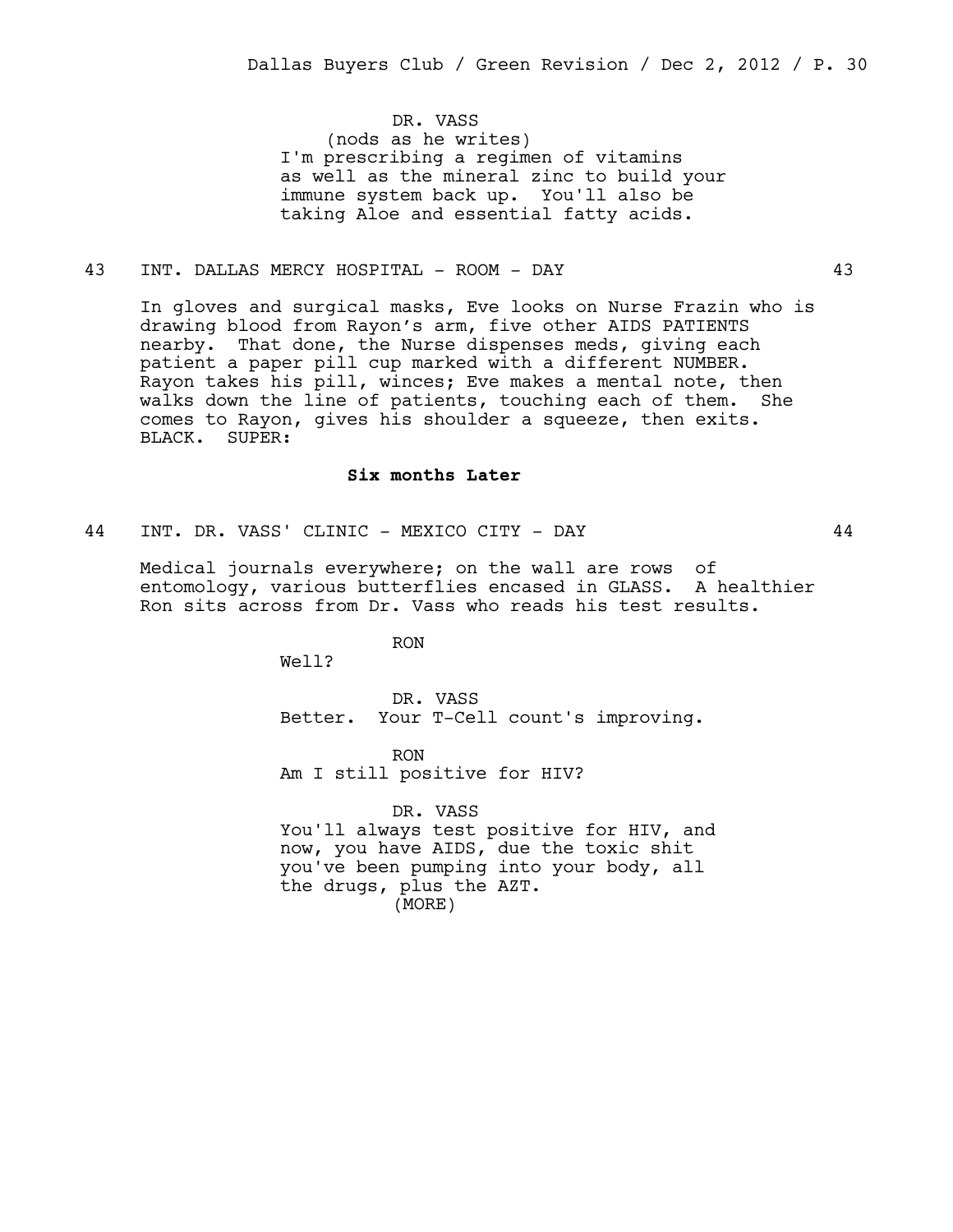DR. VASS
(nods as he writes)
I'm prescribing a regimen of vitamins as well as the mineral zinc to build your immune system back up. You'll also be taking Aloe and essential fatty acids.

43 INT. DALLAS MERCY HOSPITAL - ROOM - DAY 43

In gloves and surgical masks, Eve looks on Nurse Frazin who is drawing blood from Rayon's arm, five other AIDS PATIENTS nearby. That done, the Nurse dispenses meds, giving each patient a paper pill cup marked with a different NUMBER. Rayon takes his pill, winces; Eve makes a mental note, then walks down the line of patients, touching each of them. She comes to Rayon, gives his shoulder a squeeze, then exits. BLACK. SUPER:

**Six months Later**

44 INT. DR. VASS' CLINIC - MEXICO CITY - DAY 44

Medical journals everywhere; on the wall are rows of entomology, various butterflies encased in GLASS. A healthier Ron sits across from Dr. Vass who reads his test results.

RON
Well?

DR. VASS
Better. Your T-Cell count's improving.

RON
Am I still positive for HIV?

DR. VASS
You'll always test positive for HIV, and now, you have AIDS, due the toxic shit you've been pumping into your body, all the drugs, plus the AZT.
(MORE)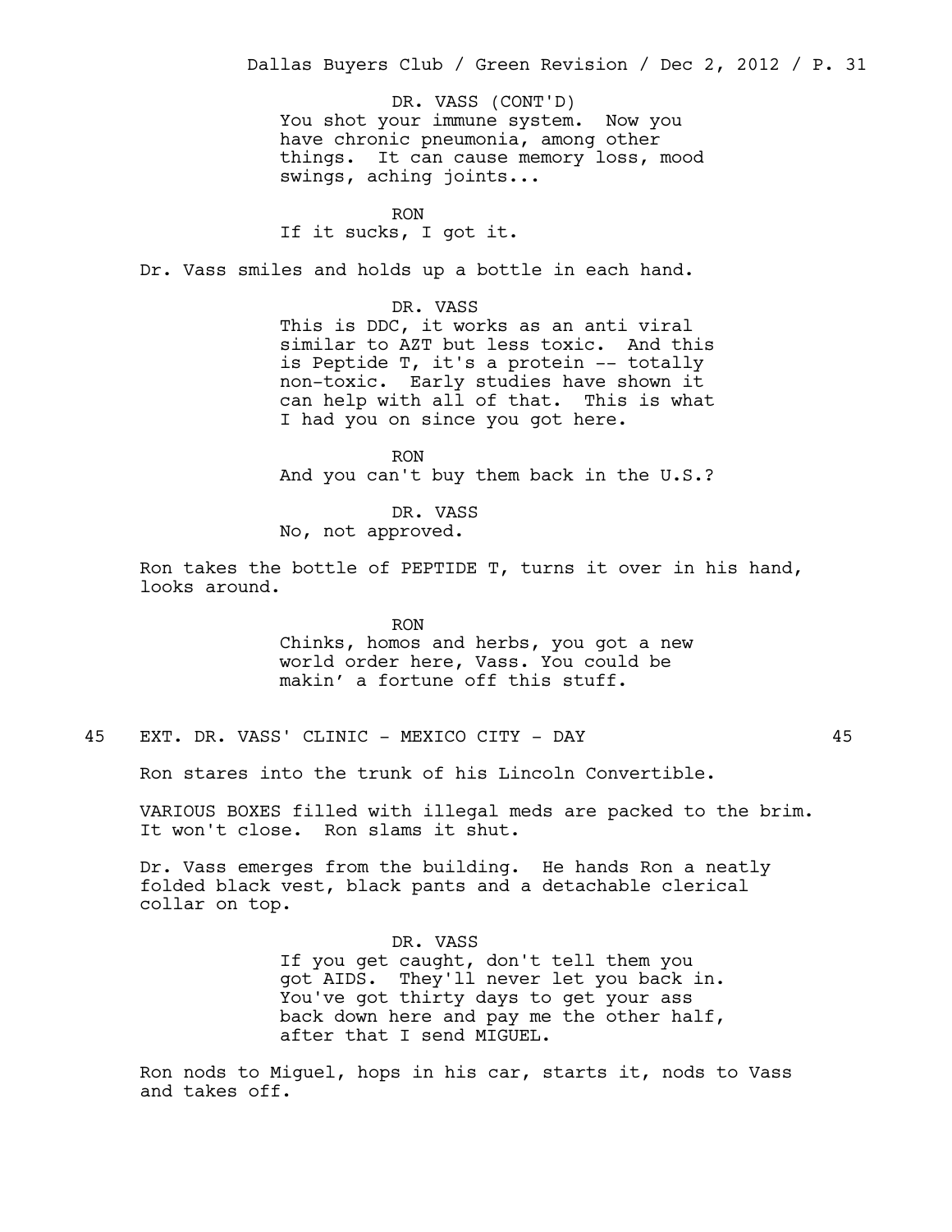DR. VASS (CONT'D)
You shot your immune system. Now you have chronic pneumonia, among other things. It can cause memory loss, mood swings, aching joints...

RON
If it sucks, I got it.

Dr. Vass smiles and holds up a bottle in each hand.

DR. VASS
This is DDC, it works as an anti viral similar to AZT but less toxic. And this is Peptide T, it's a protein -- totally non-toxic. Early studies have shown it can help with all of that. This is what I had you on since you got here.

RON
And you can't buy them back in the U.S.?

DR. VASS
No, not approved.

Ron takes the bottle of PEPTIDE T, turns it over in his hand, looks around.

RON
Chinks, homos and herbs, you got a new world order here, Vass. You could be makin' a fortune off this stuff.

45 EXT. DR. VASS' CLINIC - MEXICO CITY - DAY 45

Ron stares into the trunk of his Lincoln Convertible.

VARIOUS BOXES filled with illegal meds are packed to the brim. It won't close. Ron slams it shut.

Dr. Vass emerges from the building. He hands Ron a neatly folded black vest, black pants and a detachable clerical collar on top.

DR. VASS
If you get caught, don't tell them you got AIDS. They'll never let you back in. You've got thirty days to get your ass back down here and pay me the other half, after that I send MIGUEL.

Ron nods to Miguel, hops in his car, starts it, nods to Vass and takes off.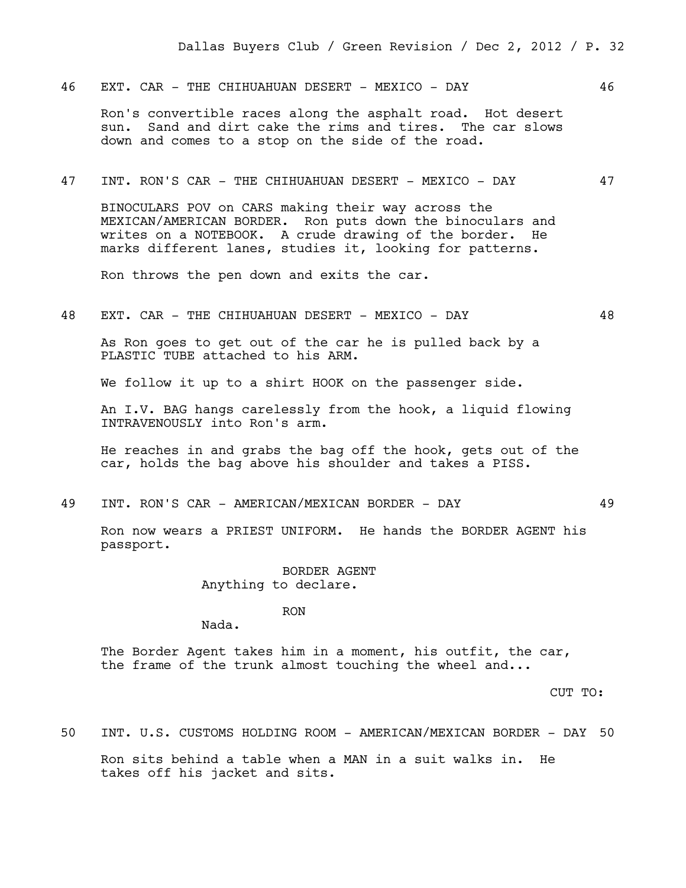46 EXT. CAR - THE CHIHUAHUAN DESERT - MEXICO - DAY 46

Ron's convertible races along the asphalt road. Hot desert sun. Sand and dirt cake the rims and tires. The car slows down and comes to a stop on the side of the road.

47 INT. RON'S CAR - THE CHIHUAHUAN DESERT - MEXICO - DAY 47

BINOCULARS POV on CARS making their way across the MEXICAN/AMERICAN BORDER. Ron puts down the binoculars and writes on a NOTEBOOK. A crude drawing of the border. He marks different lanes, studies it, looking for patterns.

Ron throws the pen down and exits the car.

48 EXT. CAR - THE CHIHUAHUAN DESERT - MEXICO - DAY 48

As Ron goes to get out of the car he is pulled back by a PLASTIC TUBE attached to his ARM.

We follow it up to a shirt HOOK on the passenger side.

An I.V. BAG hangs carelessly from the hook, a liquid flowing INTRAVENOUSLY into Ron's arm.

He reaches in and grabs the bag off the hook, gets out of the car, holds the bag above his shoulder and takes a PISS.

49 INT. RON'S CAR - AMERICAN/MEXICAN BORDER - DAY 49

Ron now wears a PRIEST UNIFORM. He hands the BORDER AGENT his passport.

BORDER AGENT
Anything to declare.

RON
Nada.

The Border Agent takes him in a moment, his outfit, the car, the frame of the trunk almost touching the wheel and...

CUT TO:

50 INT. U.S. CUSTOMS HOLDING ROOM - AMERICAN/MEXICAN BORDER - DAY 50

Ron sits behind a table when a MAN in a suit walks in. He takes off his jacket and sits.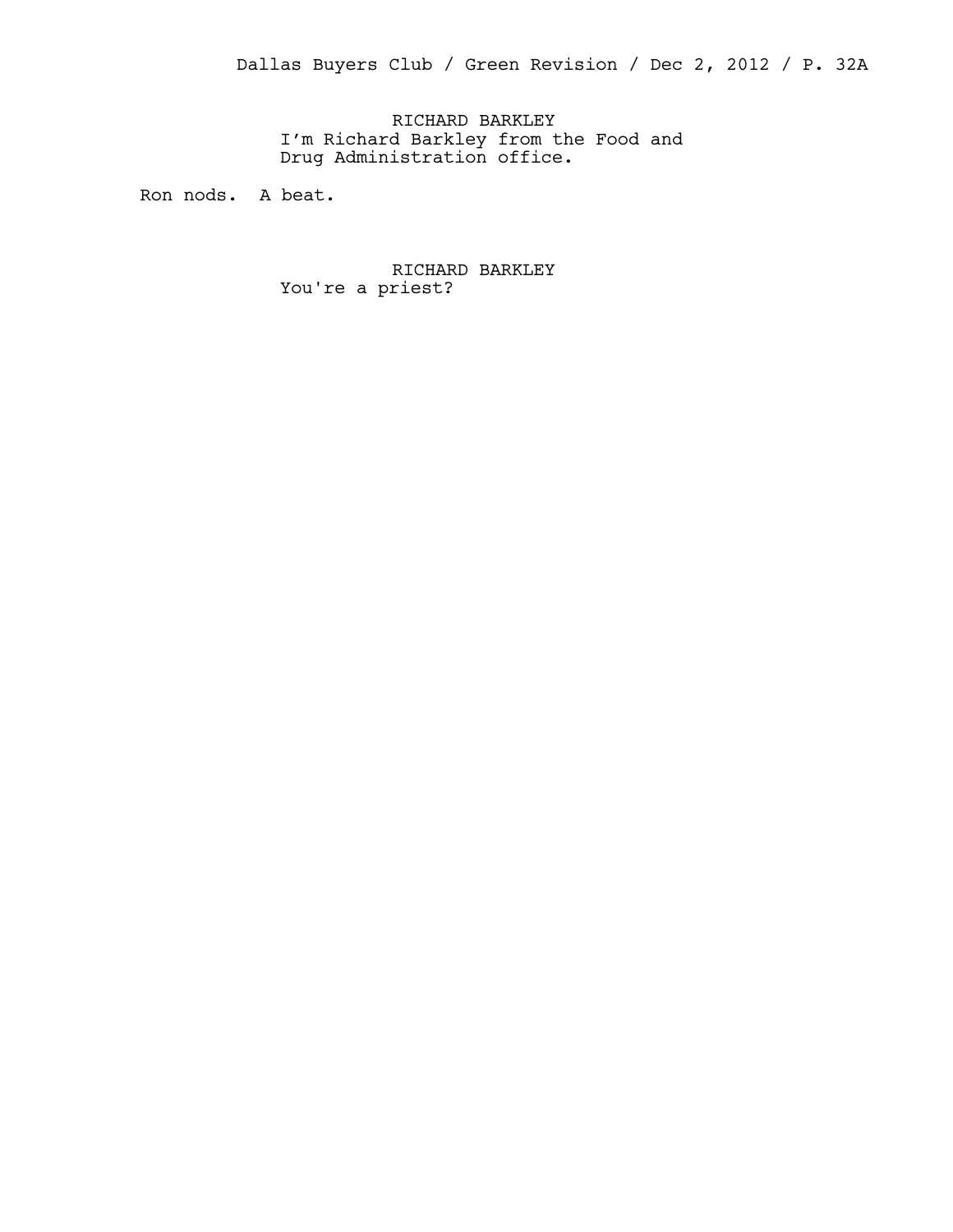RICHARD BARKLEY
I'm Richard Barkley from the Food and Drug Administration office.

Ron nods. A beat.

RICHARD BARKLEY
You're a priest?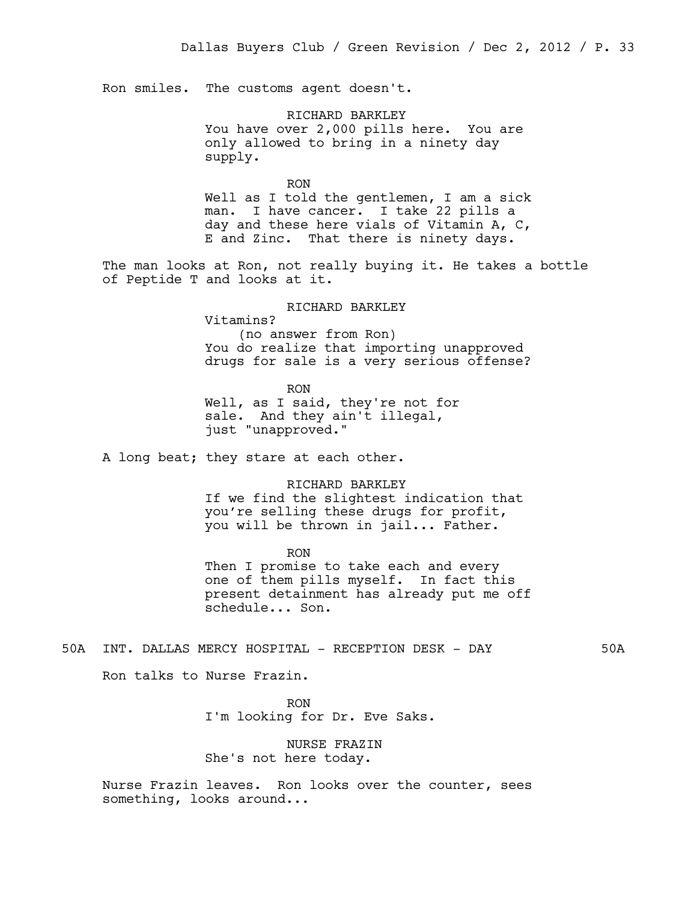Ron smiles. The customs agent doesn't.

RICHARD BARKLEY

You have over 2,000 pills here. You are only allowed to bring in a ninety day supply.

RON

Well as I told the gentlemen, I am a sick man. I have cancer. I take 22 pills a day and these here vials of Vitamin A, C, E and Zinc. That there is ninety days.

The man looks at Ron, not really buying it. He takes a bottle of Peptide T and looks at it.

RICHARD BARKLEY

Vitamins?

(no answer from Ron)

You do realize that importing unapproved drugs for sale is a very serious offense?

RON

Well, as I said, they're not for sale. And they ain't illegal, just "unapproved."

A long beat; they stare at each other.

RICHARD BARKLEY

If we find the slightest indication that you're selling these drugs for profit, you will be thrown in jail... Father.

RON

Then I promise to take each and every one of them pills myself. In fact this present detainment has already put me off schedule... Son.

50A INT. DALLAS MERCY HOSPITAL - RECEPTION DESK - DAY 50A

Ron talks to Nurse Frazin.

RON

I'm looking for Dr. Eve Saks.

NURSE FRAZIN

She's not here today.

Nurse Frazin leaves. Ron looks over the counter, sees something, looks around...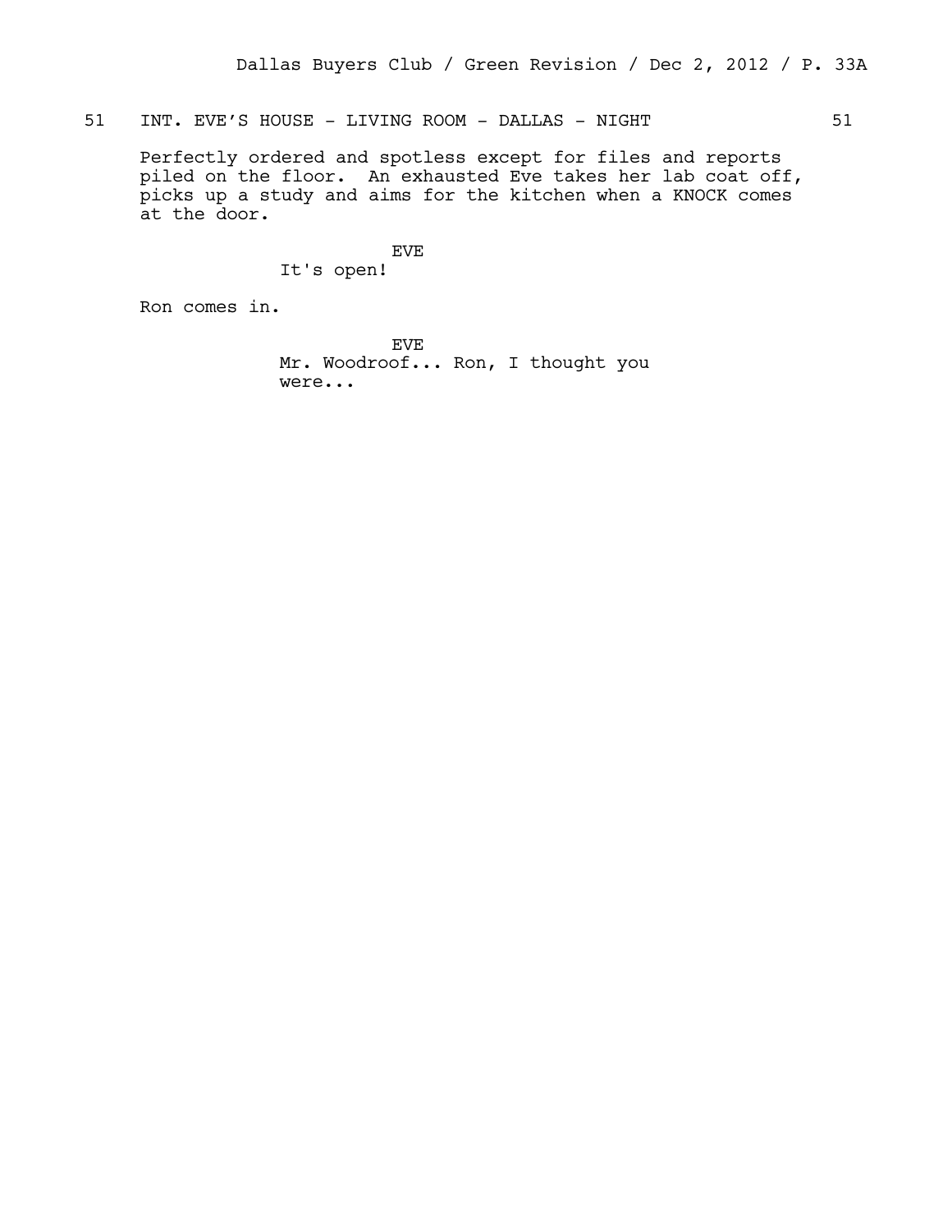51 INT. EVE'S HOUSE - LIVING ROOM - DALLAS - NIGHT 51

Perfectly ordered and spotless except for files and reports piled on the floor. An exhausted Eve takes her lab coat off, picks up a study and aims for the kitchen when a KNOCK comes at the door.

EVE
It's open!

Ron comes in.

EVE
Mr. Woodroof... Ron, I thought you were...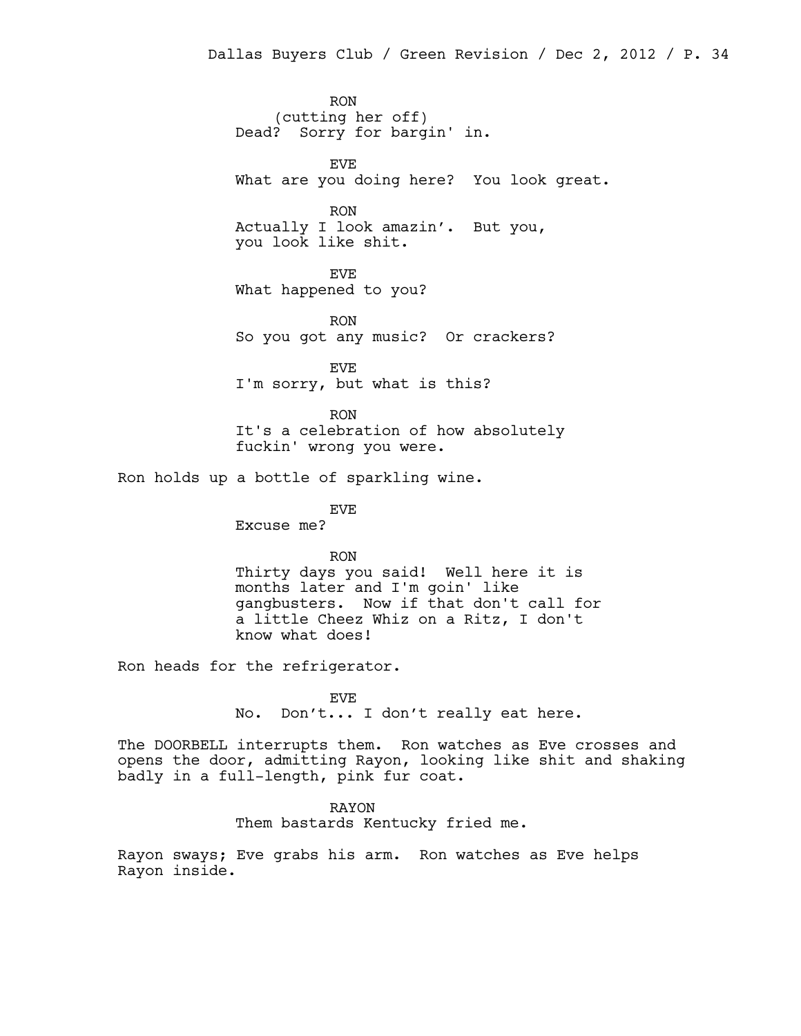RON
(cutting her off)
Dead? Sorry for bargin' in.

EVE
What are you doing here? You look great.

RON
Actually I look amazin'. But you, you look like shit.

EVE
What happened to you?

RON
So you got any music? Or crackers?

EVE
I'm sorry, but what is this?

RON
It's a celebration of how absolutely fuckin' wrong you were.

Ron holds up a bottle of sparkling wine.

EVE
Excuse me?

RON
Thirty days you said! Well here it is months later and I'm goin' like gangbusters. Now if that don't call for a little Cheez Whiz on a Ritz, I don't know what does!

Ron heads for the refrigerator.

EVE
No. Don't... I don't really eat here.

The DOORBELL interrupts them. Ron watches as Eve crosses and opens the door, admitting Rayon, looking like shit and shaking badly in a full-length, pink fur coat.

RAYON
Them bastards Kentucky fried me.

Rayon sways; Eve grabs his arm. Ron watches as Eve helps Rayon inside.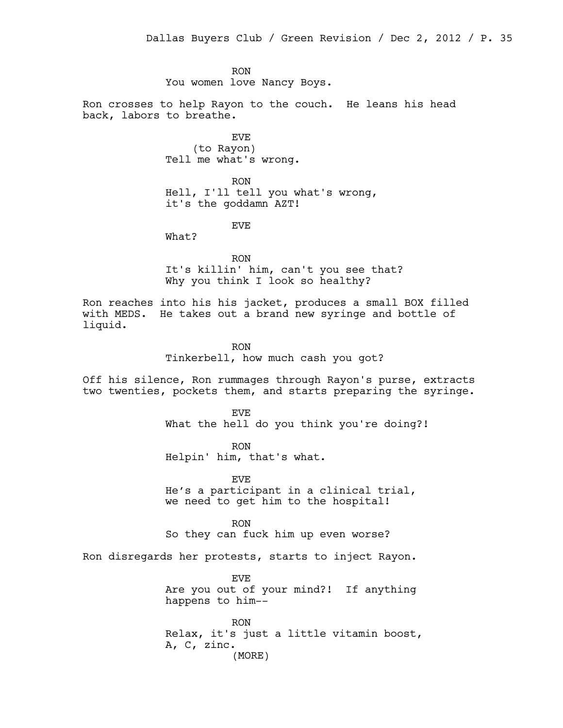RON
You women love Nancy Boys.

Ron crosses to help Rayon to the couch. He leans his head back, labors to breathe.

EVE
(to Rayon)
Tell me what's wrong.

RON
Hell, I'll tell you what's wrong, it's the goddamn AZT!

EVE
What?

RON
It's killin' him, can't you see that? Why you think I look so healthy?

Ron reaches into his his jacket, produces a small BOX filled with MEDS. He takes out a brand new syringe and bottle of liquid.

RON
Tinkerbell, how much cash you got?

Off his silence, Ron rummages through Rayon's purse, extracts two twenties, pockets them, and starts preparing the syringe.

EVE
What the hell do you think you're doing?!

RON
Helpin' him, that's what.

EVE
He's a participant in a clinical trial, we need to get him to the hospital!

RON
So they can fuck him up even worse?

Ron disregards her protests, starts to inject Rayon.

EVE
Are you out of your mind?! If anything happens to him--

RON
Relax, it's just a little vitamin boost, A, C, zinc.
(MORE)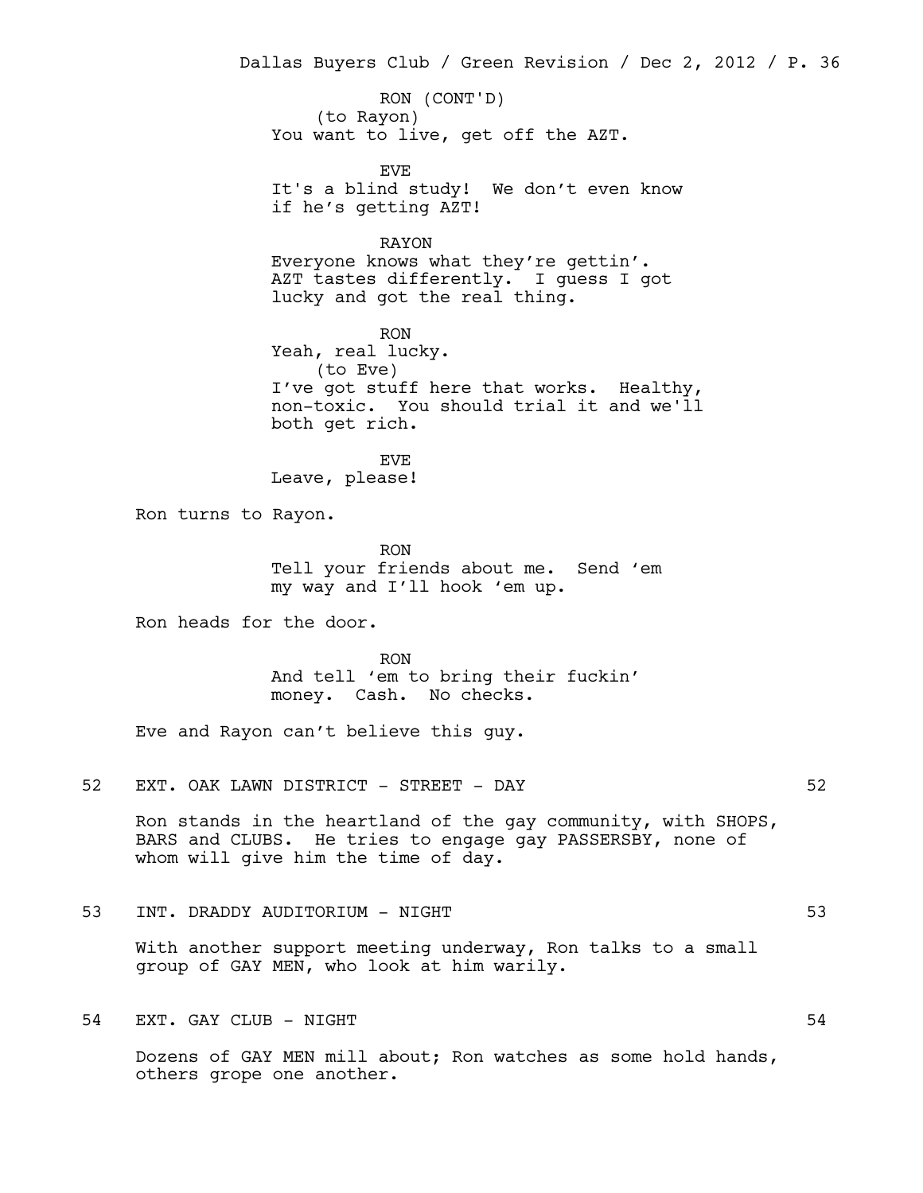RON (CONT'D)
(to Rayon)
You want to live, get off the AZT.

EVE
It's a blind study! We don't even know if he's getting AZT!

RAYON
Everyone knows what they're gettin'. AZT tastes differently. I guess I got lucky and got the real thing.

RON
Yeah, real lucky.
(to Eve)
I've got stuff here that works. Healthy, non-toxic. You should trial it and we'll both get rich.

EVE
Leave, please!

Ron turns to Rayon.

RON
Tell your friends about me. Send 'em my way and I'll hook 'em up.

Ron heads for the door.

RON
And tell 'em to bring their fuckin' money. Cash. No checks.

Eve and Rayon can't believe this guy.

52 EXT. OAK LAWN DISTRICT - STREET - DAY 52

Ron stands in the heartland of the gay community, with SHOPS, BARS and CLUBS. He tries to engage gay PASSERSBY, none of whom will give him the time of day.

53 INT. DRADDY AUDITORIUM - NIGHT 53

With another support meeting underway, Ron talks to a small group of GAY MEN, who look at him warily.

54 EXT. GAY CLUB - NIGHT 54

Dozens of GAY MEN mill about; Ron watches as some hold hands, others grope one another.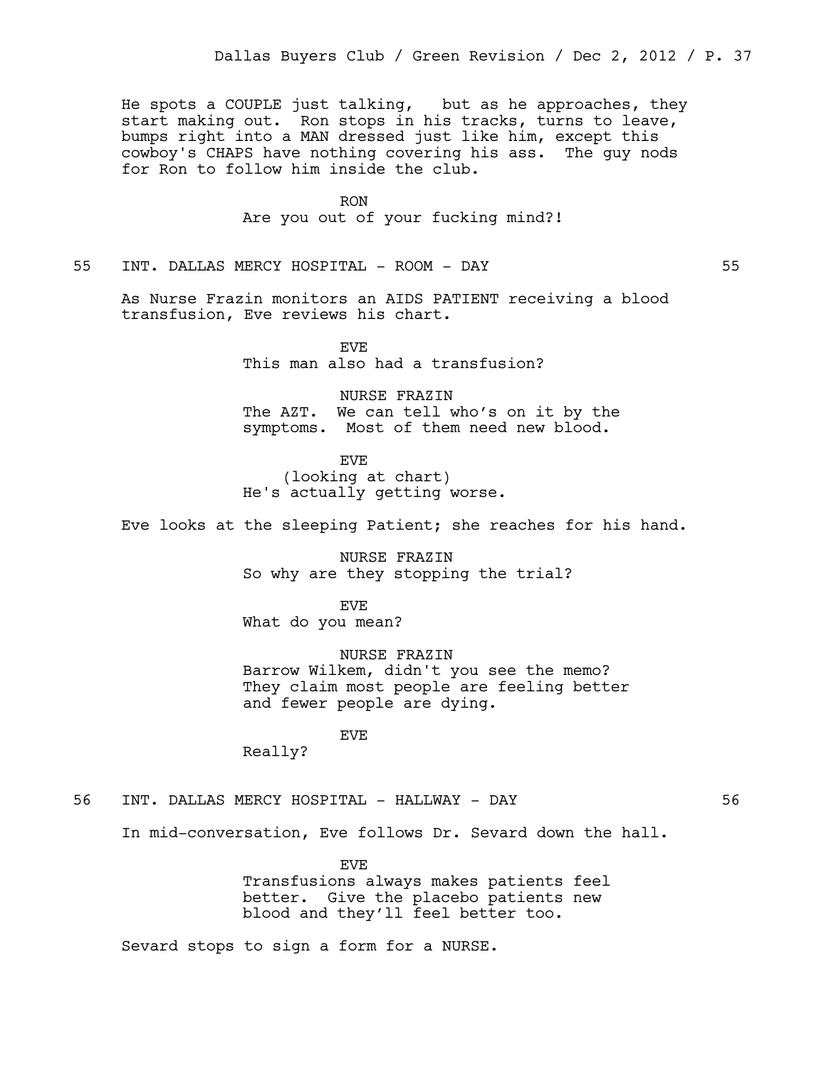He spots a COUPLE just talking, but as he approaches, they start making out. Ron stops in his tracks, turns to leave, bumps right into a MAN dressed just like him, except this cowboy's CHAPS have nothing covering his ass. The guy nods for Ron to follow him inside the club.

RON
Are you out of your fucking mind?!

55 INT. DALLAS MERCY HOSPITAL - ROOM - DAY 55

As Nurse Frazin monitors an AIDS PATIENT receiving a blood transfusion, Eve reviews his chart.

EVE
This man also had a transfusion?

NURSE FRAZIN
The AZT. We can tell who's on it by the symptoms. Most of them need new blood.

EVE
(looking at chart)
He's actually getting worse.

Eve looks at the sleeping Patient; she reaches for his hand.

NURSE FRAZIN
So why are they stopping the trial?

EVE
What do you mean?

NURSE FRAZIN
Barrow Wilkem, didn't you see the memo? They claim most people are feeling better and fewer people are dying.

EVE
Really?

56 INT. DALLAS MERCY HOSPITAL - HALLWAY - DAY 56

In mid-conversation, Eve follows Dr. Sevard down the hall.

EVE
Transfusions always makes patients feel better. Give the placebo patients new blood and they'll feel better too.

Sevard stops to sign a form for a NURSE.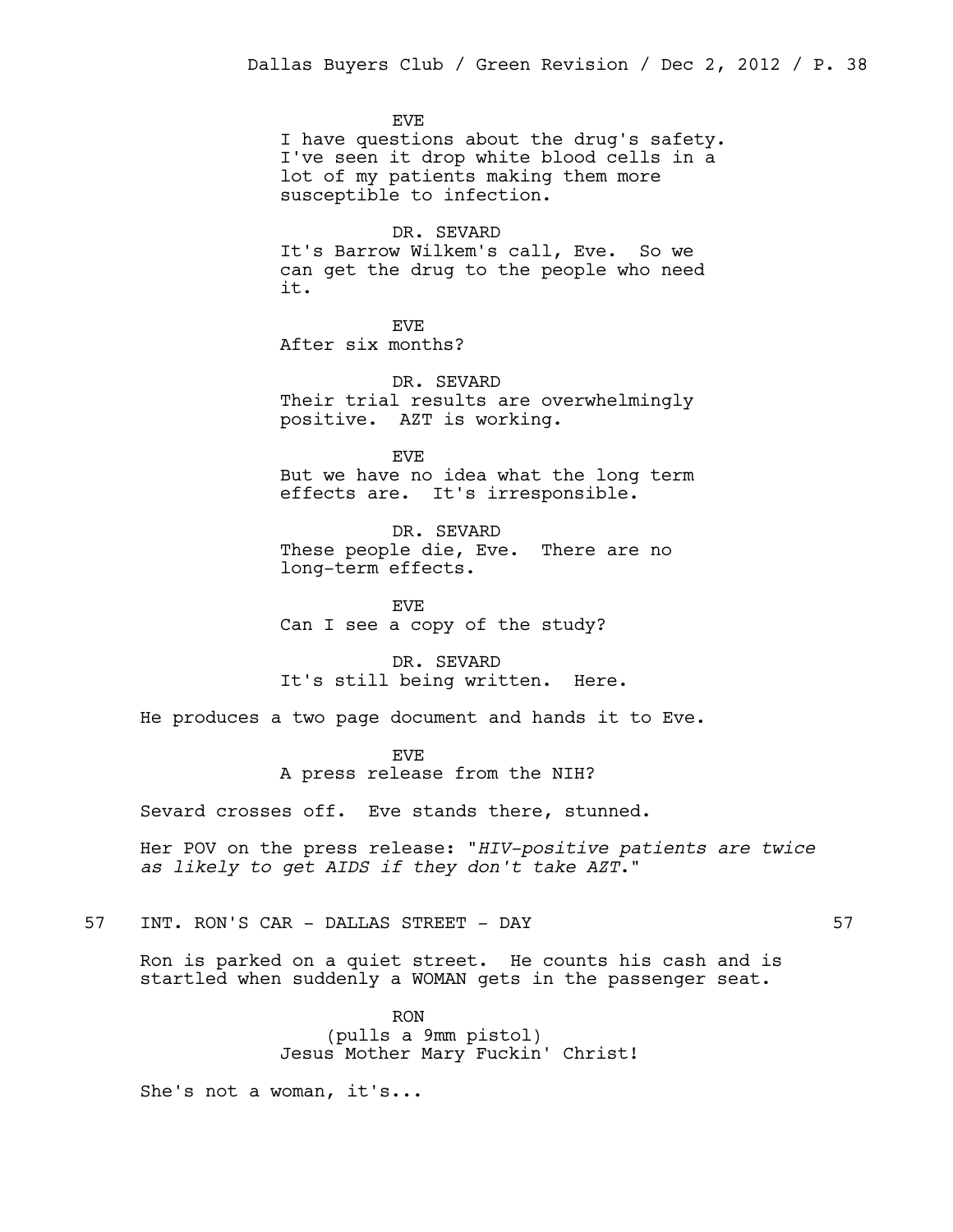EVE
I have questions about the drug's safety. I've seen it drop white blood cells in a lot of my patients making them more susceptible to infection.

DR. SEVARD
It's Barrow Wilkem's call, Eve. So we can get the drug to the people who need it.

EVE
After six months?

DR. SEVARD
Their trial results are overwhelmingly positive. AZT is working.

EVE
But we have no idea what the long term effects are. It's irresponsible.

DR. SEVARD
These people die, Eve. There are no long-term effects.

EVE
Can I see a copy of the study?

DR. SEVARD
It's still being written. Here.

He produces a two page document and hands it to Eve.

EVE
A press release from the NIH?

Sevard crosses off. Eve stands there, stunned.

Her POV on the press release: "*HIV-positive patients are twice as likely to get AIDS if they don't take AZT*."

57 INT. RON'S CAR - DALLAS STREET - DAY 57

Ron is parked on a quiet street. He counts his cash and is startled when suddenly a WOMAN gets in the passenger seat.

RON
(pulls a 9mm pistol)
Jesus Mother Mary Fuckin' Christ!

She's not a woman, it's...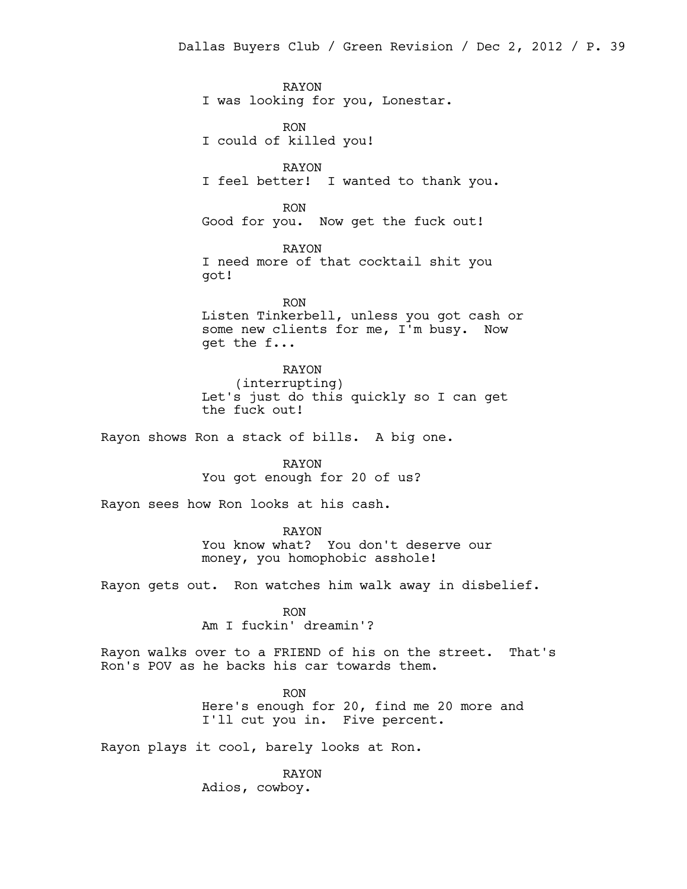RAYON
I was looking for you, Lonestar.

RON
I could of killed you!

RAYON
I feel better! I wanted to thank you.

RON
Good for you. Now get the fuck out!

RAYON
I need more of that cocktail shit you got!

RON
Listen Tinkerbell, unless you got cash or some new clients for me, I'm busy. Now get the f...

RAYON
(interrupting)
Let's just do this quickly so I can get the fuck out!

Rayon shows Ron a stack of bills. A big one.

RAYON
You got enough for 20 of us?

Rayon sees how Ron looks at his cash.

RAYON
You know what? You don't deserve our money, you homophobic asshole!

Rayon gets out. Ron watches him walk away in disbelief.

RON
Am I fuckin' dreamin'?

Rayon walks over to a FRIEND of his on the street. That's Ron's POV as he backs his car towards them.

RON
Here's enough for 20, find me 20 more and I'll cut you in. Five percent.

Rayon plays it cool, barely looks at Ron.

RAYON
Adios, cowboy.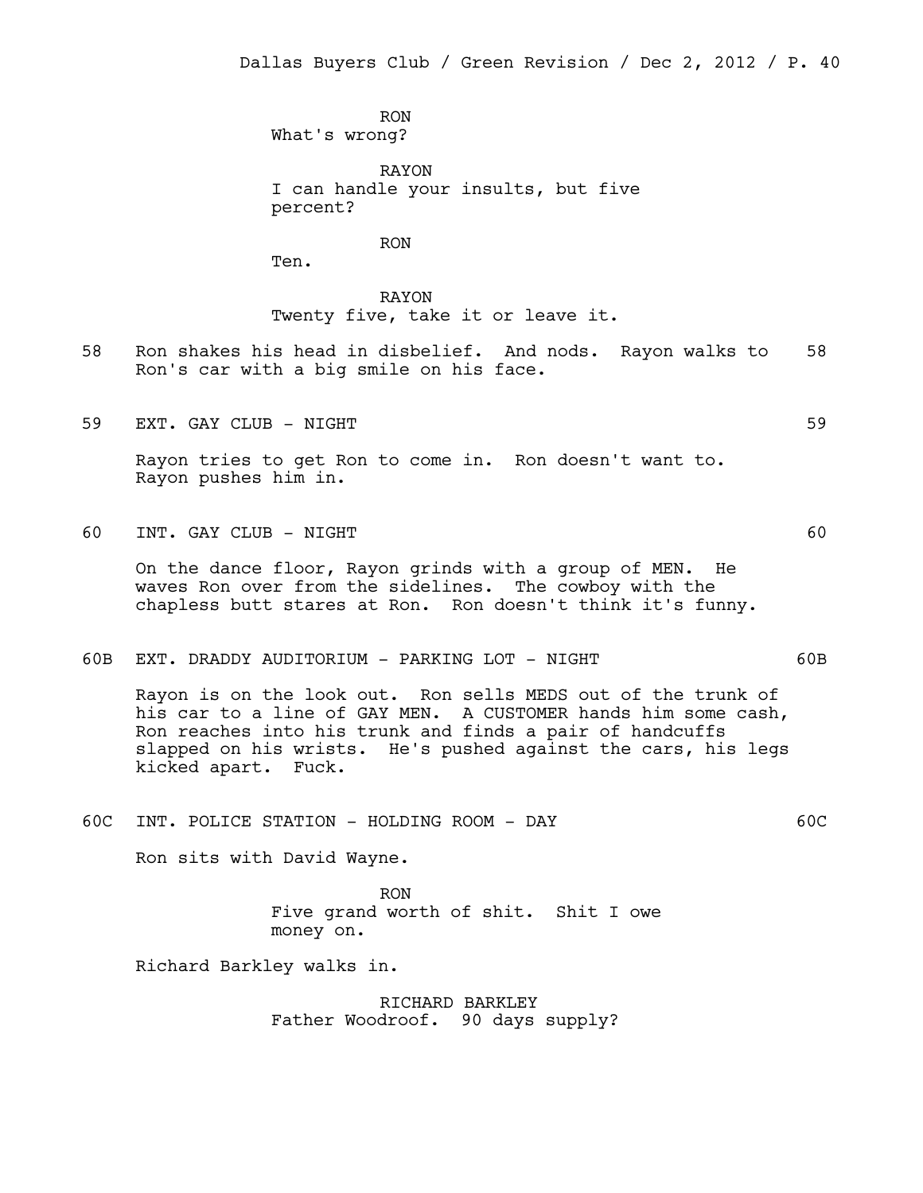RON
What's wrong?

RAYON
I can handle your insults, but five percent?

RON
Ten.

RAYON
Twenty five, take it or leave it.

58 Ron shakes his head in disbelief. And nods. Rayon walks to Ron's car with a big smile on his face. 58

59 EXT. GAY CLUB - NIGHT 59

Rayon tries to get Ron to come in. Ron doesn't want to. Rayon pushes him in.

60 INT. GAY CLUB - NIGHT 60

On the dance floor, Rayon grinds with a group of MEN. He waves Ron over from the sidelines. The cowboy with the chapless butt stares at Ron. Ron doesn't think it's funny.

60B EXT. DRADDY AUDITORIUM - PARKING LOT - NIGHT 60B

Rayon is on the look out. Ron sells MEDS out of the trunk of his car to a line of GAY MEN. A CUSTOMER hands him some cash, Ron reaches into his trunk and finds a pair of handcuffs slapped on his wrists. He's pushed against the cars, his legs kicked apart. Fuck.

60C INT. POLICE STATION - HOLDING ROOM - DAY 60C

Ron sits with David Wayne.

RON
Five grand worth of shit. Shit I owe money on.

Richard Barkley walks in.

RICHARD BARKLEY
Father Woodroof. 90 days supply?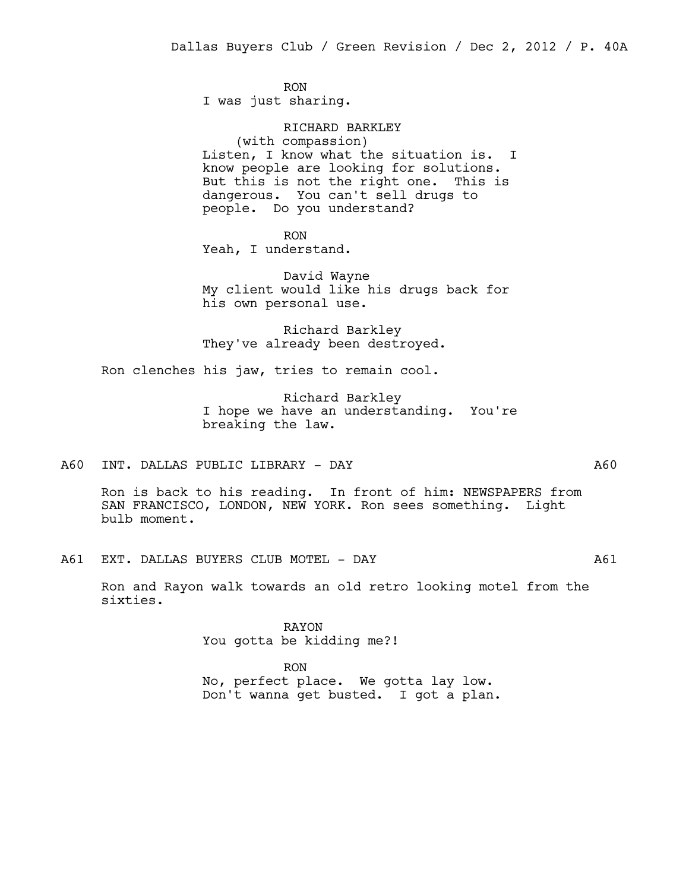RON
I was just sharing.

RICHARD BARKLEY
(with compassion)
Listen, I know what the situation is. I know people are looking for solutions. But this is not the right one. This is dangerous. You can't sell drugs to people. Do you understand?

RON
Yeah, I understand.

David Wayne
My client would like his drugs back for his own personal use.

Richard Barkley
They've already been destroyed.

Ron clenches his jaw, tries to remain cool.

Richard Barkley
I hope we have an understanding. You're breaking the law.

A60 INT. DALLAS PUBLIC LIBRARY - DAY A60

Ron is back to his reading. In front of him: NEWSPAPERS from SAN FRANCISCO, LONDON, NEW YORK. Ron sees something. Light bulb moment.

A61 EXT. DALLAS BUYERS CLUB MOTEL - DAY A61

Ron and Rayon walk towards an old retro looking motel from the sixties.

RAYON
You gotta be kidding me?!

RON
No, perfect place. We gotta lay low. Don't wanna get busted. I got a plan.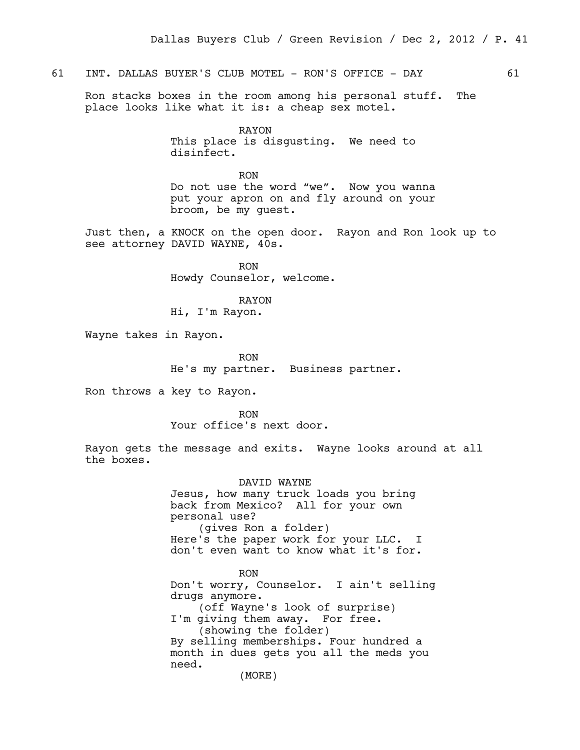61 INT. DALLAS BUYER'S CLUB MOTEL - RON'S OFFICE - DAY 61

Ron stacks boxes in the room among his personal stuff. The place looks like what it is: a cheap sex motel.

RAYON
This place is disgusting. We need to disinfect.

RON
Do not use the word “we”. Now you wanna put your apron on and fly around on your broom, be my guest.

Just then, a KNOCK on the open door. Rayon and Ron look up to see attorney DAVID WAYNE, 40s.

RON
Howdy Counselor, welcome.

RAYON
Hi, I'm Rayon.

Wayne takes in Rayon.

RON
He's my partner. Business partner.

Ron throws a key to Rayon.

RON
Your office's next door.

Rayon gets the message and exits. Wayne looks around at all the boxes.

DAVID WAYNE
Jesus, how many truck loads you bring back from Mexico? All for your own personal use?
(gives Ron a folder)
Here's the paper work for your LLC. I don't even want to know what it's for.

RON
Don't worry, Counselor. I ain't selling drugs anymore.
(off Wayne's look of surprise)
I'm giving them away. For free.
(showing the folder)
By selling memberships. Four hundred a month in dues gets you all the meds you need.
(MORE)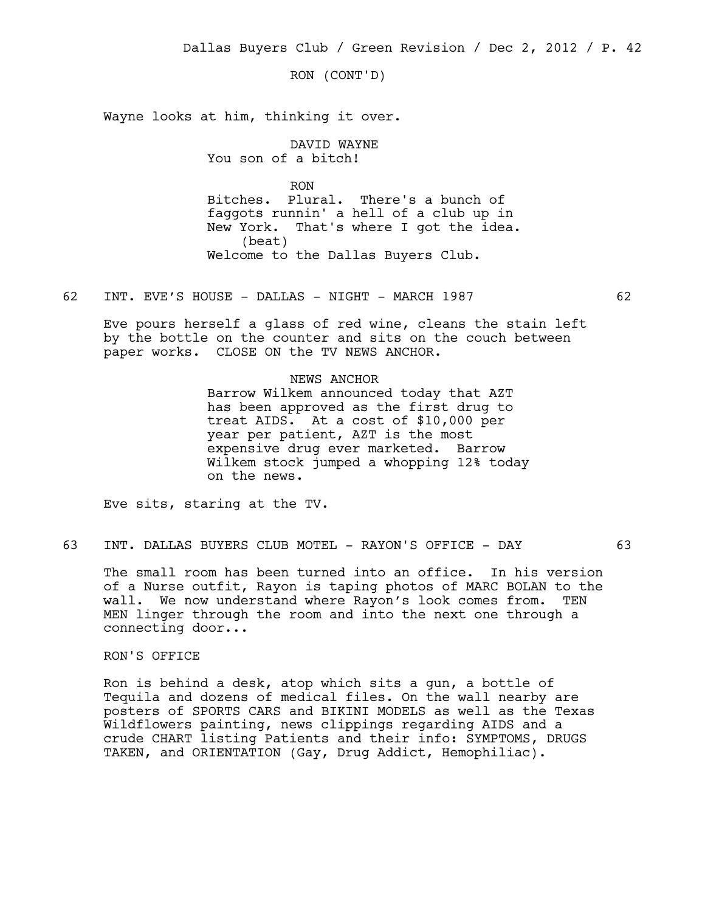RON (CONT'D)

Wayne looks at him, thinking it over.

DAVID WAYNE
You son of a bitch!

RON
Bitches. Plural. There's a bunch of faggots runnin' a hell of a club up in New York. That's where I got the idea.
(beat)
Welcome to the Dallas Buyers Club.

62 INT. EVE'S HOUSE - DALLAS - NIGHT - MARCH 1987 62

Eve pours herself a glass of red wine, cleans the stain left by the bottle on the counter and sits on the couch between paper works. CLOSE ON the TV NEWS ANCHOR.

NEWS ANCHOR
Barrow Wilkem announced today that AZT has been approved as the first drug to treat AIDS. At a cost of $10,000 per year per patient, AZT is the most expensive drug ever marketed. Barrow Wilkem stock jumped a whopping 12% today on the news.

Eve sits, staring at the TV.

63 INT. DALLAS BUYERS CLUB MOTEL - RAYON'S OFFICE - DAY 63

The small room has been turned into an office. In his version of a Nurse outfit, Rayon is taping photos of MARC BOLAN to the wall. We now understand where Rayon's look comes from. TEN MEN linger through the room and into the next one through a connecting door...

RON'S OFFICE

Ron is behind a desk, atop which sits a gun, a bottle of Tequila and dozens of medical files. On the wall nearby are posters of SPORTS CARS and BIKINI MODELS as well as the Texas Wildflowers painting, news clippings regarding AIDS and a crude CHART listing Patients and their info: SYMPTOMS, DRUGS TAKEN, and ORIENTATION (Gay, Drug Addict, Hemophiliac).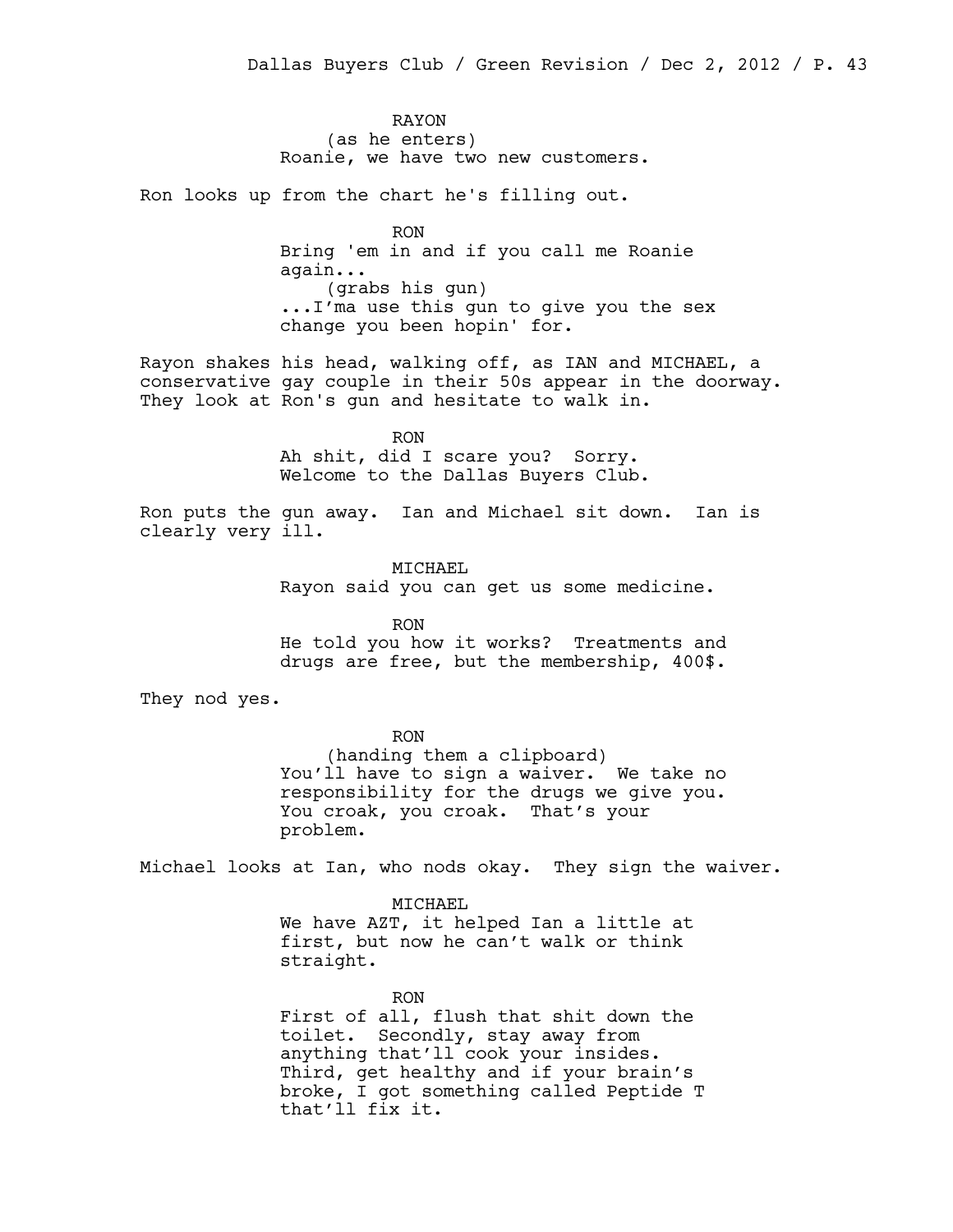RAYON
(as he enters)
Roanie, we have two new customers.

Ron looks up from the chart he's filling out.

RON
Bring 'em in and if you call me Roanie again...
(grabs his gun)
...I'ma use this gun to give you the sex change you been hopin' for.

Rayon shakes his head, walking off, as IAN and MICHAEL, a conservative gay couple in their 50s appear in the doorway. They look at Ron's gun and hesitate to walk in.

RON
Ah shit, did I scare you? Sorry. Welcome to the Dallas Buyers Club.

Ron puts the gun away. Ian and Michael sit down. Ian is clearly very ill.

MICHAEL
Rayon said you can get us some medicine.

RON
He told you how it works? Treatments and drugs are free, but the membership, 400$.

They nod yes.

RON
(handing them a clipboard)
You'll have to sign a waiver. We take no responsibility for the drugs we give you. You croak, you croak. That's your problem.

Michael looks at Ian, who nods okay. They sign the waiver.

MICHAEL
We have AZT, it helped Ian a little at first, but now he can't walk or think straight.

RON
First of all, flush that shit down the toilet. Secondly, stay away from anything that'll cook your insides. Third, get healthy and if your brain's broke, I got something called Peptide T that'll fix it.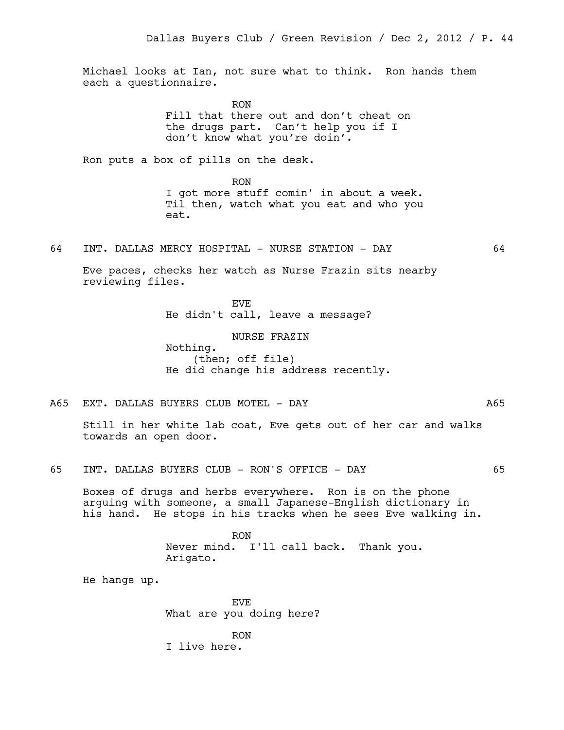Michael looks at Ian, not sure what to think. Ron hands them each a questionnaire.

RON
Fill that there out and don't cheat on the drugs part. Can't help you if I don't know what you're doin'.

Ron puts a box of pills on the desk.

RON
I got more stuff comin' in about a week. Til then, watch what you eat and who you eat.

64 INT. DALLAS MERCY HOSPITAL - NURSE STATION - DAY 64

Eve paces, checks her watch as Nurse Frazin sits nearby reviewing files.

EVE
He didn't call, leave a message?

NURSE FRAZIN
Nothing.
(then; off file)
He did change his address recently.

A65 EXT. DALLAS BUYERS CLUB MOTEL - DAY A65

Still in her white lab coat, Eve gets out of her car and walks towards an open door.

65 INT. DALLAS BUYERS CLUB - RON'S OFFICE - DAY 65

Boxes of drugs and herbs everywhere. Ron is on the phone arguing with someone, a small Japanese-English dictionary in his hand. He stops in his tracks when he sees Eve walking in.

RON
Never mind. I'll call back. Thank you. Arigato.

He hangs up.

EVE
What are you doing here?

RON
I live here.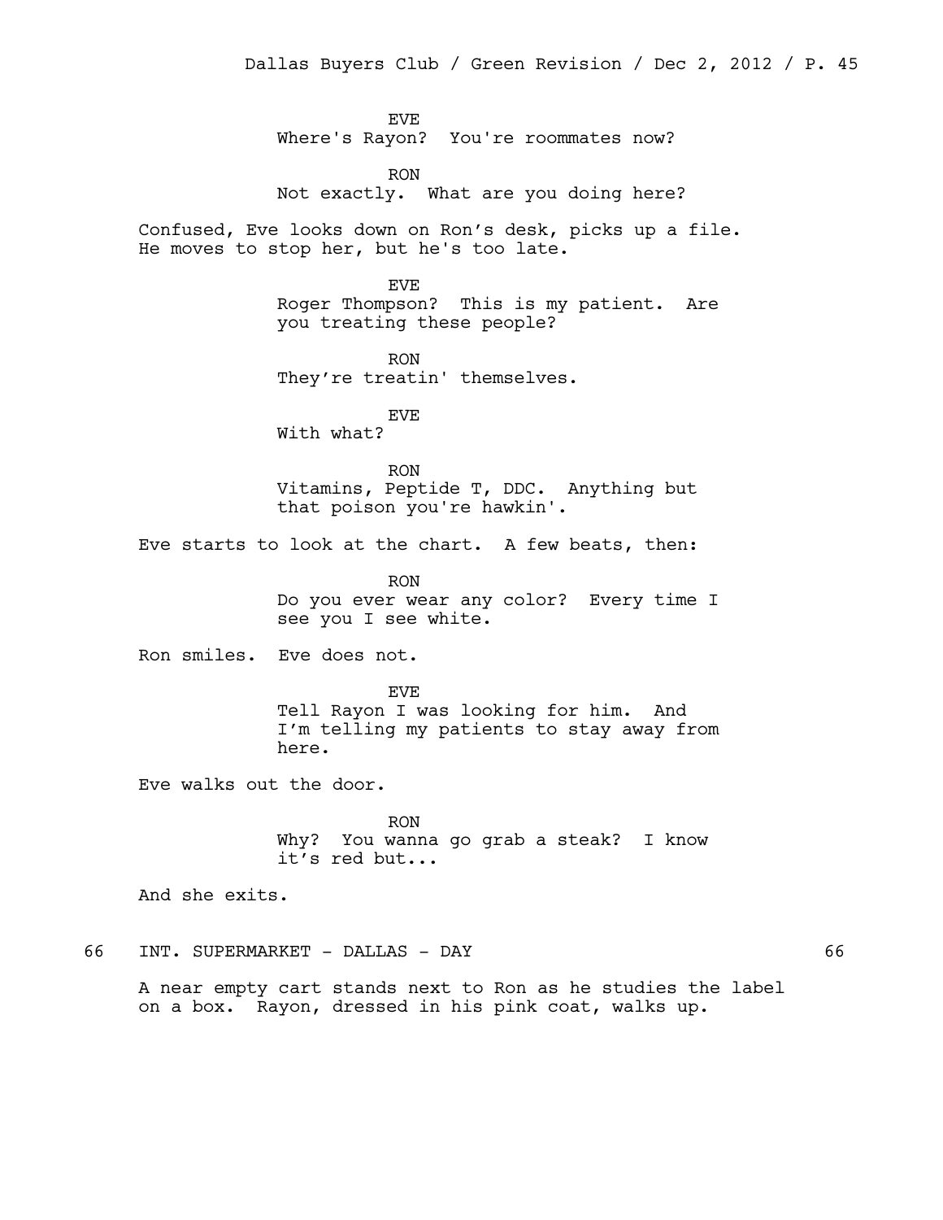EVE
Where's Rayon? You're roommates now?

RON
Not exactly. What are you doing here?

Confused, Eve looks down on Ron's desk, picks up a file. He moves to stop her, but he's too late.

EVE
Roger Thompson? This is my patient. Are you treating these people?

RON
They're treatin' themselves.

EVE
With what?

RON
Vitamins, Peptide T, DDC. Anything but that poison you're hawkin'.

Eve starts to look at the chart. A few beats, then:

RON
Do you ever wear any color? Every time I see you I see white.

Ron smiles. Eve does not.

EVE
Tell Rayon I was looking for him. And I'm telling my patients to stay away from here.

Eve walks out the door.

RON
Why? You wanna go grab a steak? I know it's red but...

And she exits.

66 INT. SUPERMARKET - DALLAS - DAY 66

A near empty cart stands next to Ron as he studies the label on a box. Rayon, dressed in his pink coat, walks up.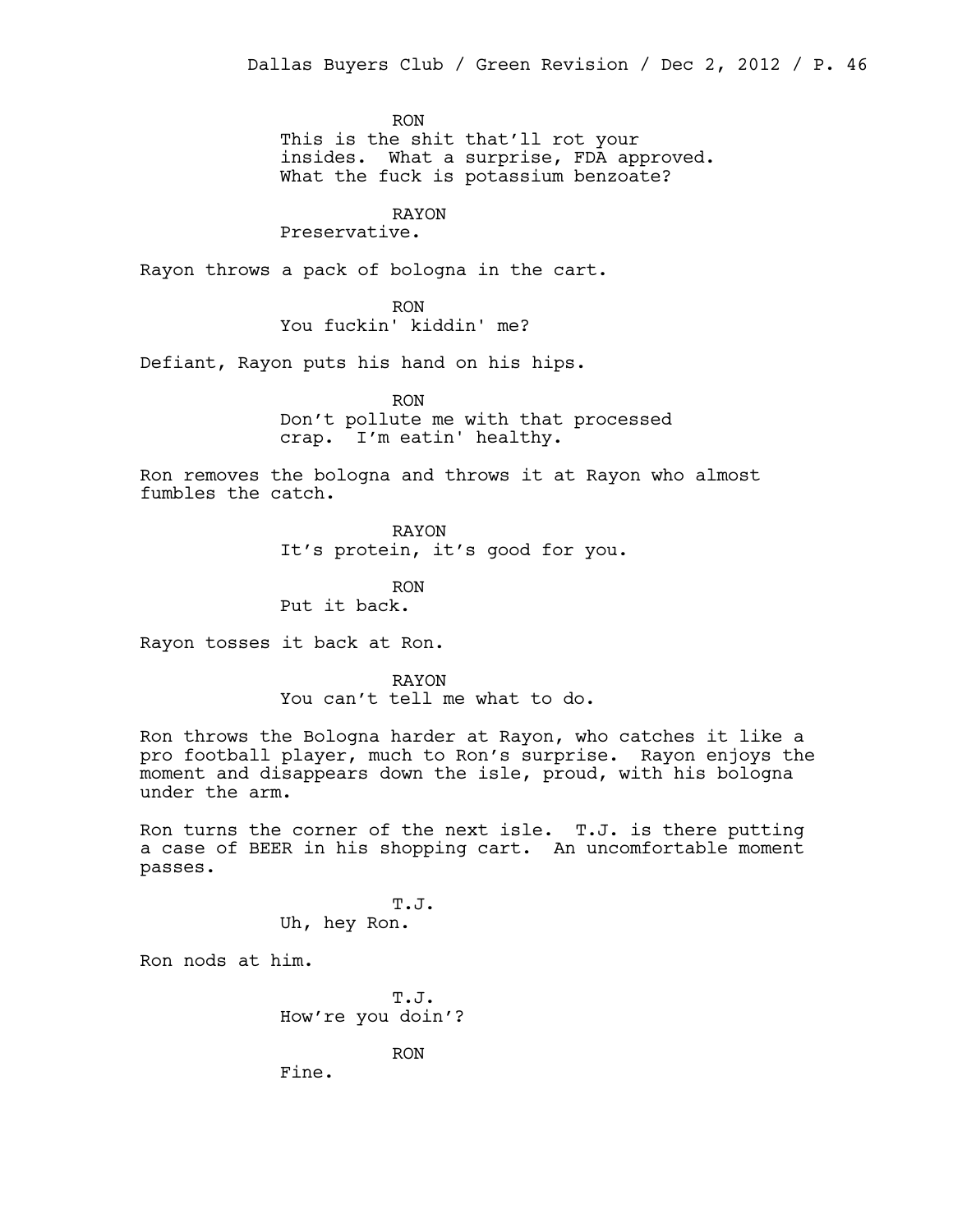RON
This is the shit that'll rot your insides. What a surprise, FDA approved. What the fuck is potassium benzoate?

RAYON
Preservative.

Rayon throws a pack of bologna in the cart.

RON
You fuckin' kiddin' me?

Defiant, Rayon puts his hand on his hips.

RON
Don't pollute me with that processed crap. I'm eatin' healthy.

Ron removes the bologna and throws it at Rayon who almost fumbles the catch.

RAYON
It's protein, it's good for you.

RON
Put it back.

Rayon tosses it back at Ron.

RAYON
You can't tell me what to do.

Ron throws the Bologna harder at Rayon, who catches it like a pro football player, much to Ron's surprise. Rayon enjoys the moment and disappears down the isle, proud, with his bologna under the arm.

Ron turns the corner of the next isle. T.J. is there putting a case of BEER in his shopping cart. An uncomfortable moment passes.

T.J.
Uh, hey Ron.

Ron nods at him.

T.J.
How're you doin'?

RON
Fine.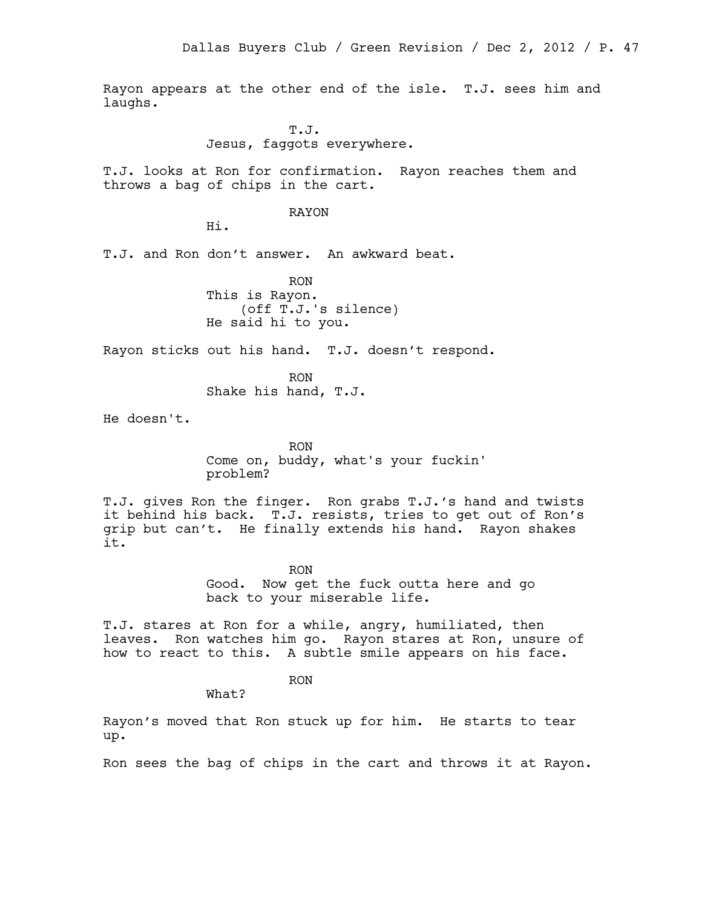Rayon appears at the other end of the isle. T.J. sees him and laughs.

T.J.
Jesus, faggots everywhere.

T.J. looks at Ron for confirmation. Rayon reaches them and throws a bag of chips in the cart.

RAYON
Hi.

T.J. and Ron don't answer. An awkward beat.

RON
This is Rayon.
(off T.J.'s silence)
He said hi to you.

Rayon sticks out his hand. T.J. doesn't respond.

RON
Shake his hand, T.J.

He doesn't.

RON
Come on, buddy, what's your fuckin' problem?

T.J. gives Ron the finger. Ron grabs T.J.'s hand and twists it behind his back. T.J. resists, tries to get out of Ron's grip but can't. He finally extends his hand. Rayon shakes it.

RON
Good. Now get the fuck outta here and go back to your miserable life.

T.J. stares at Ron for a while, angry, humiliated, then leaves. Ron watches him go. Rayon stares at Ron, unsure of how to react to this. A subtle smile appears on his face.

RON
What?

Rayon's moved that Ron stuck up for him. He starts to tear up.

Ron sees the bag of chips in the cart and throws it at Rayon.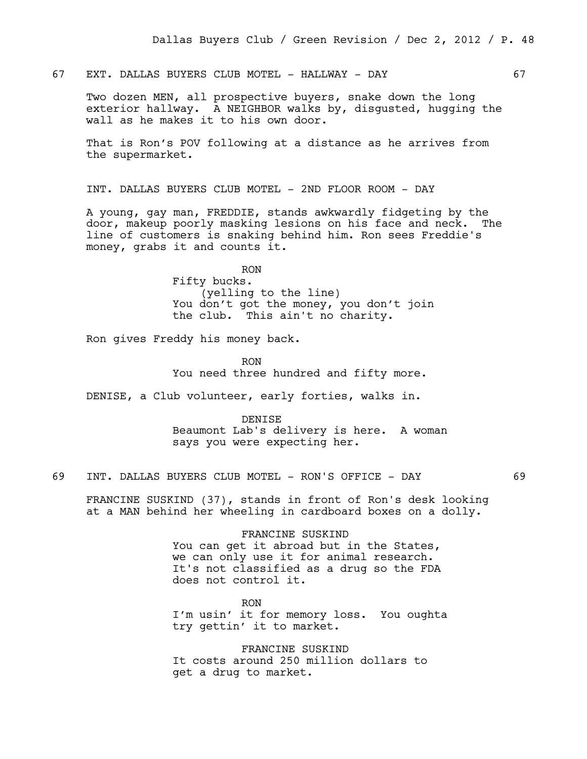67 EXT. DALLAS BUYERS CLUB MOTEL - HALLWAY - DAY 67

Two dozen MEN, all prospective buyers, snake down the long exterior hallway. A NEIGHBOR walks by, disgusted, hugging the wall as he makes it to his own door.

That is Ron's POV following at a distance as he arrives from the supermarket.

INT. DALLAS BUYERS CLUB MOTEL - 2ND FLOOR ROOM - DAY

A young, gay man, FREDDIE, stands awkwardly fidgeting by the door, makeup poorly masking lesions on his face and neck. The line of customers is snaking behind him. Ron sees Freddie's money, grabs it and counts it.

RON
Fifty bucks.
(yelling to the line)
You don't got the money, you don't join the club. This ain't no charity.

Ron gives Freddy his money back.

RON
You need three hundred and fifty more.

DENISE, a Club volunteer, early forties, walks in.

DENISE
Beaumont Lab's delivery is here. A woman says you were expecting her.

69 INT. DALLAS BUYERS CLUB MOTEL - RON'S OFFICE - DAY 69

FRANCINE SUSKIND (37), stands in front of Ron's desk looking at a MAN behind her wheeling in cardboard boxes on a dolly.

FRANCINE SUSKIND
You can get it abroad but in the States, we can only use it for animal research. It's not classified as a drug so the FDA does not control it.

RON
I'm usin' it for memory loss. You oughta try gettin' it to market.

FRANCINE SUSKIND
It costs around 250 million dollars to get a drug to market.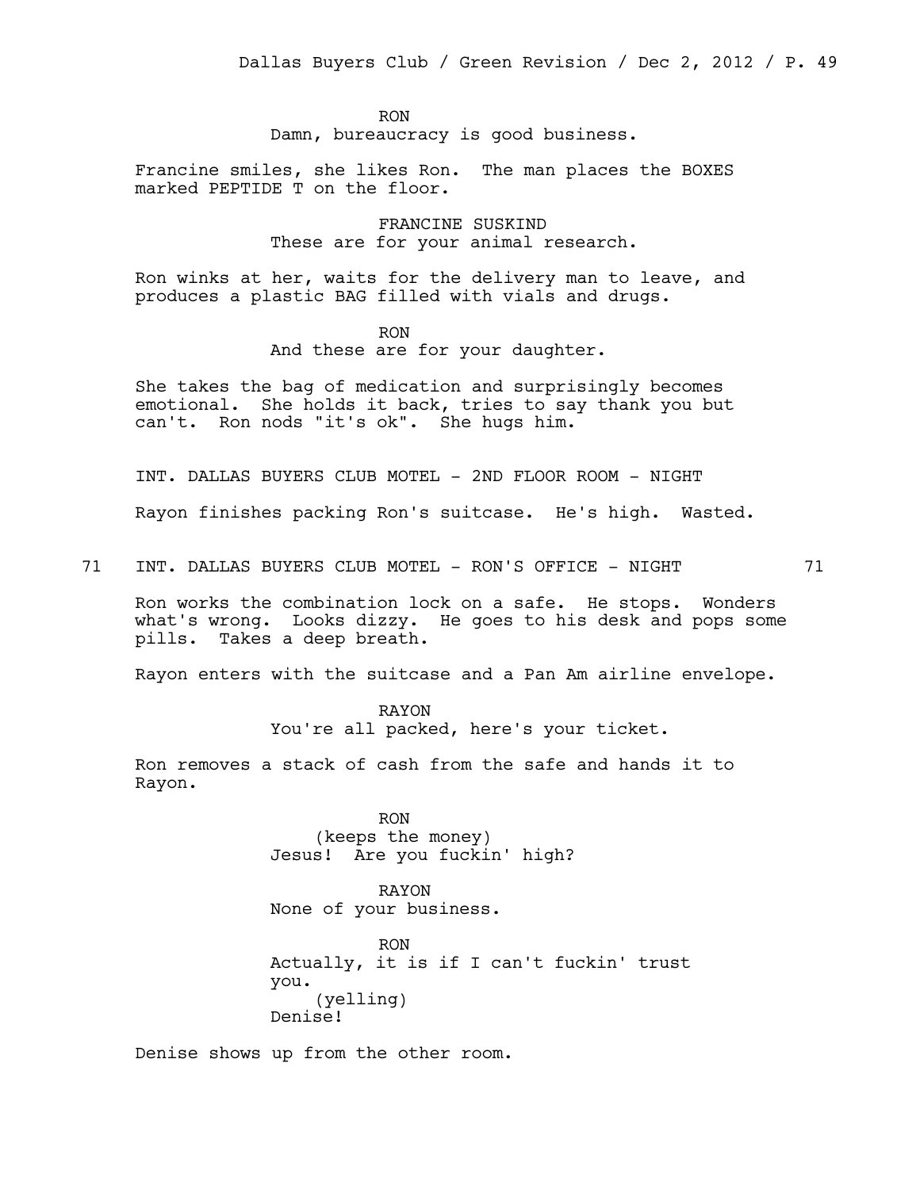RON
Damn, bureaucracy is good business.

Francine smiles, she likes Ron. The man places the BOXES marked PEPTIDE T on the floor.

FRANCINE SUSKIND
These are for your animal research.

Ron winks at her, waits for the delivery man to leave, and produces a plastic BAG filled with vials and drugs.

RON
And these are for your daughter.

She takes the bag of medication and surprisingly becomes emotional. She holds it back, tries to say thank you but can't. Ron nods "it's ok". She hugs him.

INT. DALLAS BUYERS CLUB MOTEL - 2ND FLOOR ROOM - NIGHT

Rayon finishes packing Ron's suitcase. He's high. Wasted.

71 INT. DALLAS BUYERS CLUB MOTEL - RON'S OFFICE - NIGHT 71

Ron works the combination lock on a safe. He stops. Wonders what's wrong. Looks dizzy. He goes to his desk and pops some pills. Takes a deep breath.

Rayon enters with the suitcase and a Pan Am airline envelope.

RAYON
You're all packed, here's your ticket.

Ron removes a stack of cash from the safe and hands it to Rayon.

RON
(keeps the money)
Jesus! Are you fuckin' high?

RAYON
None of your business.

RON
Actually, it is if I can't fuckin' trust you.
(yelling)
Denise!

Denise shows up from the other room.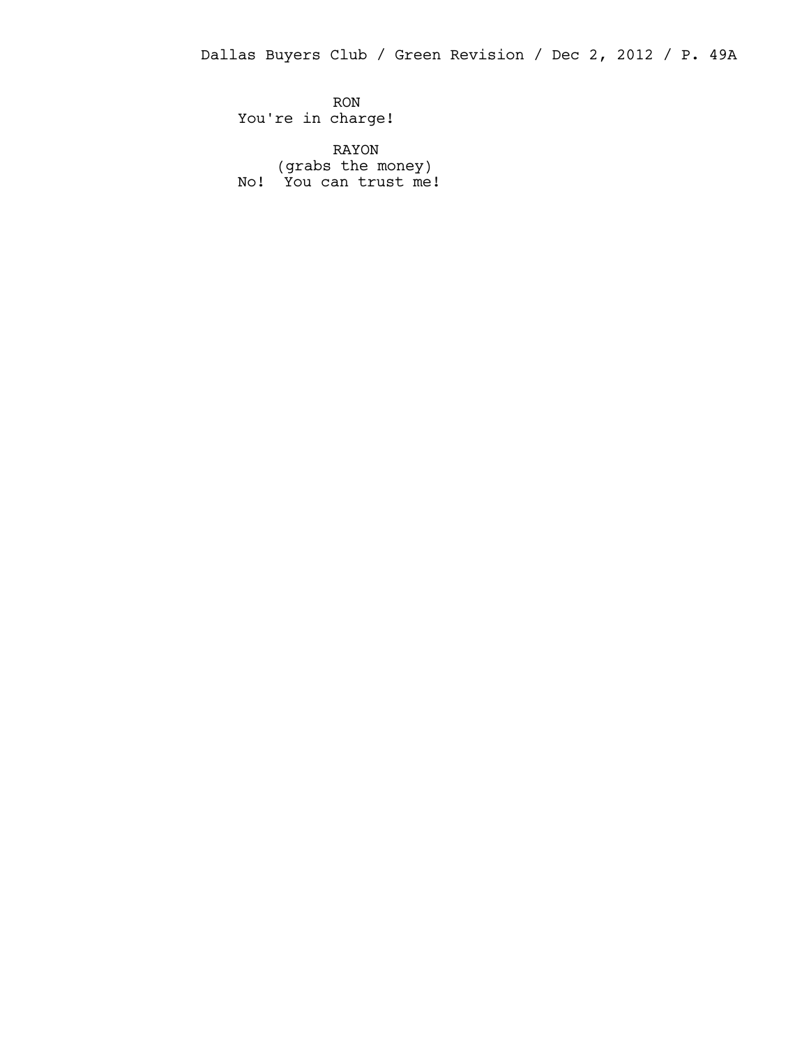RON
You're in charge!

RAYON
(grabs the money)
No!  You can trust me!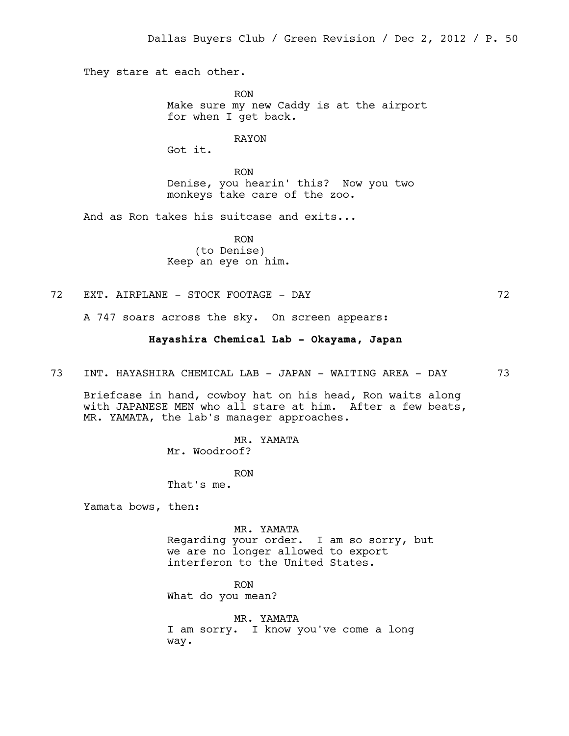They stare at each other.

RON
Make sure my new Caddy is at the airport for when I get back.

RAYON
Got it.

RON
Denise, you hearin' this? Now you two monkeys take care of the zoo.

And as Ron takes his suitcase and exits...

RON
(to Denise)
Keep an eye on him.

72 EXT. AIRPLANE - STOCK FOOTAGE - DAY 72

A 747 soars across the sky. On screen appears:

**Hayashira Chemical Lab - Okayama, Japan**

73 INT. HAYASHIRA CHEMICAL LAB - JAPAN - WAITING AREA - DAY 73

Briefcase in hand, cowboy hat on his head, Ron waits along with JAPANESE MEN who all stare at him. After a few beats, MR. YAMATA, the lab's manager approaches.

MR. YAMATA
Mr. Woodroof?

RON
That's me.

Yamata bows, then:

MR. YAMATA
Regarding your order. I am so sorry, but we are no longer allowed to export interferon to the United States.

RON
What do you mean?

MR. YAMATA
I am sorry. I know you've come a long way.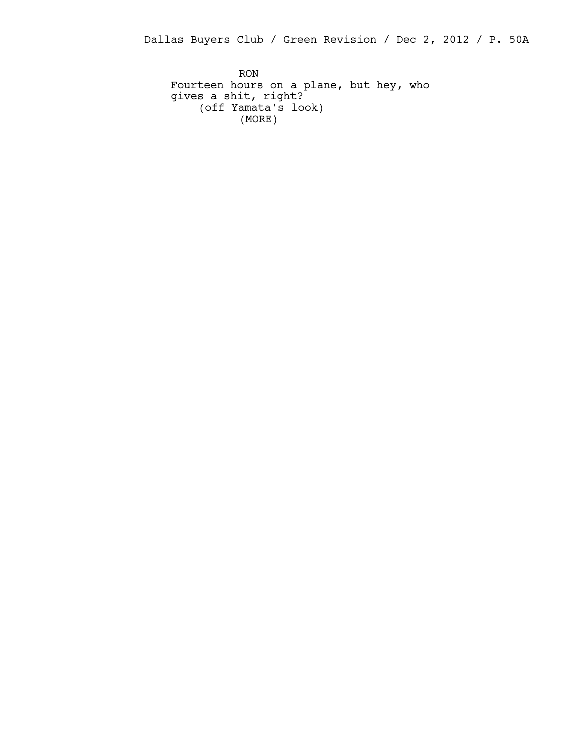RON

Fourteen hours on a plane, but hey, who gives a shit, right?

(off Yamata's look)

(MORE)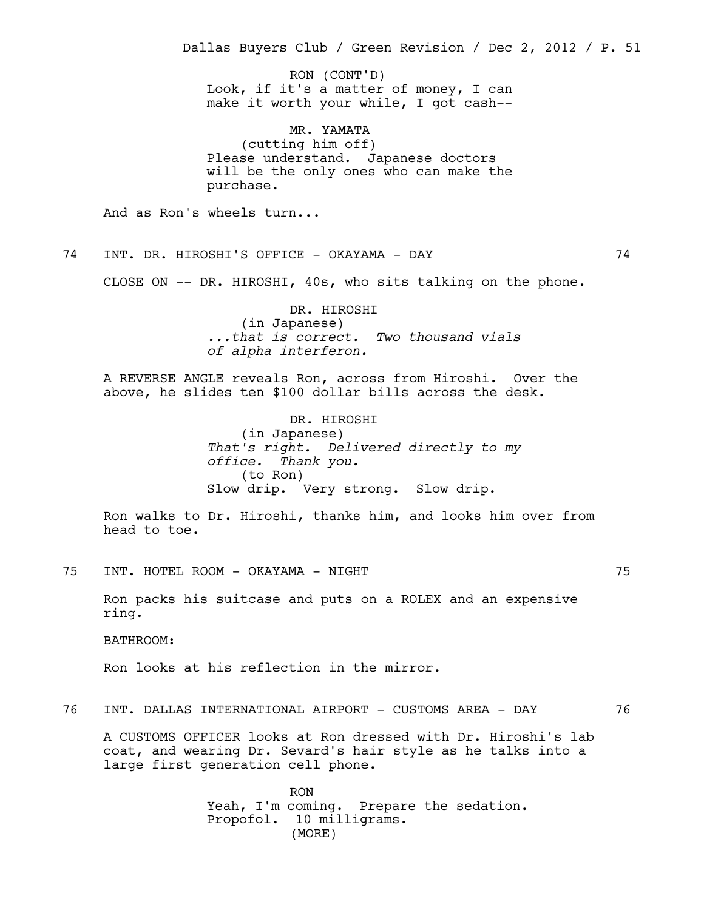RON (CONT'D)
Look, if it's a matter of money, I can make it worth your while, I got cash--

MR. YAMATA
(cutting him off)
Please understand. Japanese doctors will be the only ones who can make the purchase.

And as Ron's wheels turn...

74 INT. DR. HIROSHI'S OFFICE - OKAYAMA - DAY 74

CLOSE ON -- DR. HIROSHI, 40s, who sits talking on the phone.

DR. HIROSHI
(in Japanese)
*...that is correct. Two thousand vials of alpha interferon.*

A REVERSE ANGLE reveals Ron, across from Hiroshi. Over the above, he slides ten $100 dollar bills across the desk.

DR. HIROSHI
(in Japanese)
*That's right. Delivered directly to my office. Thank you.*
(to Ron)
Slow drip. Very strong. Slow drip.

Ron walks to Dr. Hiroshi, thanks him, and looks him over from head to toe.

75 INT. HOTEL ROOM - OKAYAMA - NIGHT 75

Ron packs his suitcase and puts on a ROLEX and an expensive ring.

BATHROOM:

Ron looks at his reflection in the mirror.

76 INT. DALLAS INTERNATIONAL AIRPORT - CUSTOMS AREA - DAY 76

A CUSTOMS OFFICER looks at Ron dressed with Dr. Hiroshi's lab coat, and wearing Dr. Sevard's hair style as he talks into a large first generation cell phone.

RON
Yeah, I'm coming. Prepare the sedation. Propofol. 10 milligrams.
(MORE)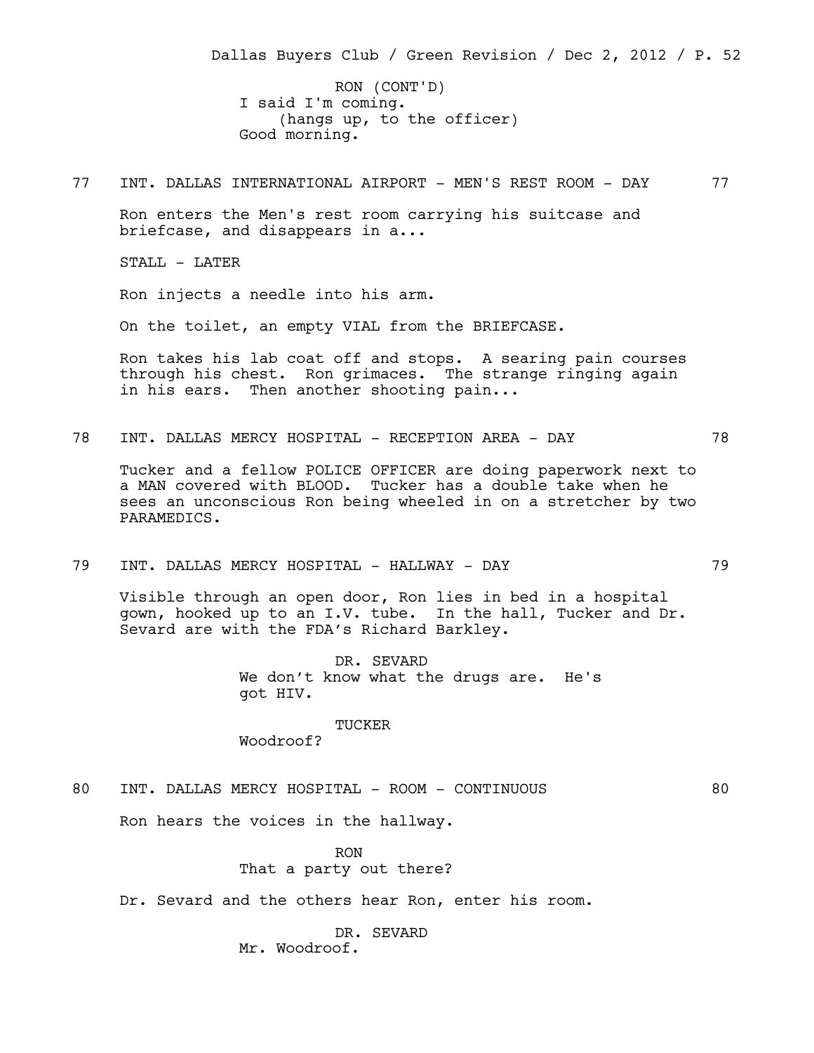RON (CONT'D)
I said I'm coming.
(hangs up, to the officer)
Good morning.

77 INT. DALLAS INTERNATIONAL AIRPORT - MEN'S REST ROOM - DAY 77

Ron enters the Men's rest room carrying his suitcase and briefcase, and disappears in a...

STALL - LATER

Ron injects a needle into his arm.

On the toilet, an empty VIAL from the BRIEFCASE.

Ron takes his lab coat off and stops. A searing pain courses through his chest. Ron grimaces. The strange ringing again in his ears. Then another shooting pain...

78 INT. DALLAS MERCY HOSPITAL - RECEPTION AREA - DAY 78

Tucker and a fellow POLICE OFFICER are doing paperwork next to a MAN covered with BLOOD. Tucker has a double take when he sees an unconscious Ron being wheeled in on a stretcher by two PARAMEDICS.

79 INT. DALLAS MERCY HOSPITAL - HALLWAY - DAY 79

Visible through an open door, Ron lies in bed in a hospital gown, hooked up to an I.V. tube. In the hall, Tucker and Dr. Sevard are with the FDA's Richard Barkley.

DR. SEVARD
We don't know what the drugs are. He's got HIV.

TUCKER
Woodroof?

80 INT. DALLAS MERCY HOSPITAL - ROOM - CONTINUOUS 80

Ron hears the voices in the hallway.

RON
That a party out there?

Dr. Sevard and the others hear Ron, enter his room.

DR. SEVARD
Mr. Woodroof.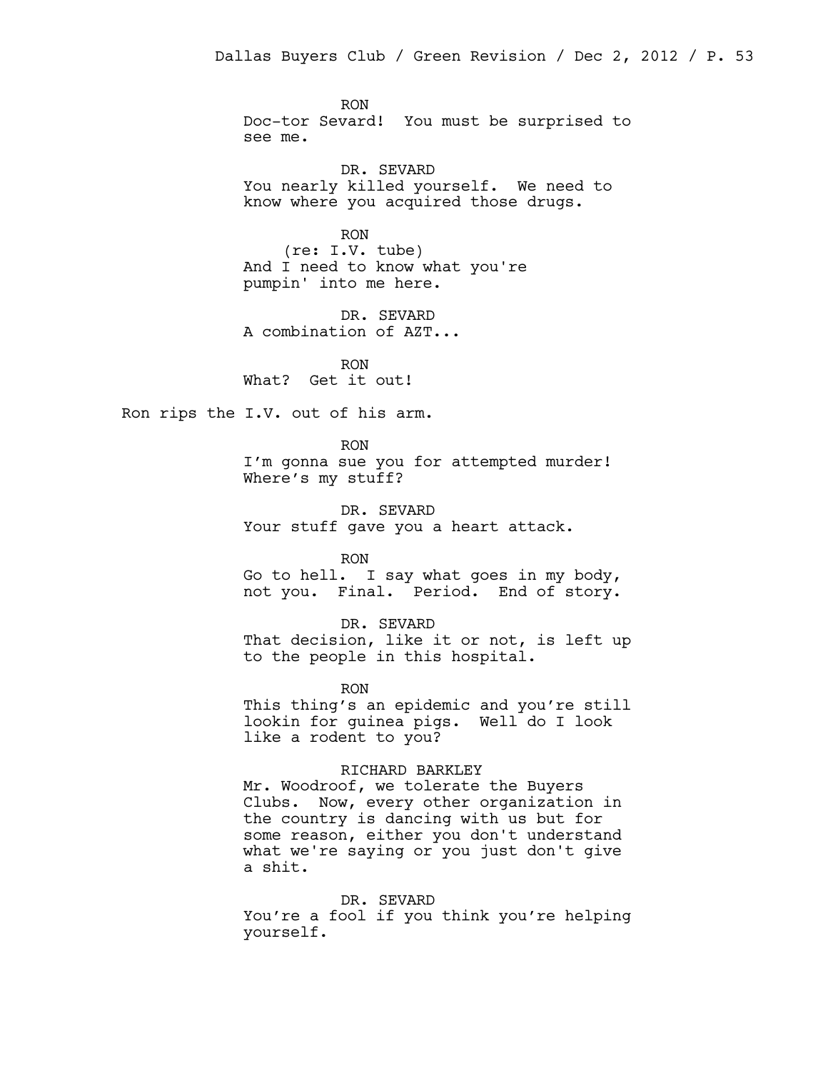RON
Doc-tor Sevard! You must be surprised to see me.

DR. SEVARD
You nearly killed yourself. We need to know where you acquired those drugs.

RON
(re: I.V. tube)
And I need to know what you're pumpin' into me here.

DR. SEVARD
A combination of AZT...

RON
What? Get it out!

Ron rips the I.V. out of his arm.

RON
I'm gonna sue you for attempted murder! Where's my stuff?

DR. SEVARD
Your stuff gave you a heart attack.

RON
Go to hell. I say what goes in my body, not you. Final. Period. End of story.

DR. SEVARD
That decision, like it or not, is left up to the people in this hospital.

RON
This thing's an epidemic and you're still lookin for guinea pigs. Well do I look like a rodent to you?

RICHARD BARKLEY
Mr. Woodroof, we tolerate the Buyers Clubs. Now, every other organization in the country is dancing with us but for some reason, either you don't understand what we're saying or you just don't give a shit.

DR. SEVARD
You're a fool if you think you're helping yourself.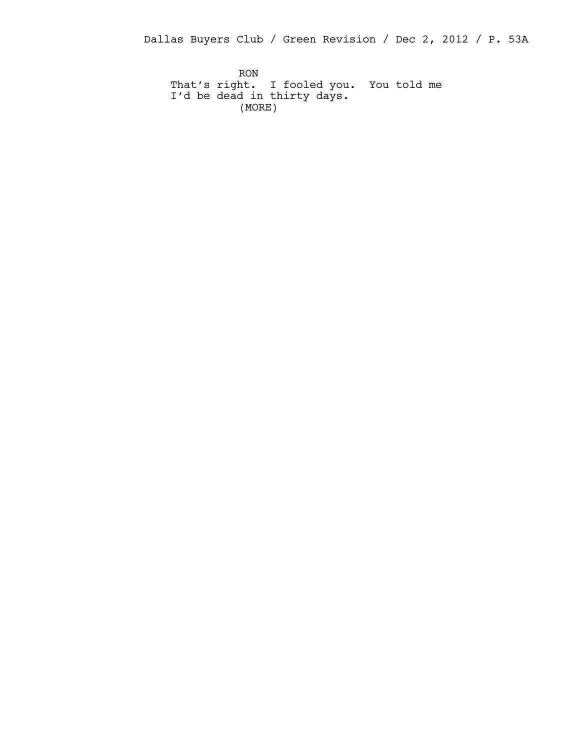RON

That's right. I fooled you. You told me I'd be dead in thirty days.

(MORE)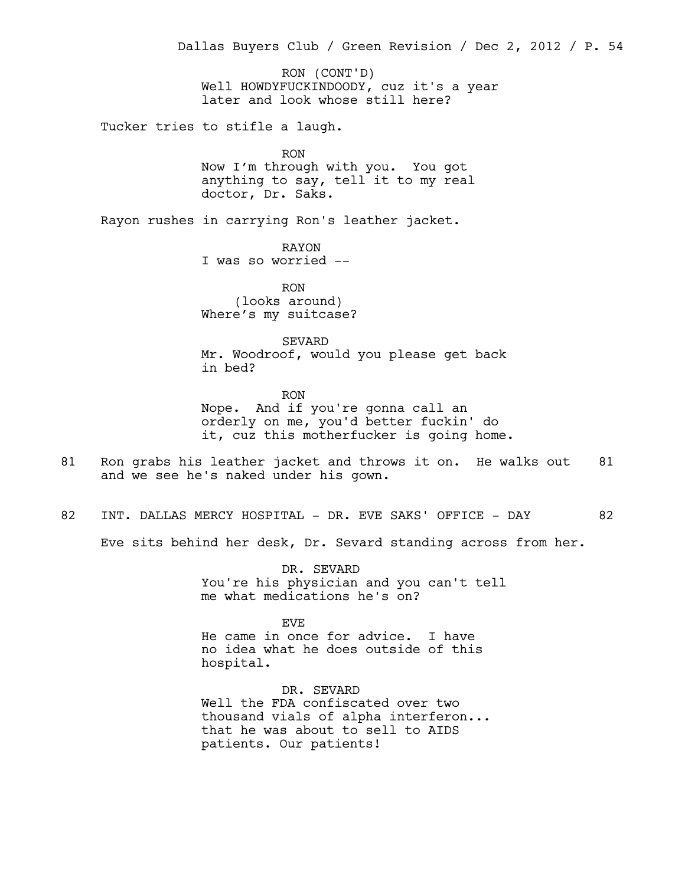RON (CONT'D)
Well HOWDYFUCKINDOODY, cuz it's a year later and look whose still here?

Tucker tries to stifle a laugh.

RON
Now I'm through with you. You got anything to say, tell it to my real doctor, Dr. Saks.

Rayon rushes in carrying Ron's leather jacket.

RAYON
I was so worried --

RON
(looks around)
Where's my suitcase?

SEVARD
Mr. Woodroof, would you please get back in bed?

RON
Nope. And if you're gonna call an orderly on me, you'd better fuckin' do it, cuz this motherfucker is going home.

81 Ron grabs his leather jacket and throws it on. He walks out and we see he's naked under his gown. 81

82 INT. DALLAS MERCY HOSPITAL - DR. EVE SAKS' OFFICE - DAY 82

Eve sits behind her desk, Dr. Sevard standing across from her.

DR. SEVARD
You're his physician and you can't tell me what medications he's on?

EVE
He came in once for advice. I have no idea what he does outside of this hospital.

DR. SEVARD
Well the FDA confiscated over two thousand vials of alpha interferon... that he was about to sell to AIDS patients. Our patients!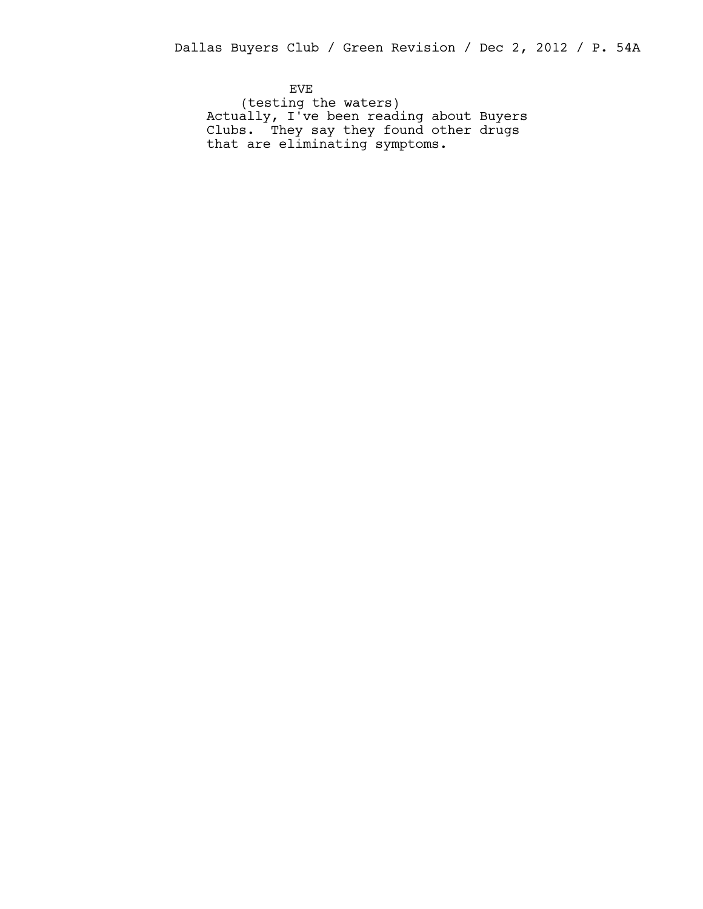EVE

(testing the waters)

Actually, I've been reading about Buyers Clubs. They say they found other drugs that are eliminating symptoms.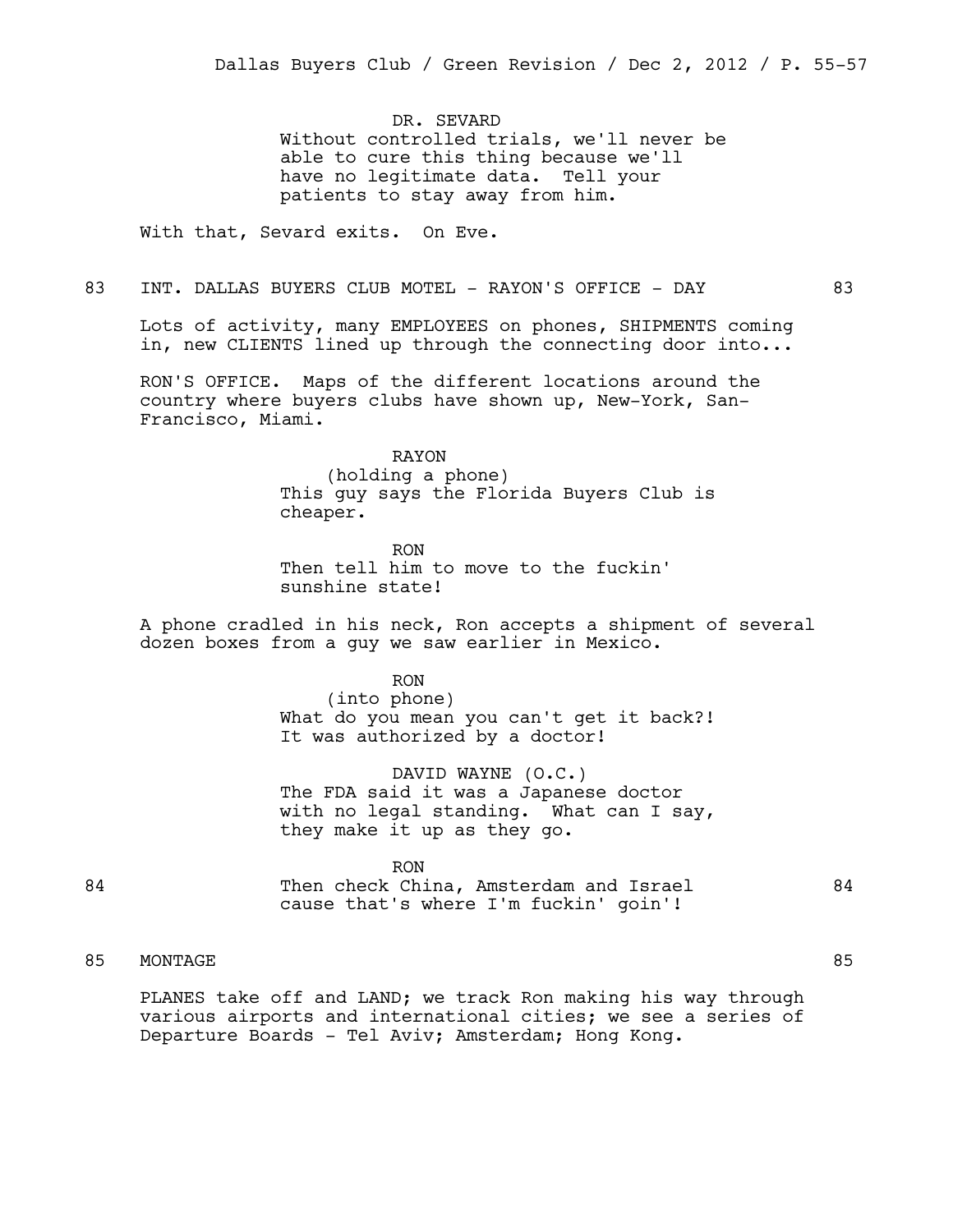DR. SEVARD

Without controlled trials, we'll never be able to cure this thing because we'll have no legitimate data. Tell your patients to stay away from him.

With that, Sevard exits. On Eve.

83 INT. DALLAS BUYERS CLUB MOTEL - RAYON'S OFFICE - DAY 83

Lots of activity, many EMPLOYEES on phones, SHIPMENTS coming in, new CLIENTS lined up through the connecting door into...

RON'S OFFICE. Maps of the different locations around the country where buyers clubs have shown up, New-York, San-Francisco, Miami.

RAYON

(holding a phone)

This guy says the Florida Buyers Club is cheaper.

RON

Then tell him to move to the fuckin' sunshine state!

A phone cradled in his neck, Ron accepts a shipment of several dozen boxes from a guy we saw earlier in Mexico.

RON

(into phone)

What do you mean you can't get it back?! It was authorized by a doctor!

DAVID WAYNE (O.C.)

The FDA said it was a Japanese doctor with no legal standing. What can I say, they make it up as they go.

RON

84 Then check China, Amsterdam and Israel cause that's where I'm fuckin' goin'! 84

85 MONTAGE 85

PLANES take off and LAND; we track Ron making his way through various airports and international cities; we see a series of Departure Boards - Tel Aviv; Amsterdam; Hong Kong.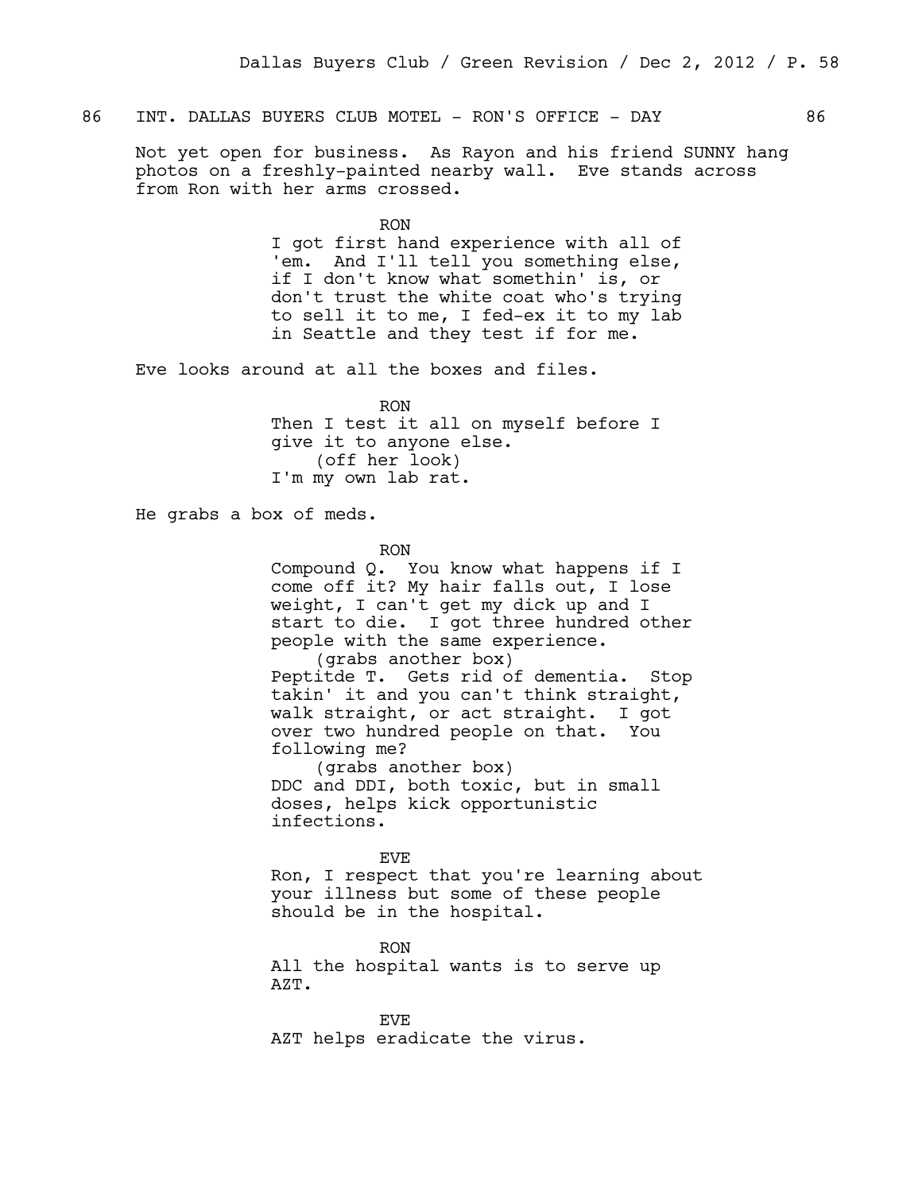86 INT. DALLAS BUYERS CLUB MOTEL - RON'S OFFICE - DAY 86

Not yet open for business. As Rayon and his friend SUNNY hang photos on a freshly-painted nearby wall. Eve stands across from Ron with her arms crossed.

RON

I got first hand experience with all of 'em. And I'll tell you something else, if I don't know what somethin' is, or don't trust the white coat who's trying to sell it to me, I fed-ex it to my lab in Seattle and they test if for me.

Eve looks around at all the boxes and files.

RON

Then I test it all on myself before I give it to anyone else.

(off her look)

I'm my own lab rat.

He grabs a box of meds.

RON

Compound Q. You know what happens if I come off it? My hair falls out, I lose weight, I can't get my dick up and I start to die. I got three hundred other people with the same experience.

(grabs another box)

Peptitde T. Gets rid of dementia. Stop takin' it and you can't think straight, walk straight, or act straight. I got over two hundred people on that. You following me?

(grabs another box)

DDC and DDI, both toxic, but in small doses, helps kick opportunistic infections.

EVE

Ron, I respect that you're learning about your illness but some of these people should be in the hospital.

RON

All the hospital wants is to serve up AZT.

EVE

AZT helps eradicate the virus.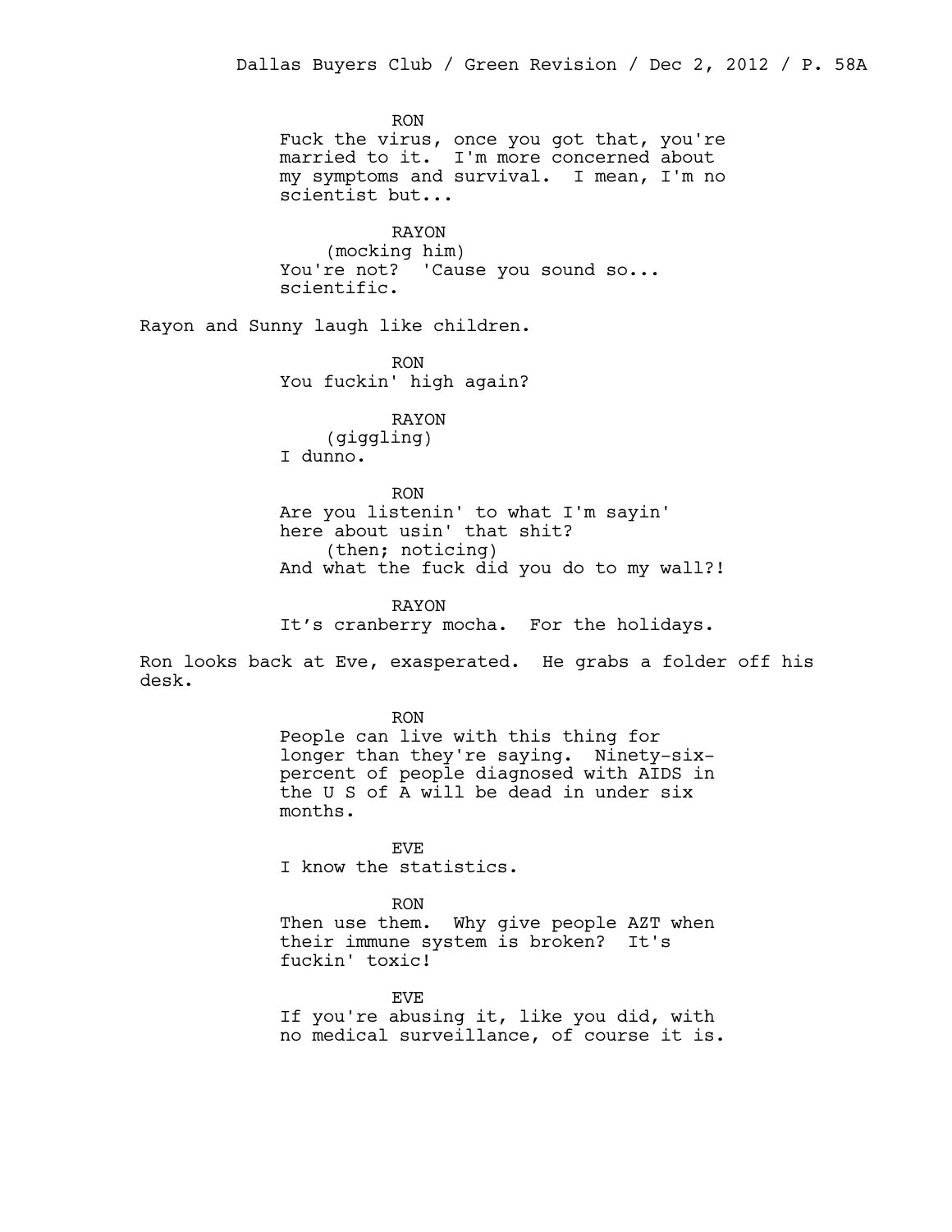RON
Fuck the virus, once you got that, you're married to it. I'm more concerned about my symptoms and survival. I mean, I'm no scientist but...

RAYON
(mocking him)
You're not? 'Cause you sound so... scientific.

Rayon and Sunny laugh like children.

RON
You fuckin' high again?

RAYON
(giggling)
I dunno.

RON
Are you listenin' to what I'm sayin' here about usin' that shit?
(then; noticing)
And what the fuck did you do to my wall?!

RAYON
It's cranberry mocha. For the holidays.

Ron looks back at Eve, exasperated. He grabs a folder off his desk.

RON
People can live with this thing for longer than they're saying. Ninety-six-percent of people diagnosed with AIDS in the U S of A will be dead in under six months.

EVE
I know the statistics.

RON
Then use them. Why give people AZT when their immune system is broken? It's fuckin' toxic!

EVE
If you're abusing it, like you did, with no medical surveillance, of course it is.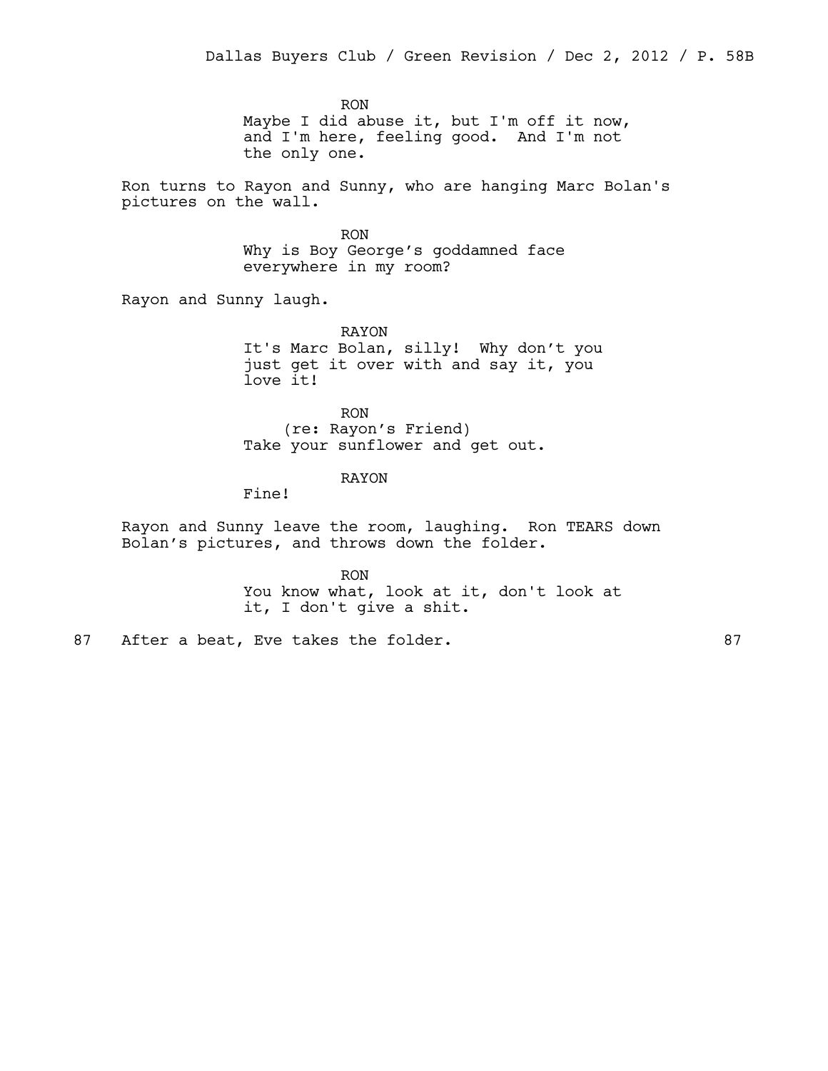RON
Maybe I did abuse it, but I'm off it now, and I'm here, feeling good. And I'm not the only one.

Ron turns to Rayon and Sunny, who are hanging Marc Bolan's pictures on the wall.

RON
Why is Boy George's goddamned face everywhere in my room?

Rayon and Sunny laugh.

RAYON
It's Marc Bolan, silly! Why don't you just get it over with and say it, you love it!

RON
(re: Rayon's Friend)
Take your sunflower and get out.

RAYON
Fine!

Rayon and Sunny leave the room, laughing. Ron TEARS down Bolan's pictures, and throws down the folder.

RON
You know what, look at it, don't look at it, I don't give a shit.

87 After a beat, Eve takes the folder. 87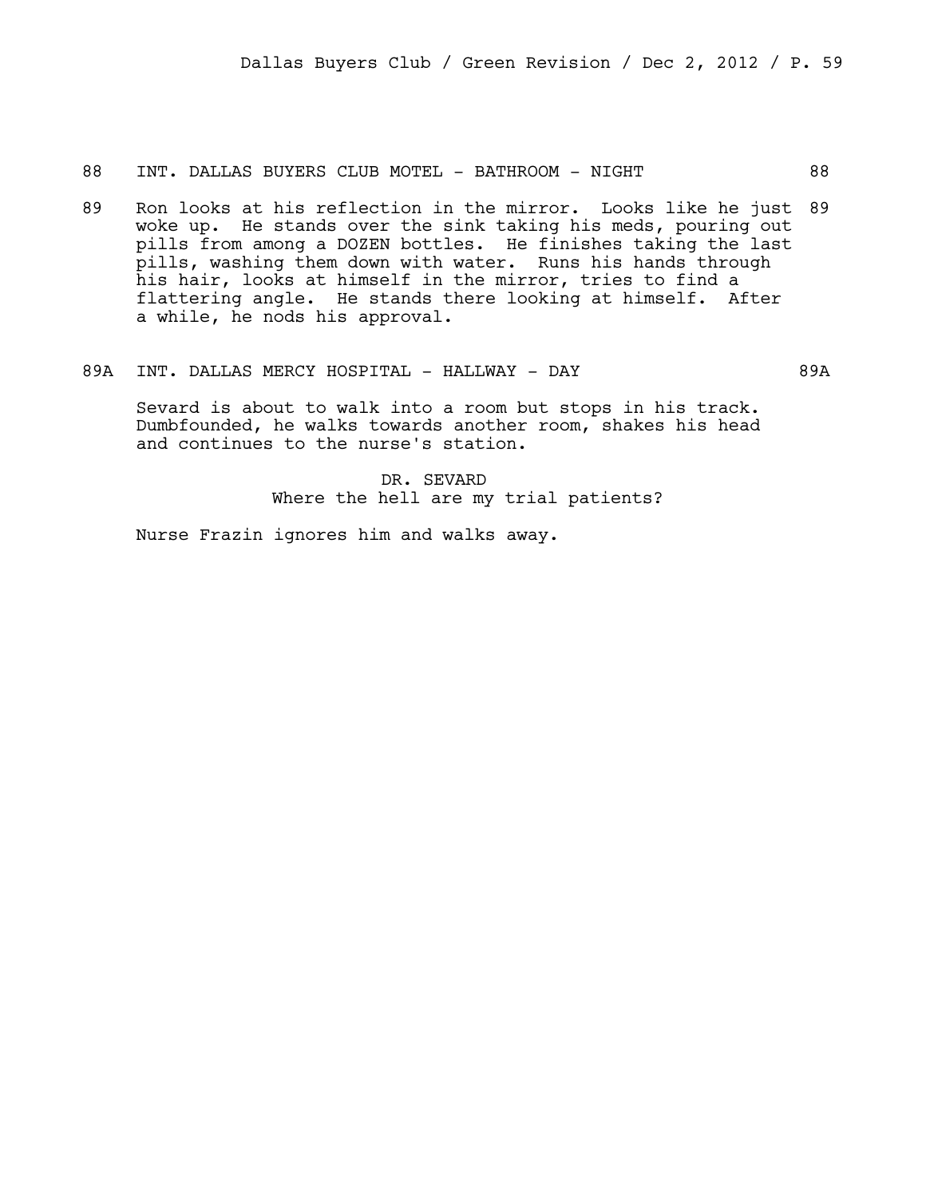88 INT. DALLAS BUYERS CLUB MOTEL - BATHROOM - NIGHT 88

89 Ron looks at his reflection in the mirror. Looks like he just woke up. He stands over the sink taking his meds, pouring out pills from among a DOZEN bottles. He finishes taking the last pills, washing them down with water. Runs his hands through his hair, looks at himself in the mirror, tries to find a flattering angle. He stands there looking at himself. After a while, he nods his approval. 89

89A INT. DALLAS MERCY HOSPITAL - HALLWAY - DAY 89A

Sevard is about to walk into a room but stops in his track. Dumbfounded, he walks towards another room, shakes his head and continues to the nurse's station.

DR. SEVARD
Where the hell are my trial patients?

Nurse Frazin ignores him and walks away.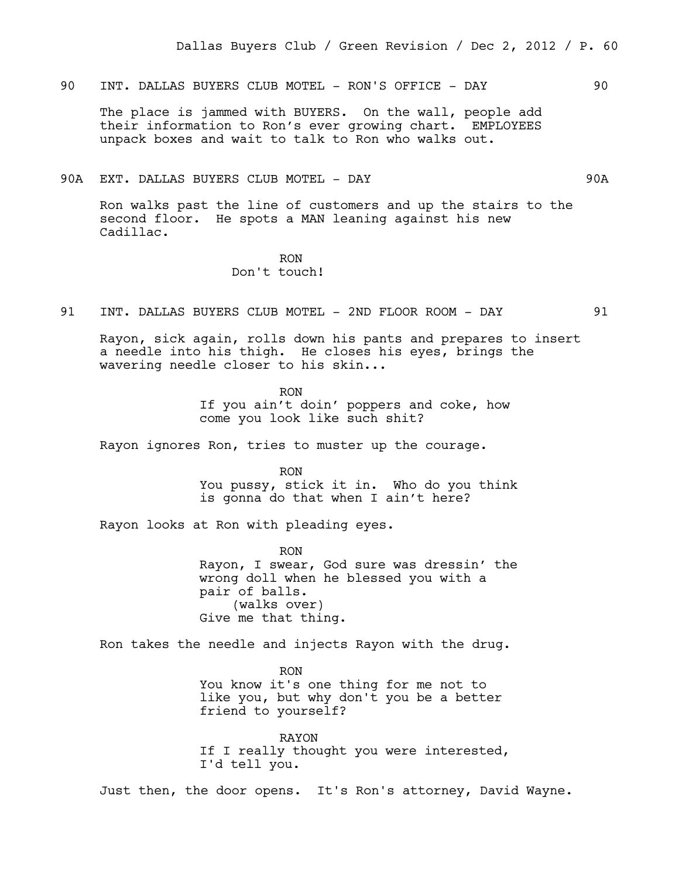90 INT. DALLAS BUYERS CLUB MOTEL - RON'S OFFICE - DAY 90

The place is jammed with BUYERS. On the wall, people add their information to Ron's ever growing chart. EMPLOYEES unpack boxes and wait to talk to Ron who walks out.

90A EXT. DALLAS BUYERS CLUB MOTEL - DAY 90A

Ron walks past the line of customers and up the stairs to the second floor. He spots a MAN leaning against his new Cadillac.

RON
Don't touch!

91 INT. DALLAS BUYERS CLUB MOTEL - 2ND FLOOR ROOM - DAY 91

Rayon, sick again, rolls down his pants and prepares to insert a needle into his thigh. He closes his eyes, brings the wavering needle closer to his skin...

RON
If you ain't doin' poppers and coke, how come you look like such shit?

Rayon ignores Ron, tries to muster up the courage.

RON
You pussy, stick it in. Who do you think is gonna do that when I ain't here?

Rayon looks at Ron with pleading eyes.

RON
Rayon, I swear, God sure was dressin' the wrong doll when he blessed you with a pair of balls.
(walks over)
Give me that thing.

Ron takes the needle and injects Rayon with the drug.

RON
You know it's one thing for me not to like you, but why don't you be a better friend to yourself?

RAYON
If I really thought you were interested, I'd tell you.

Just then, the door opens. It's Ron's attorney, David Wayne.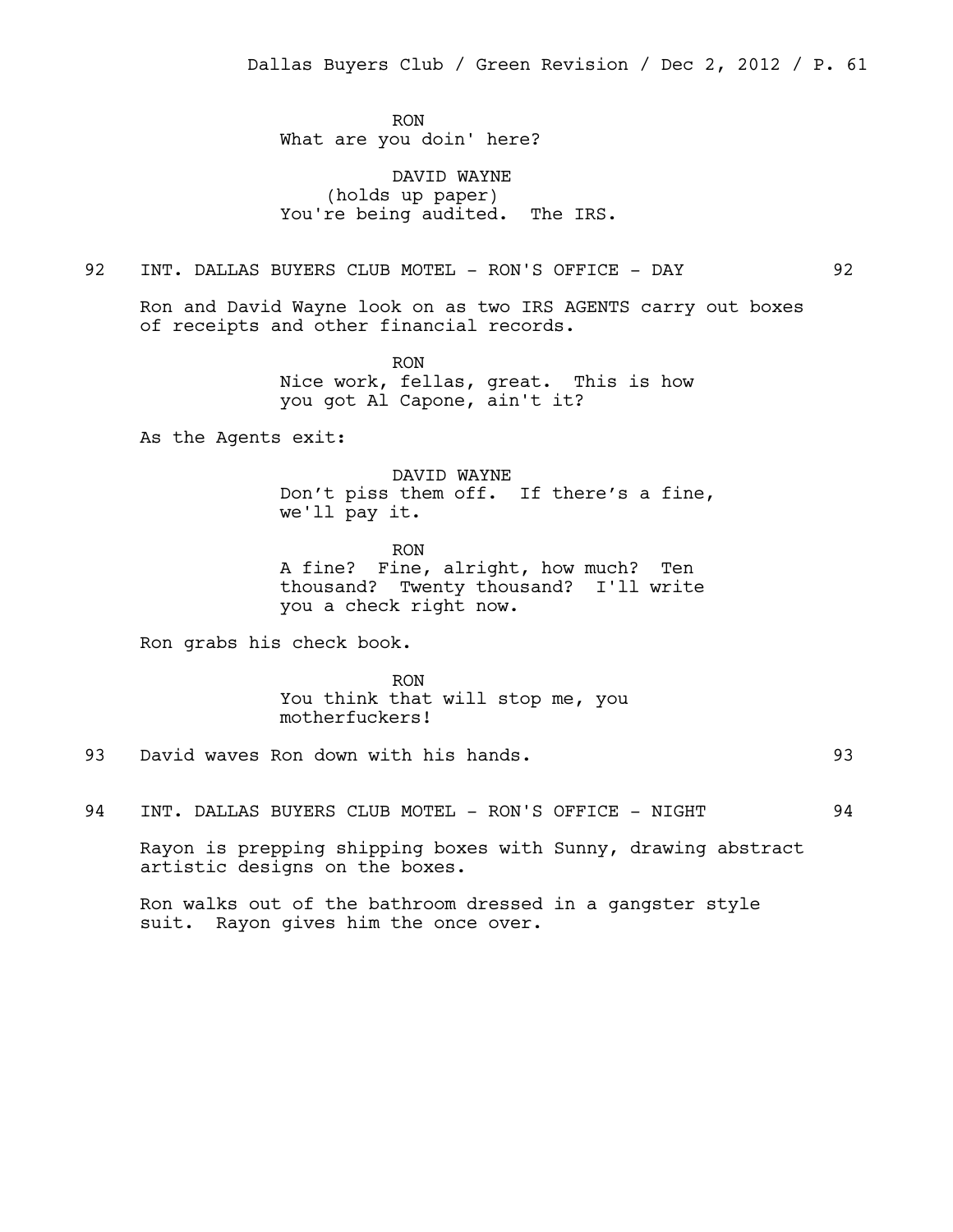RON
What are you doin' here?

DAVID WAYNE
(holds up paper)
You're being audited. The IRS.

92 INT. DALLAS BUYERS CLUB MOTEL - RON'S OFFICE - DAY 92

Ron and David Wayne look on as two IRS AGENTS carry out boxes of receipts and other financial records.

RON
Nice work, fellas, great. This is how you got Al Capone, ain't it?

As the Agents exit:

DAVID WAYNE
Don’t piss them off. If there’s a fine, we'll pay it.

RON
A fine? Fine, alright, how much? Ten thousand? Twenty thousand? I'll write you a check right now.

Ron grabs his check book.

RON
You think that will stop me, you motherfuckers!

93 David waves Ron down with his hands. 93

94 INT. DALLAS BUYERS CLUB MOTEL - RON'S OFFICE - NIGHT 94

Rayon is prepping shipping boxes with Sunny, drawing abstract artistic designs on the boxes.

Ron walks out of the bathroom dressed in a gangster style suit. Rayon gives him the once over.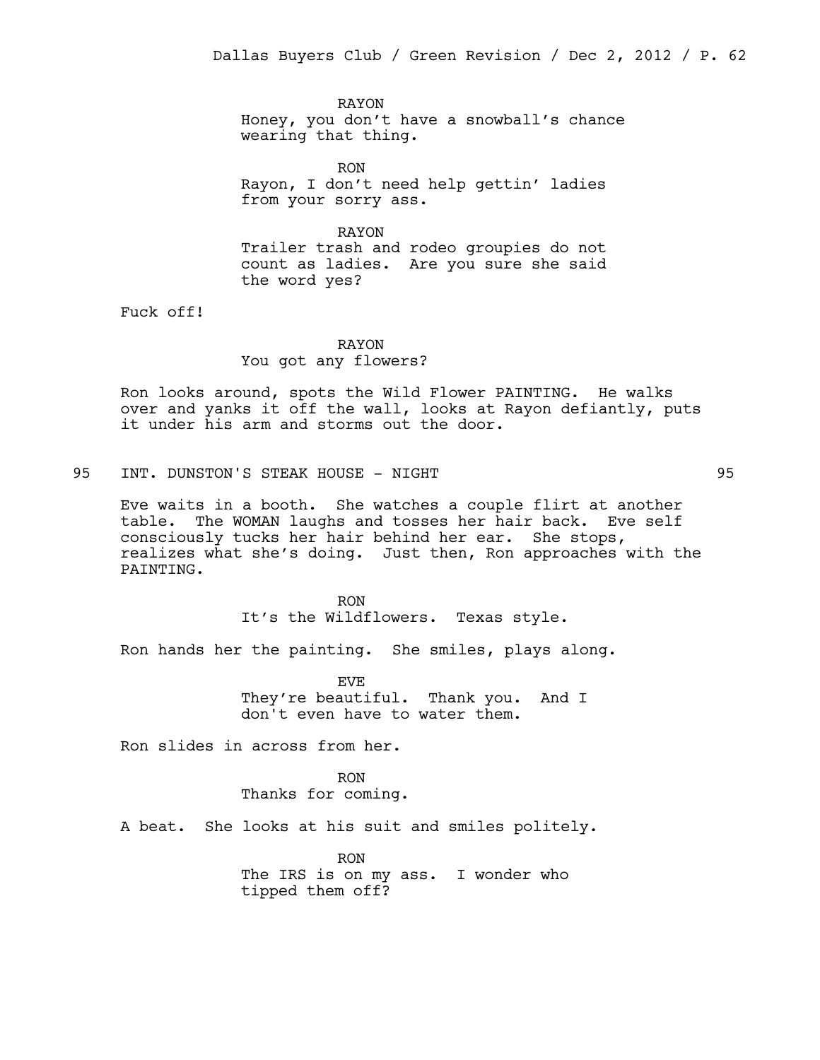RAYON

Honey, you don't have a snowball's chance wearing that thing.

RON

Rayon, I don't need help gettin' ladies from your sorry ass.

RAYON

Trailer trash and rodeo groupies do not count as ladies. Are you sure she said the word yes?

Fuck off!

RAYON

You got any flowers?

Ron looks around, spots the Wild Flower PAINTING. He walks over and yanks it off the wall, looks at Rayon defiantly, puts it under his arm and storms out the door.

95 INT. DUNSTON'S STEAK HOUSE - NIGHT 95

Eve waits in a booth. She watches a couple flirt at another table. The WOMAN laughs and tosses her hair back. Eve self consciously tucks her hair behind her ear. She stops, realizes what she's doing. Just then, Ron approaches with the PAINTING.

RON

It's the Wildflowers. Texas style.

Ron hands her the painting. She smiles, plays along.

EVE

They're beautiful. Thank you. And I don't even have to water them.

Ron slides in across from her.

RON

Thanks for coming.

A beat. She looks at his suit and smiles politely.

RON

The IRS is on my ass. I wonder who tipped them off?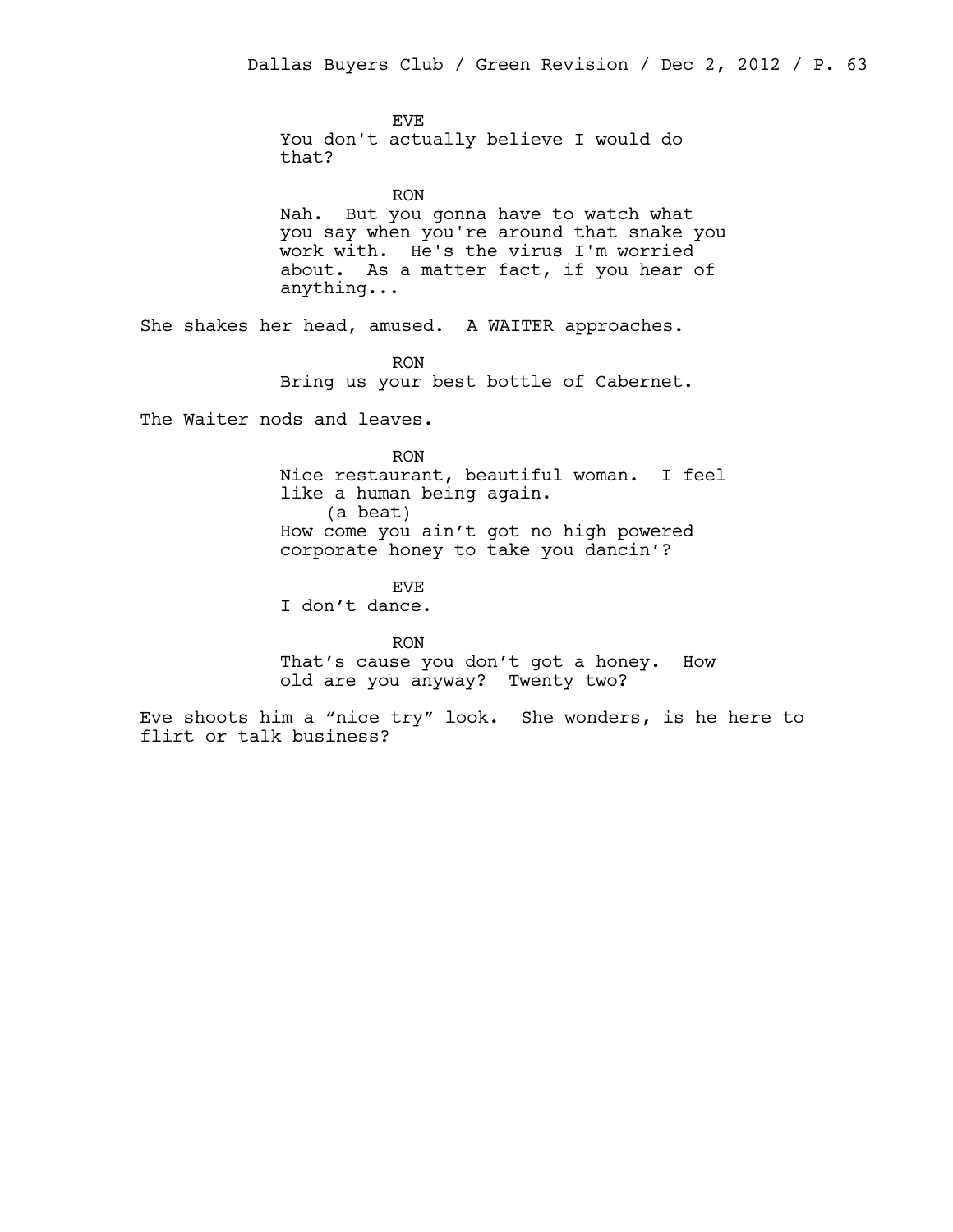EVE
You don't actually believe I would do that?

RON
Nah. But you gonna have to watch what you say when you're around that snake you work with. He's the virus I'm worried about. As a matter fact, if you hear of anything...

She shakes her head, amused. A WAITER approaches.

RON
Bring us your best bottle of Cabernet.

The Waiter nods and leaves.

RON
Nice restaurant, beautiful woman. I feel like a human being again.
(a beat)
How come you ain't got no high powered corporate honey to take you dancin'?

EVE
I don't dance.

RON
That's cause you don't got a honey. How old are you anyway? Twenty two?

Eve shoots him a "nice try" look. She wonders, is he here to flirt or talk business?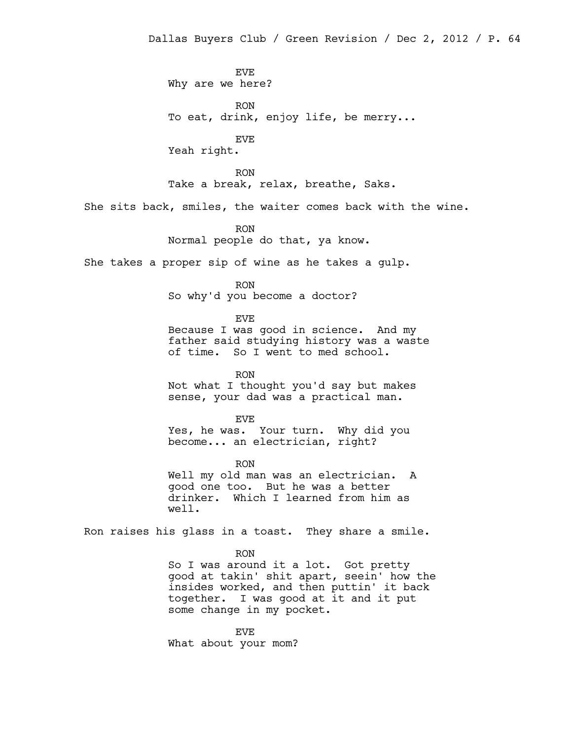EVE
Why are we here?

RON
To eat, drink, enjoy life, be merry...

EVE
Yeah right.

RON
Take a break, relax, breathe, Saks.

She sits back, smiles, the waiter comes back with the wine.

RON
Normal people do that, ya know.

She takes a proper sip of wine as he takes a gulp.

RON
So why'd you become a doctor?

EVE
Because I was good in science. And my father said studying history was a waste of time. So I went to med school.

RON
Not what I thought you'd say but makes sense, your dad was a practical man.

EVE
Yes, he was. Your turn. Why did you become... an electrician, right?

RON
Well my old man was an electrician. A good one too. But he was a better drinker. Which I learned from him as well.

Ron raises his glass in a toast. They share a smile.

RON
So I was around it a lot. Got pretty good at takin' shit apart, seein' how the insides worked, and then puttin' it back together. I was good at it and it put some change in my pocket.

EVE
What about your mom?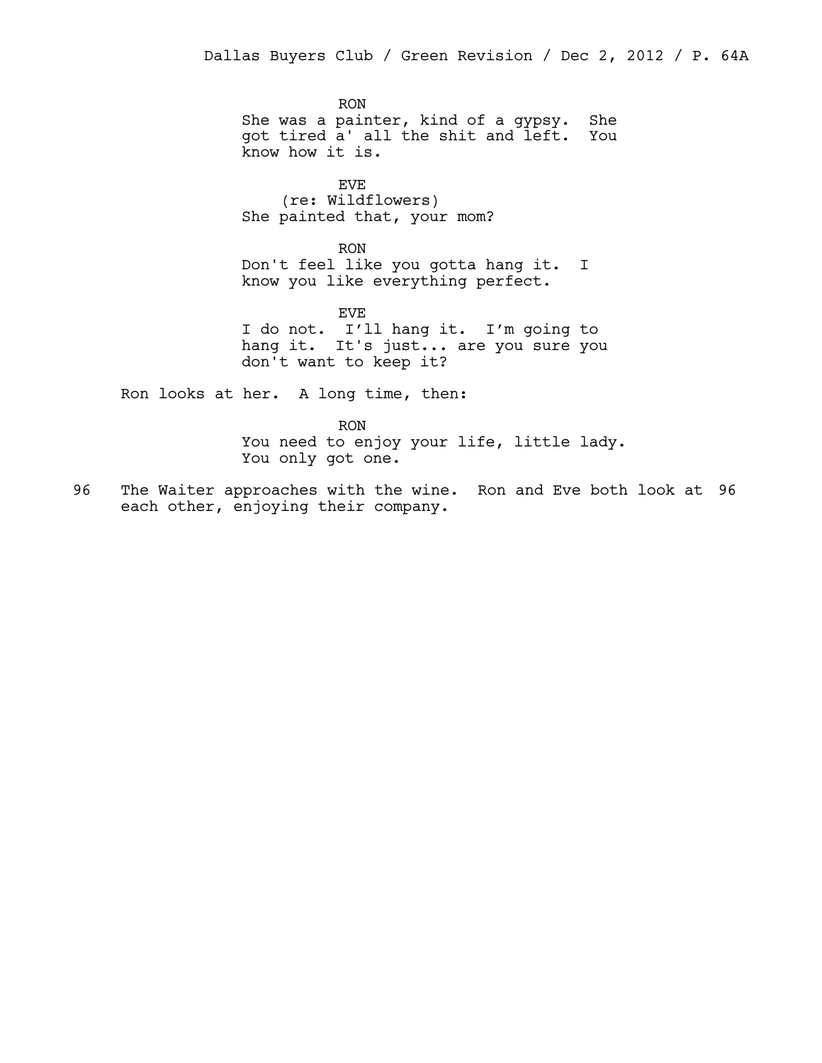RON

She was a painter, kind of a gypsy. She got tired a' all the shit and left. You know how it is.

EVE

(re: Wildflowers)

She painted that, your mom?

RON

Don't feel like you gotta hang it. I know you like everything perfect.

EVE

I do not. I'll hang it. I'm going to hang it. It's just... are you sure you don't want to keep it?

Ron looks at her. A long time, then:

RON

You need to enjoy your life, little lady. You only got one.

96 The Waiter approaches with the wine. Ron and Eve both look at each other, enjoying their company. 96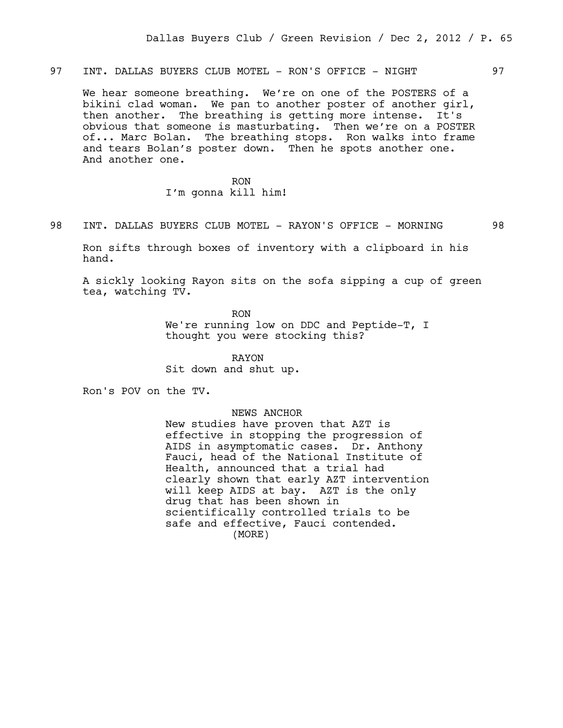97 INT. DALLAS BUYERS CLUB MOTEL - RON'S OFFICE - NIGHT 97

We hear someone breathing. We’re on one of the POSTERS of a bikini clad woman. We pan to another poster of another girl, then another. The breathing is getting more intense. It's obvious that someone is masturbating. Then we’re on a POSTER of... Marc Bolan. The breathing stops. Ron walks into frame and tears Bolan’s poster down. Then he spots another one. And another one.

RON
I’m gonna kill him!

98 INT. DALLAS BUYERS CLUB MOTEL - RAYON'S OFFICE - MORNING 98

Ron sifts through boxes of inventory with a clipboard in his hand.

A sickly looking Rayon sits on the sofa sipping a cup of green tea, watching TV.

RON
We're running low on DDC and Peptide-T, I thought you were stocking this?

RAYON
Sit down and shut up.

Ron's POV on the TV.

NEWS ANCHOR
New studies have proven that AZT is effective in stopping the progression of AIDS in asymptomatic cases. Dr. Anthony Fauci, head of the National Institute of Health, announced that a trial had clearly shown that early AZT intervention will keep AIDS at bay. AZT is the only drug that has been shown in scientifically controlled trials to be safe and effective, Fauci contended.
(MORE)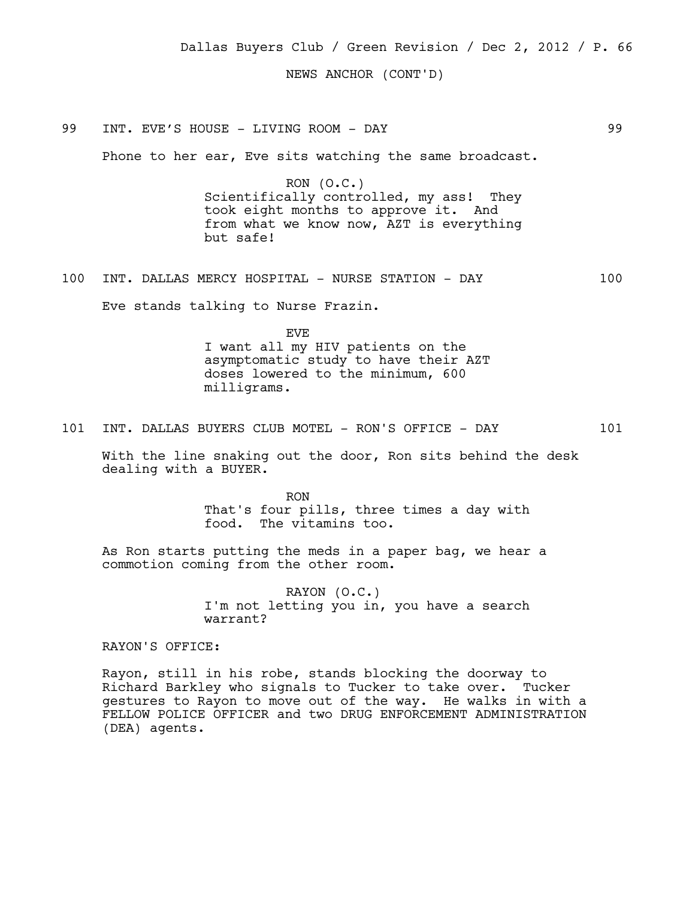NEWS ANCHOR (CONT'D)

99 INT. EVE'S HOUSE - LIVING ROOM - DAY 99

Phone to her ear, Eve sits watching the same broadcast.

RON (O.C.)
Scientifically controlled, my ass! They took eight months to approve it. And from what we know now, AZT is everything but safe!

100 INT. DALLAS MERCY HOSPITAL - NURSE STATION - DAY 100

Eve stands talking to Nurse Frazin.

EVE
I want all my HIV patients on the asymptomatic study to have their AZT doses lowered to the minimum, 600 milligrams.

101 INT. DALLAS BUYERS CLUB MOTEL - RON'S OFFICE - DAY 101

With the line snaking out the door, Ron sits behind the desk dealing with a BUYER.

RON
That's four pills, three times a day with food. The vitamins too.

As Ron starts putting the meds in a paper bag, we hear a commotion coming from the other room.

RAYON (O.C.)
I'm not letting you in, you have a search warrant?

RAYON'S OFFICE:

Rayon, still in his robe, stands blocking the doorway to Richard Barkley who signals to Tucker to take over. Tucker gestures to Rayon to move out of the way. He walks in with a FELLOW POLICE OFFICER and two DRUG ENFORCEMENT ADMINISTRATION (DEA) agents.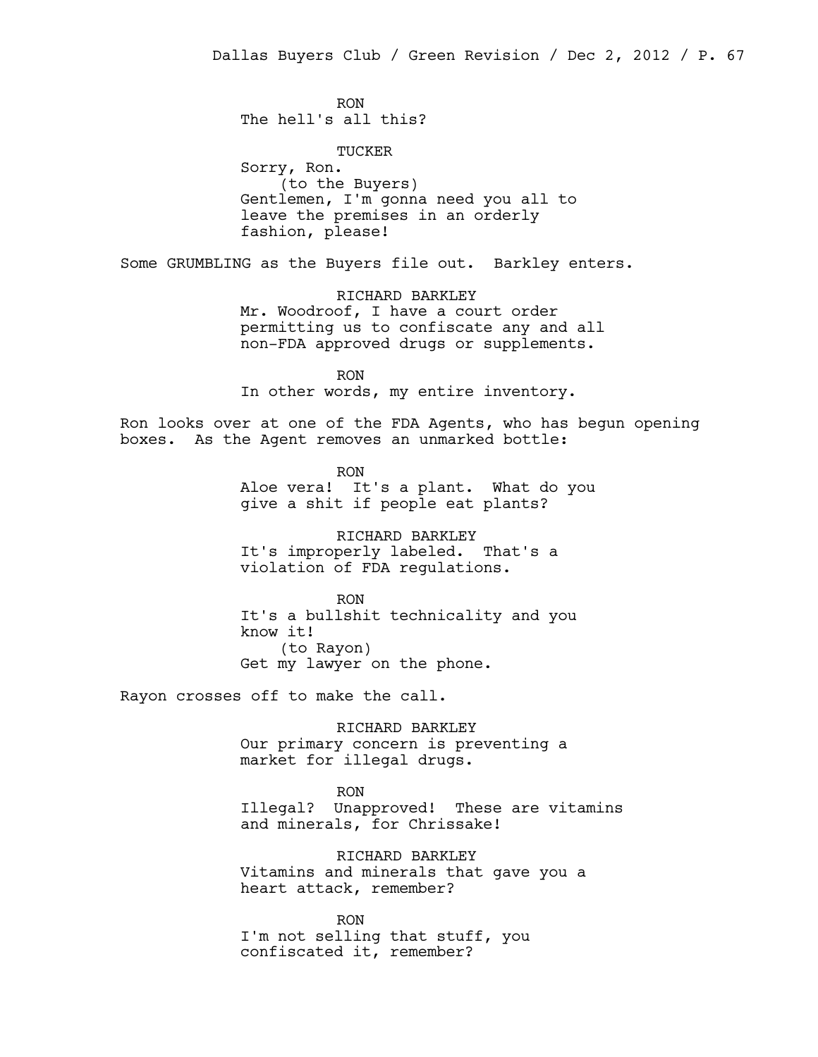RON
The hell's all this?

TUCKER
Sorry, Ron.
(to the Buyers)
Gentlemen, I'm gonna need you all to leave the premises in an orderly fashion, please!

Some GRUMBLING as the Buyers file out. Barkley enters.

RICHARD BARKLEY
Mr. Woodroof, I have a court order permitting us to confiscate any and all non-FDA approved drugs or supplements.

RON
In other words, my entire inventory.

Ron looks over at one of the FDA Agents, who has begun opening boxes. As the Agent removes an unmarked bottle:

RON
Aloe vera! It's a plant. What do you give a shit if people eat plants?

RICHARD BARKLEY
It's improperly labeled. That's a violation of FDA regulations.

RON
It's a bullshit technicality and you know it!
(to Rayon)
Get my lawyer on the phone.

Rayon crosses off to make the call.

RICHARD BARKLEY
Our primary concern is preventing a market for illegal drugs.

RON
Illegal? Unapproved! These are vitamins and minerals, for Chrissake!

RICHARD BARKLEY
Vitamins and minerals that gave you a heart attack, remember?

RON
I'm not selling that stuff, you confiscated it, remember?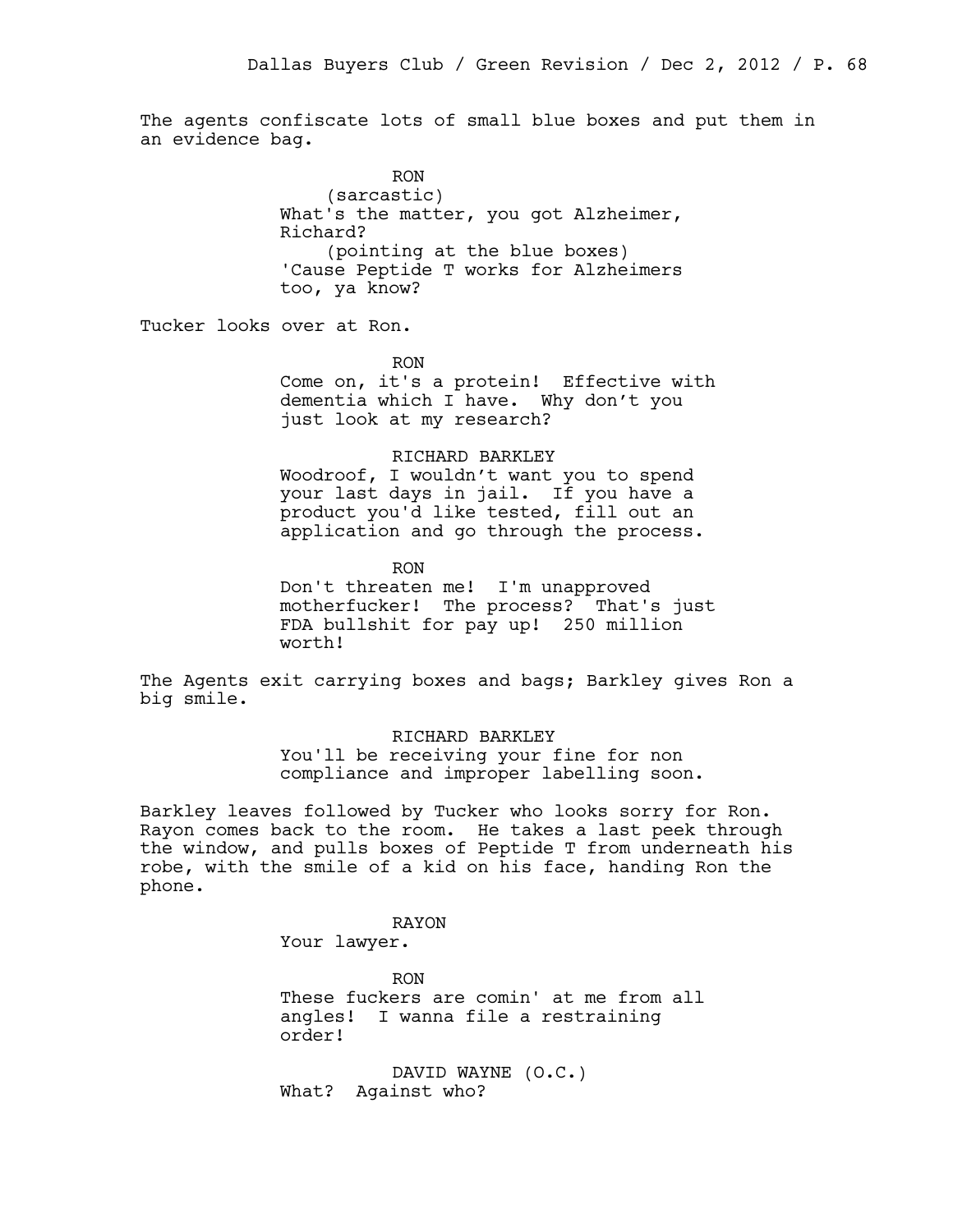The agents confiscate lots of small blue boxes and put them in an evidence bag.

RON
(sarcastic)
What's the matter, you got Alzheimer, Richard?
(pointing at the blue boxes)
'Cause Peptide T works for Alzheimers too, ya know?

Tucker looks over at Ron.

RON
Come on, it's a protein! Effective with dementia which I have. Why don't you just look at my research?

RICHARD BARKLEY
Woodroof, I wouldn't want you to spend your last days in jail. If you have a product you'd like tested, fill out an application and go through the process.

RON
Don't threaten me! I'm unapproved motherfucker! The process? That's just FDA bullshit for pay up! 250 million worth!

The Agents exit carrying boxes and bags; Barkley gives Ron a big smile.

RICHARD BARKLEY
You'll be receiving your fine for non compliance and improper labelling soon.

Barkley leaves followed by Tucker who looks sorry for Ron. Rayon comes back to the room. He takes a last peek through the window, and pulls boxes of Peptide T from underneath his robe, with the smile of a kid on his face, handing Ron the phone.

RAYON
Your lawyer.

RON
These fuckers are comin' at me from all angles! I wanna file a restraining order!

DAVID WAYNE (O.C.)
What? Against who?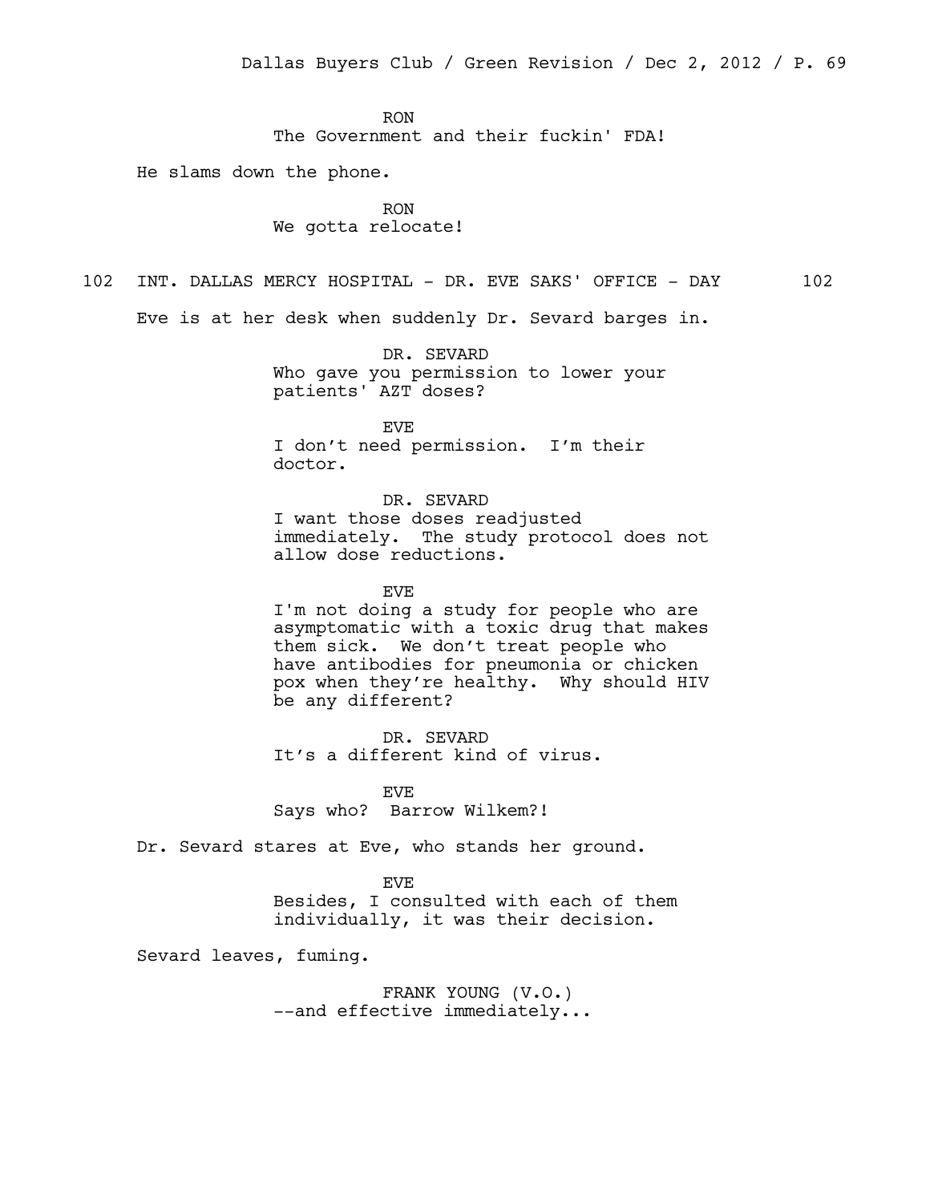RON
The Government and their fuckin' FDA!

He slams down the phone.

RON
We gotta relocate!

102 INT. DALLAS MERCY HOSPITAL - DR. EVE SAKS' OFFICE - DAY 102

Eve is at her desk when suddenly Dr. Sevard barges in.

DR. SEVARD
Who gave you permission to lower your patients' AZT doses?

EVE
I don't need permission. I'm their doctor.

DR. SEVARD
I want those doses readjusted immediately. The study protocol does not allow dose reductions.

EVE
I'm not doing a study for people who are asymptomatic with a toxic drug that makes them sick. We don't treat people who have antibodies for pneumonia or chicken pox when they're healthy. Why should HIV be any different?

DR. SEVARD
It's a different kind of virus.

EVE
Says who? Barrow Wilkem?!

Dr. Sevard stares at Eve, who stands her ground.

EVE
Besides, I consulted with each of them individually, it was their decision.

Sevard leaves, fuming.

FRANK YOUNG (V.O.)
--and effective immediately...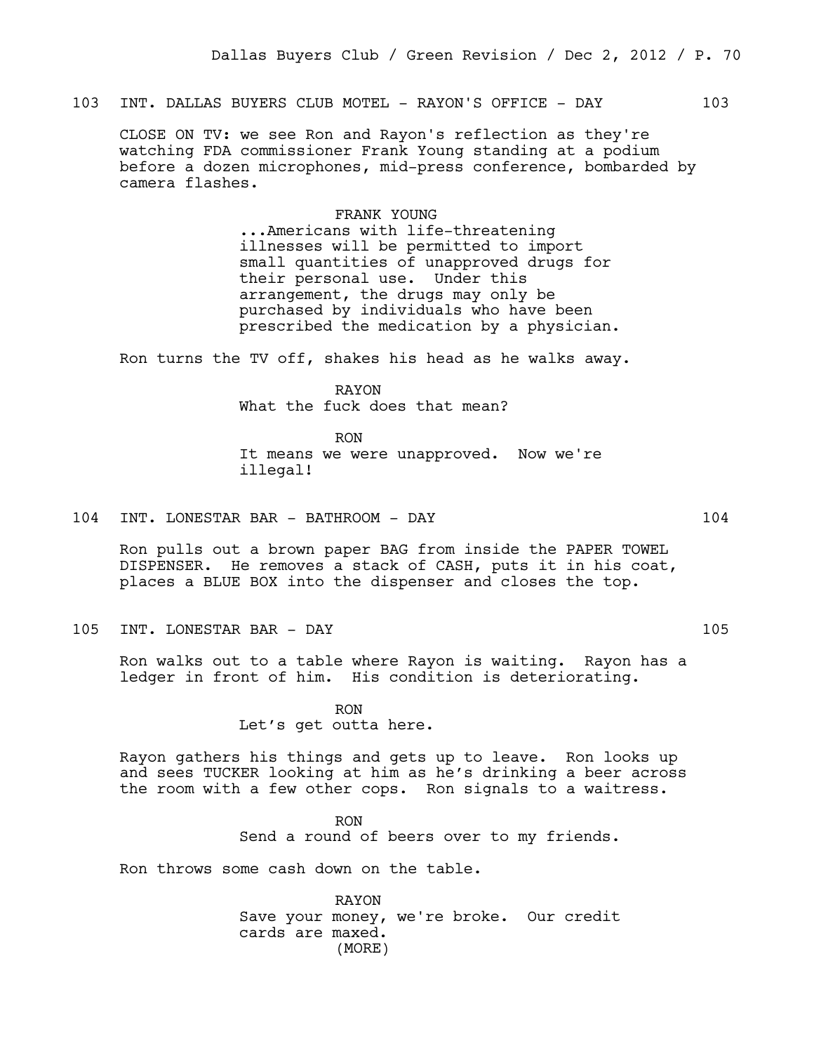103 INT. DALLAS BUYERS CLUB MOTEL - RAYON'S OFFICE - DAY 103

CLOSE ON TV: we see Ron and Rayon's reflection as they're watching FDA commissioner Frank Young standing at a podium before a dozen microphones, mid-press conference, bombarded by camera flashes.

FRANK YOUNG
...Americans with life-threatening illnesses will be permitted to import small quantities of unapproved drugs for their personal use. Under this arrangement, the drugs may only be purchased by individuals who have been prescribed the medication by a physician.

Ron turns the TV off, shakes his head as he walks away.

RAYON
What the fuck does that mean?

RON
It means we were unapproved. Now we're illegal!

104 INT. LONESTAR BAR - BATHROOM - DAY 104

Ron pulls out a brown paper BAG from inside the PAPER TOWEL DISPENSER. He removes a stack of CASH, puts it in his coat, places a BLUE BOX into the dispenser and closes the top.

105 INT. LONESTAR BAR - DAY 105

Ron walks out to a table where Rayon is waiting. Rayon has a ledger in front of him. His condition is deteriorating.

RON
Let's get outta here.

Rayon gathers his things and gets up to leave. Ron looks up and sees TUCKER looking at him as he's drinking a beer across the room with a few other cops. Ron signals to a waitress.

RON
Send a round of beers over to my friends.

Ron throws some cash down on the table.

RAYON
Save your money, we're broke. Our credit cards are maxed.
(MORE)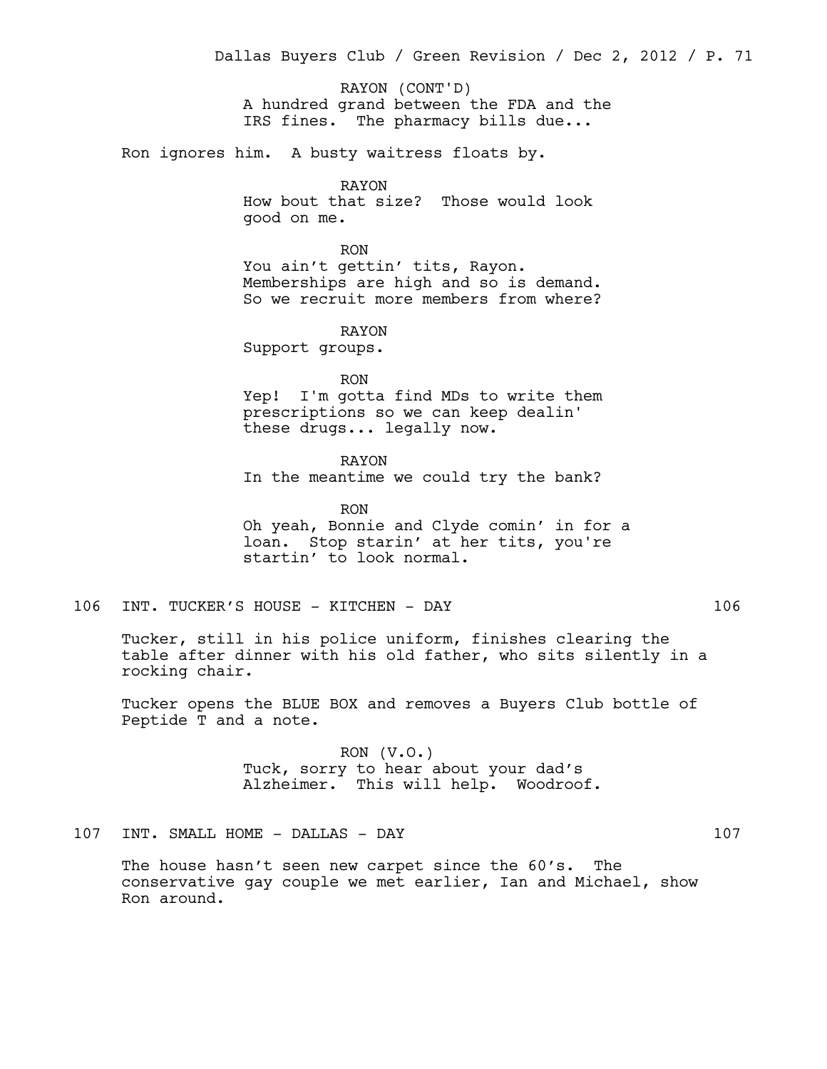RAYON (CONT'D)
A hundred grand between the FDA and the IRS fines. The pharmacy bills due...

Ron ignores him. A busty waitress floats by.

RAYON
How bout that size? Those would look good on me.

RON
You ain't gettin' tits, Rayon. Memberships are high and so is demand. So we recruit more members from where?

RAYON
Support groups.

RON
Yep! I'm gotta find MDs to write them prescriptions so we can keep dealin' these drugs... legally now.

RAYON
In the meantime we could try the bank?

RON
Oh yeah, Bonnie and Clyde comin' in for a loan. Stop starin' at her tits, you're startin' to look normal.

106 INT. TUCKER'S HOUSE - KITCHEN - DAY 106

Tucker, still in his police uniform, finishes clearing the table after dinner with his old father, who sits silently in a rocking chair.

Tucker opens the BLUE BOX and removes a Buyers Club bottle of Peptide T and a note.

RON (V.O.)
Tuck, sorry to hear about your dad's Alzheimer. This will help. Woodroof.

107 INT. SMALL HOME - DALLAS - DAY 107

The house hasn't seen new carpet since the 60's. The conservative gay couple we met earlier, Ian and Michael, show Ron around.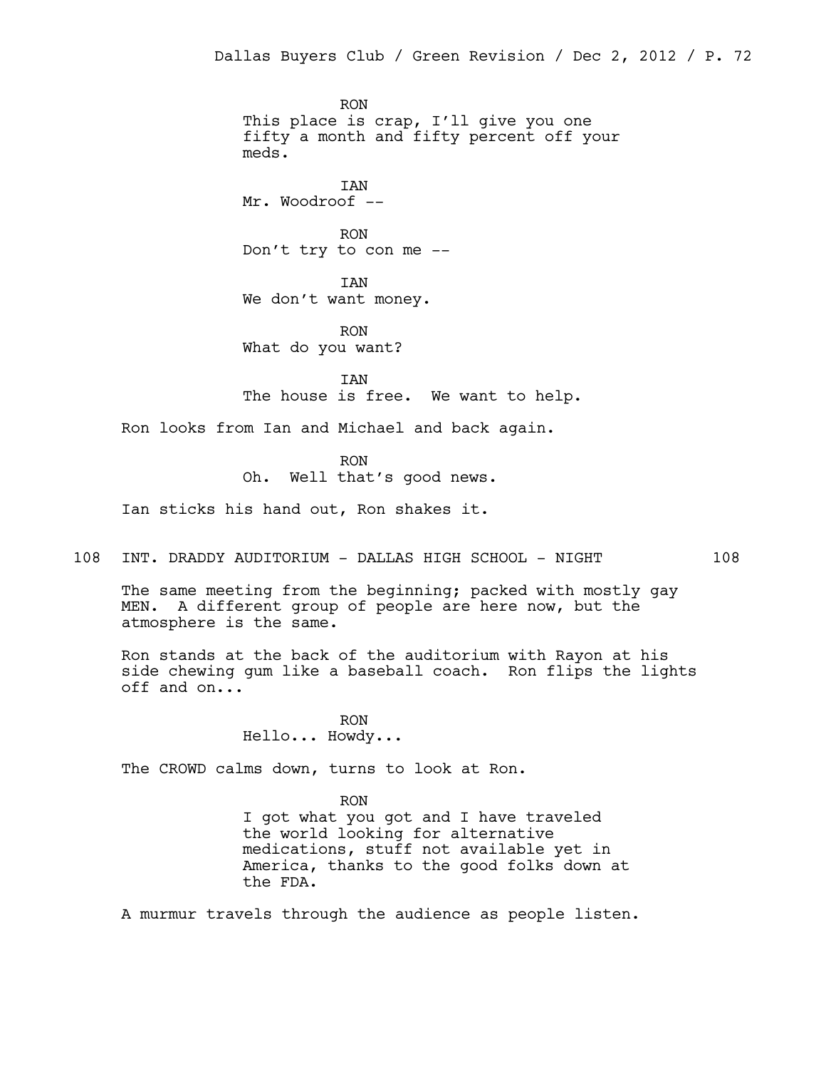RON
This place is crap, I'll give you one fifty a month and fifty percent off your meds.

IAN
Mr. Woodroof --

RON
Don't try to con me --

IAN
We don't want money.

RON
What do you want?

IAN
The house is free. We want to help.

Ron looks from Ian and Michael and back again.

RON
Oh. Well that's good news.

Ian sticks his hand out, Ron shakes it.

108 INT. DRADDY AUDITORIUM - DALLAS HIGH SCHOOL - NIGHT 108

The same meeting from the beginning; packed with mostly gay MEN. A different group of people are here now, but the atmosphere is the same.

Ron stands at the back of the auditorium with Rayon at his side chewing gum like a baseball coach. Ron flips the lights off and on...

RON
Hello... Howdy...

The CROWD calms down, turns to look at Ron.

RON
I got what you got and I have traveled the world looking for alternative medications, stuff not available yet in America, thanks to the good folks down at the FDA.

A murmur travels through the audience as people listen.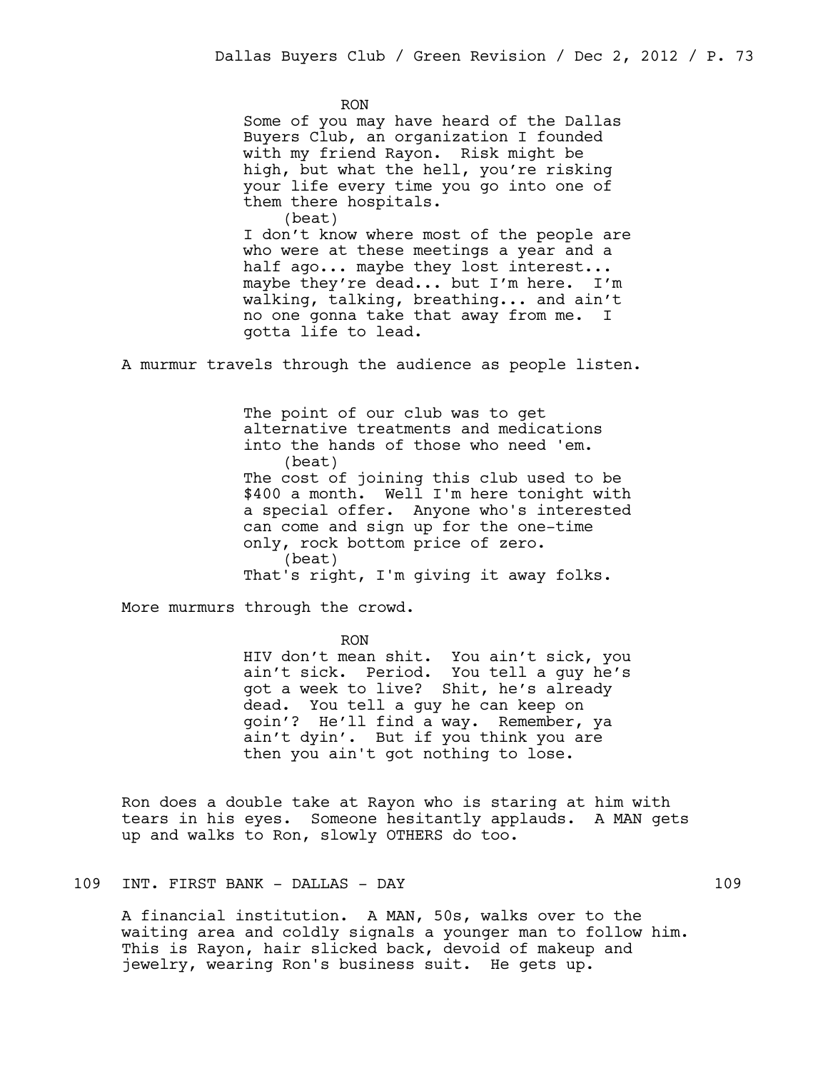RON

Some of you may have heard of the Dallas Buyers Club, an organization I founded with my friend Rayon. Risk might be high, but what the hell, you're risking your life every time you go into one of them there hospitals.

(beat)

I don't know where most of the people are who were at these meetings a year and a half ago... maybe they lost interest... maybe they're dead... but I'm here. I'm walking, talking, breathing... and ain't no one gonna take that away from me. I gotta life to lead.

A murmur travels through the audience as people listen.

The point of our club was to get alternative treatments and medications into the hands of those who need 'em.

(beat)

The cost of joining this club used to be $400 a month. Well I'm here tonight with a special offer. Anyone who's interested can come and sign up for the one-time only, rock bottom price of zero.

(beat)

That's right, I'm giving it away folks.

More murmurs through the crowd.

RON

HIV don't mean shit. You ain't sick, you ain't sick. Period. You tell a guy he's got a week to live? Shit, he's already dead. You tell a guy he can keep on goin'? He'll find a way. Remember, ya ain't dyin'. But if you think you are then you ain't got nothing to lose.

Ron does a double take at Rayon who is staring at him with tears in his eyes. Someone hesitantly applauds. A MAN gets up and walks to Ron, slowly OTHERS do too.

109 INT. FIRST BANK - DALLAS - DAY 109

A financial institution. A MAN, 50s, walks over to the waiting area and coldly signals a younger man to follow him. This is Rayon, hair slicked back, devoid of makeup and jewelry, wearing Ron's business suit. He gets up.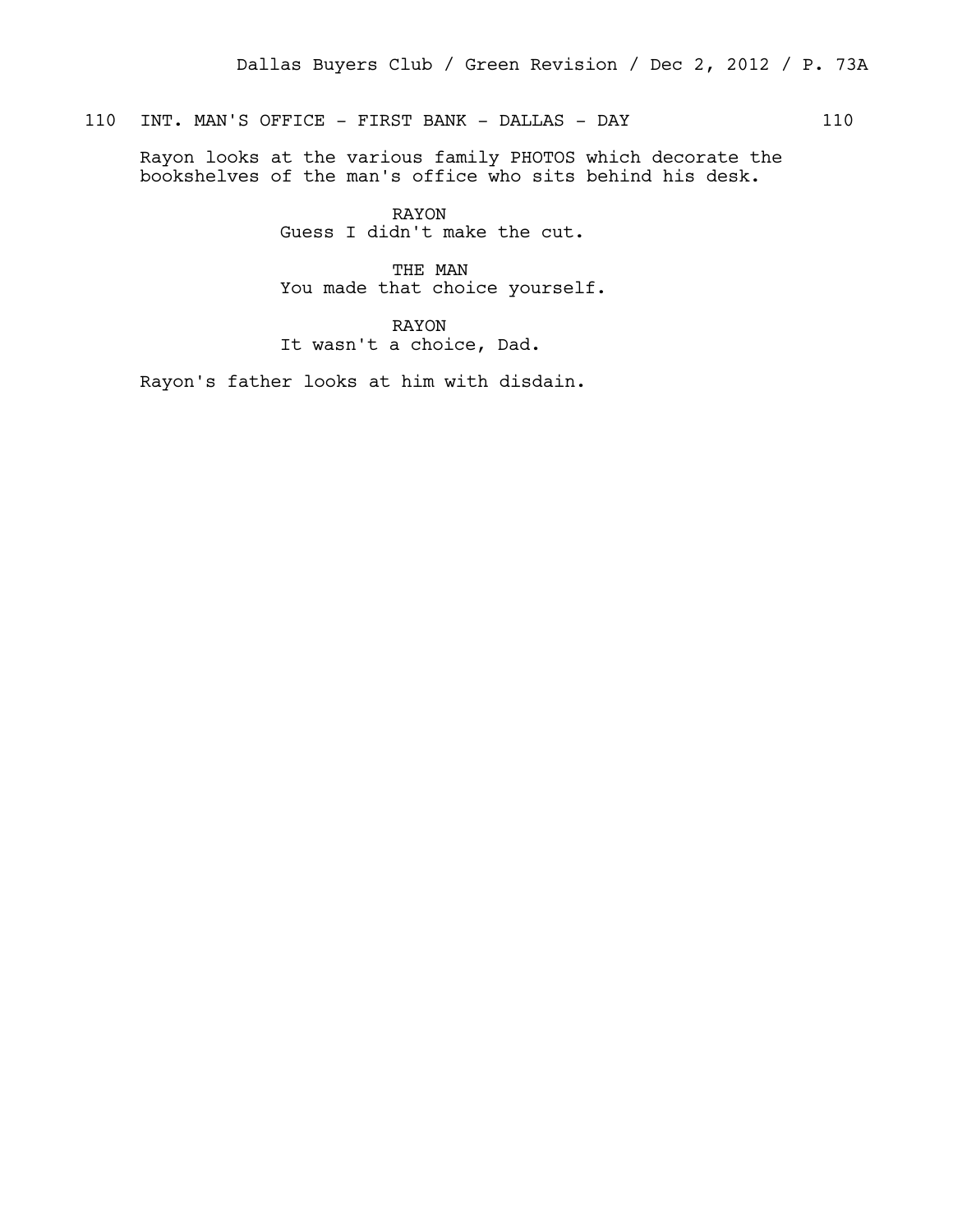110 INT. MAN'S OFFICE - FIRST BANK - DALLAS - DAY 110

Rayon looks at the various family PHOTOS which decorate the bookshelves of the man's office who sits behind his desk.

RAYON
Guess I didn't make the cut.

THE MAN
You made that choice yourself.

RAYON
It wasn't a choice, Dad.

Rayon's father looks at him with disdain.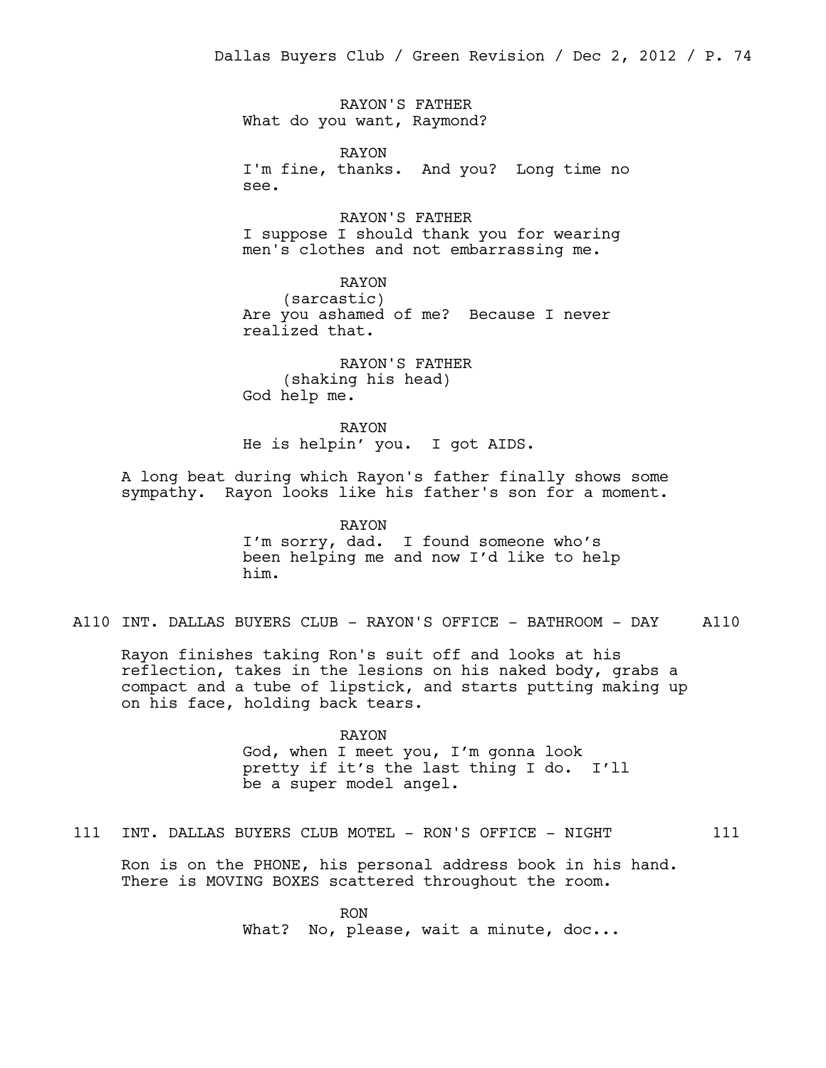RAYON'S FATHER
What do you want, Raymond?

RAYON
I'm fine, thanks. And you? Long time no see.

RAYON'S FATHER
I suppose I should thank you for wearing men's clothes and not embarrassing me.

RAYON
(sarcastic)
Are you ashamed of me? Because I never realized that.

RAYON'S FATHER
(shaking his head)
God help me.

RAYON
He is helpin' you. I got AIDS.

A long beat during which Rayon's father finally shows some sympathy. Rayon looks like his father's son for a moment.

RAYON
I'm sorry, dad. I found someone who's been helping me and now I'd like to help him.

A110 INT. DALLAS BUYERS CLUB - RAYON'S OFFICE - BATHROOM - DAY A110

Rayon finishes taking Ron's suit off and looks at his reflection, takes in the lesions on his naked body, grabs a compact and a tube of lipstick, and starts putting making up on his face, holding back tears.

RAYON
God, when I meet you, I'm gonna look pretty if it's the last thing I do. I'll be a super model angel.

111 INT. DALLAS BUYERS CLUB MOTEL - RON'S OFFICE - NIGHT 111

Ron is on the PHONE, his personal address book in his hand. There is MOVING BOXES scattered throughout the room.

RON
What? No, please, wait a minute, doc...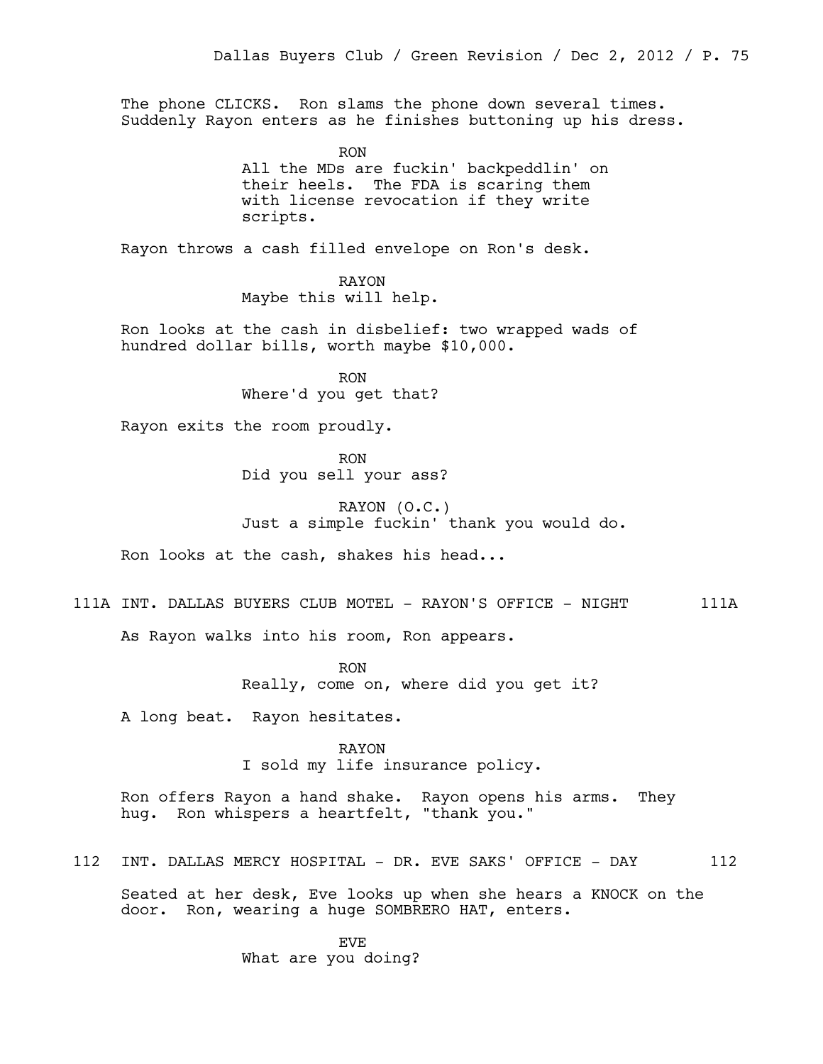The phone CLICKS. Ron slams the phone down several times. Suddenly Rayon enters as he finishes buttoning up his dress.

RON
All the MDs are fuckin' backpeddlin' on their heels. The FDA is scaring them with license revocation if they write scripts.

Rayon throws a cash filled envelope on Ron's desk.

RAYON
Maybe this will help.

Ron looks at the cash in disbelief: two wrapped wads of hundred dollar bills, worth maybe $10,000.

RON
Where'd you get that?

Rayon exits the room proudly.

RON
Did you sell your ass?

RAYON (O.C.)
Just a simple fuckin' thank you would do.

Ron looks at the cash, shakes his head...

111A INT. DALLAS BUYERS CLUB MOTEL - RAYON'S OFFICE - NIGHT 111A

As Rayon walks into his room, Ron appears.

RON
Really, come on, where did you get it?

A long beat. Rayon hesitates.

RAYON
I sold my life insurance policy.

Ron offers Rayon a hand shake. Rayon opens his arms. They hug. Ron whispers a heartfelt, "thank you."

112 INT. DALLAS MERCY HOSPITAL - DR. EVE SAKS' OFFICE - DAY 112

Seated at her desk, Eve looks up when she hears a KNOCK on the door. Ron, wearing a huge SOMBRERO HAT, enters.

EVE
What are you doing?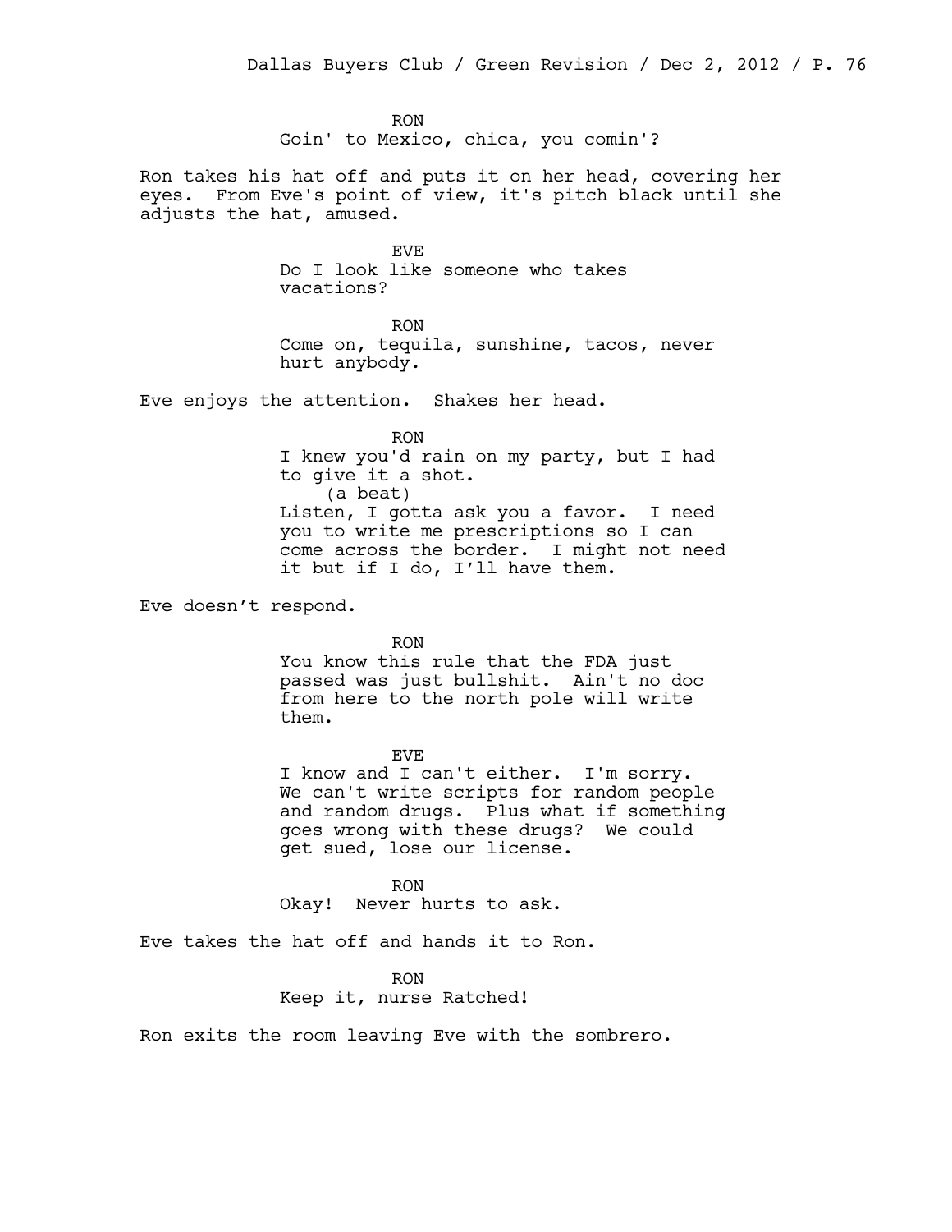RON
Goin' to Mexico, chica, you comin'?

Ron takes his hat off and puts it on her head, covering her eyes. From Eve's point of view, it's pitch black until she adjusts the hat, amused.

EVE
Do I look like someone who takes vacations?

RON
Come on, tequila, sunshine, tacos, never hurt anybody.

Eve enjoys the attention. Shakes her head.

RON
I knew you'd rain on my party, but I had to give it a shot.
(a beat)
Listen, I gotta ask you a favor. I need you to write me prescriptions so I can come across the border. I might not need it but if I do, I'll have them.

Eve doesn't respond.

RON
You know this rule that the FDA just passed was just bullshit. Ain't no doc from here to the north pole will write them.

EVE
I know and I can't either. I'm sorry. We can't write scripts for random people and random drugs. Plus what if something goes wrong with these drugs? We could get sued, lose our license.

RON
Okay! Never hurts to ask.

Eve takes the hat off and hands it to Ron.

RON
Keep it, nurse Ratched!

Ron exits the room leaving Eve with the sombrero.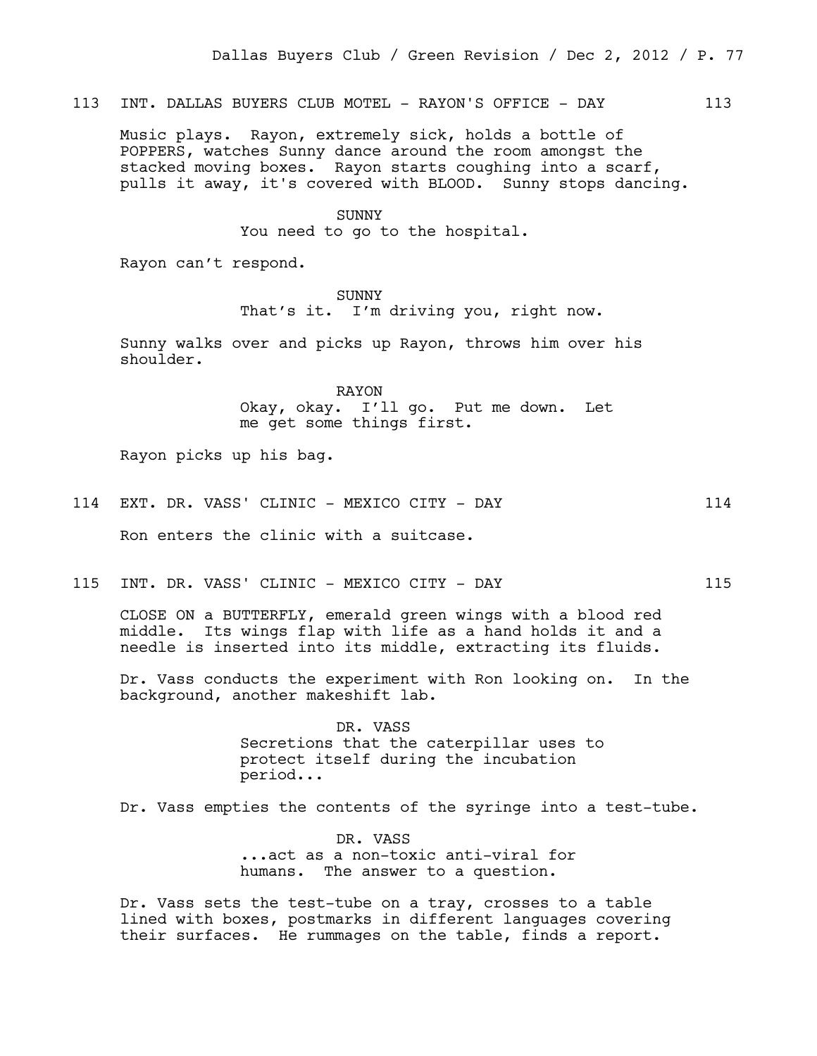113 INT. DALLAS BUYERS CLUB MOTEL - RAYON'S OFFICE - DAY 113

Music plays. Rayon, extremely sick, holds a bottle of POPPERS, watches Sunny dance around the room amongst the stacked moving boxes. Rayon starts coughing into a scarf, pulls it away, it's covered with BLOOD. Sunny stops dancing.

SUNNY
You need to go to the hospital.

Rayon can't respond.

SUNNY
That's it. I'm driving you, right now.

Sunny walks over and picks up Rayon, throws him over his shoulder.

RAYON
Okay, okay. I'll go. Put me down. Let me get some things first.

Rayon picks up his bag.

114 EXT. DR. VASS' CLINIC - MEXICO CITY - DAY 114

Ron enters the clinic with a suitcase.

115 INT. DR. VASS' CLINIC - MEXICO CITY - DAY 115

CLOSE ON a BUTTERFLY, emerald green wings with a blood red middle. Its wings flap with life as a hand holds it and a needle is inserted into its middle, extracting its fluids.

Dr. Vass conducts the experiment with Ron looking on. In the background, another makeshift lab.

DR. VASS
Secretions that the caterpillar uses to protect itself during the incubation period...

Dr. Vass empties the contents of the syringe into a test-tube.

DR. VASS
...act as a non-toxic anti-viral for humans. The answer to a question.

Dr. Vass sets the test-tube on a tray, crosses to a table lined with boxes, postmarks in different languages covering their surfaces. He rummages on the table, finds a report.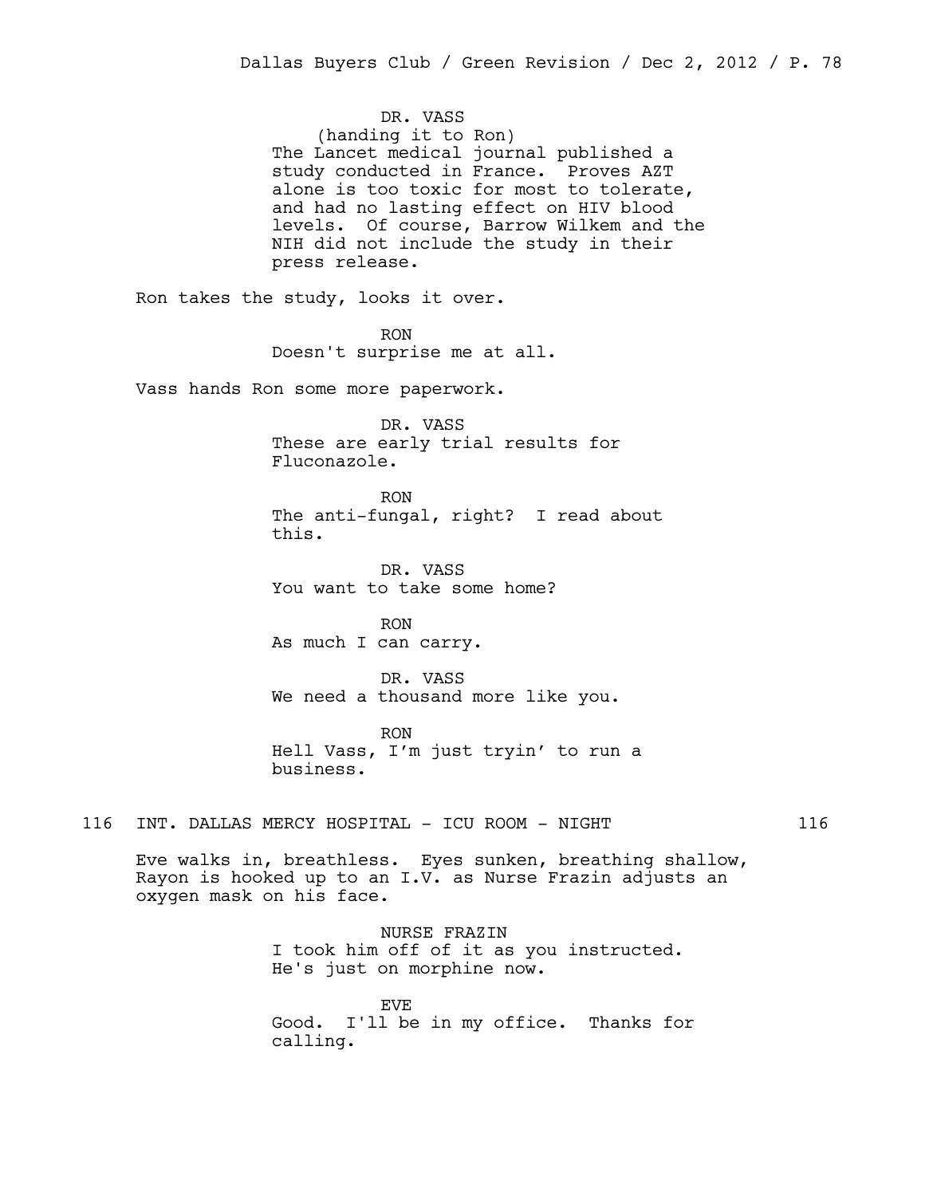DR. VASS
(handing it to Ron)
The Lancet medical journal published a study conducted in France. Proves AZT alone is too toxic for most to tolerate, and had no lasting effect on HIV blood levels. Of course, Barrow Wilkem and the NIH did not include the study in their press release.

Ron takes the study, looks it over.

RON
Doesn't surprise me at all.

Vass hands Ron some more paperwork.

DR. VASS
These are early trial results for Fluconazole.

RON
The anti-fungal, right? I read about this.

DR. VASS
You want to take some home?

RON
As much I can carry.

DR. VASS
We need a thousand more like you.

RON
Hell Vass, I'm just tryin' to run a business.

116 INT. DALLAS MERCY HOSPITAL - ICU ROOM - NIGHT 116

Eve walks in, breathless. Eyes sunken, breathing shallow, Rayon is hooked up to an I.V. as Nurse Frazin adjusts an oxygen mask on his face.

NURSE FRAZIN
I took him off of it as you instructed. He's just on morphine now.

EVE
Good. I'll be in my office. Thanks for calling.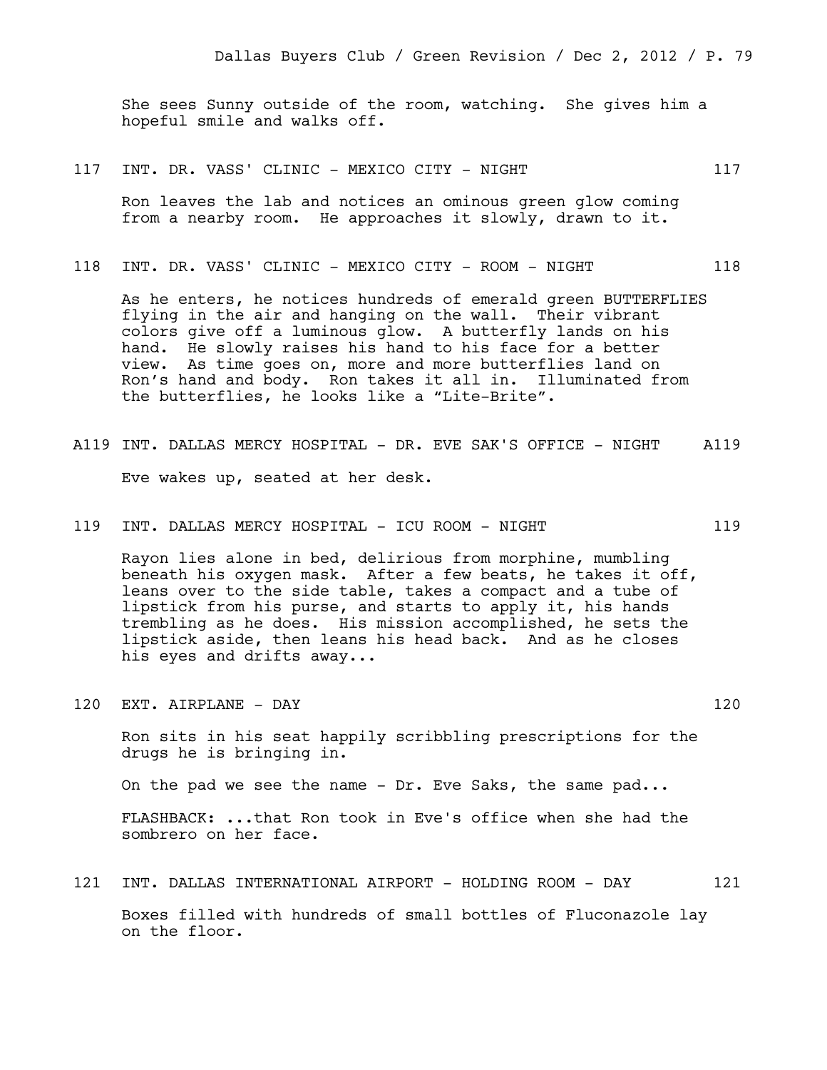She sees Sunny outside of the room, watching. She gives him a hopeful smile and walks off.

117 INT. DR. VASS' CLINIC - MEXICO CITY - NIGHT 117

Ron leaves the lab and notices an ominous green glow coming from a nearby room. He approaches it slowly, drawn to it.

118 INT. DR. VASS' CLINIC - MEXICO CITY - ROOM - NIGHT 118

As he enters, he notices hundreds of emerald green BUTTERFLIES flying in the air and hanging on the wall. Their vibrant colors give off a luminous glow. A butterfly lands on his hand. He slowly raises his hand to his face for a better view. As time goes on, more and more butterflies land on Ron's hand and body. Ron takes it all in. Illuminated from the butterflies, he looks like a "Lite-Brite".

A119 INT. DALLAS MERCY HOSPITAL - DR. EVE SAK'S OFFICE - NIGHT A119

Eve wakes up, seated at her desk.

119 INT. DALLAS MERCY HOSPITAL - ICU ROOM - NIGHT 119

Rayon lies alone in bed, delirious from morphine, mumbling beneath his oxygen mask. After a few beats, he takes it off, leans over to the side table, takes a compact and a tube of lipstick from his purse, and starts to apply it, his hands trembling as he does. His mission accomplished, he sets the lipstick aside, then leans his head back. And as he closes his eyes and drifts away...

120 EXT. AIRPLANE - DAY 120

Ron sits in his seat happily scribbling prescriptions for the drugs he is bringing in.

On the pad we see the name - Dr. Eve Saks, the same pad...

FLASHBACK: ...that Ron took in Eve's office when she had the sombrero on her face.

121 INT. DALLAS INTERNATIONAL AIRPORT - HOLDING ROOM - DAY 121

Boxes filled with hundreds of small bottles of Fluconazole lay on the floor.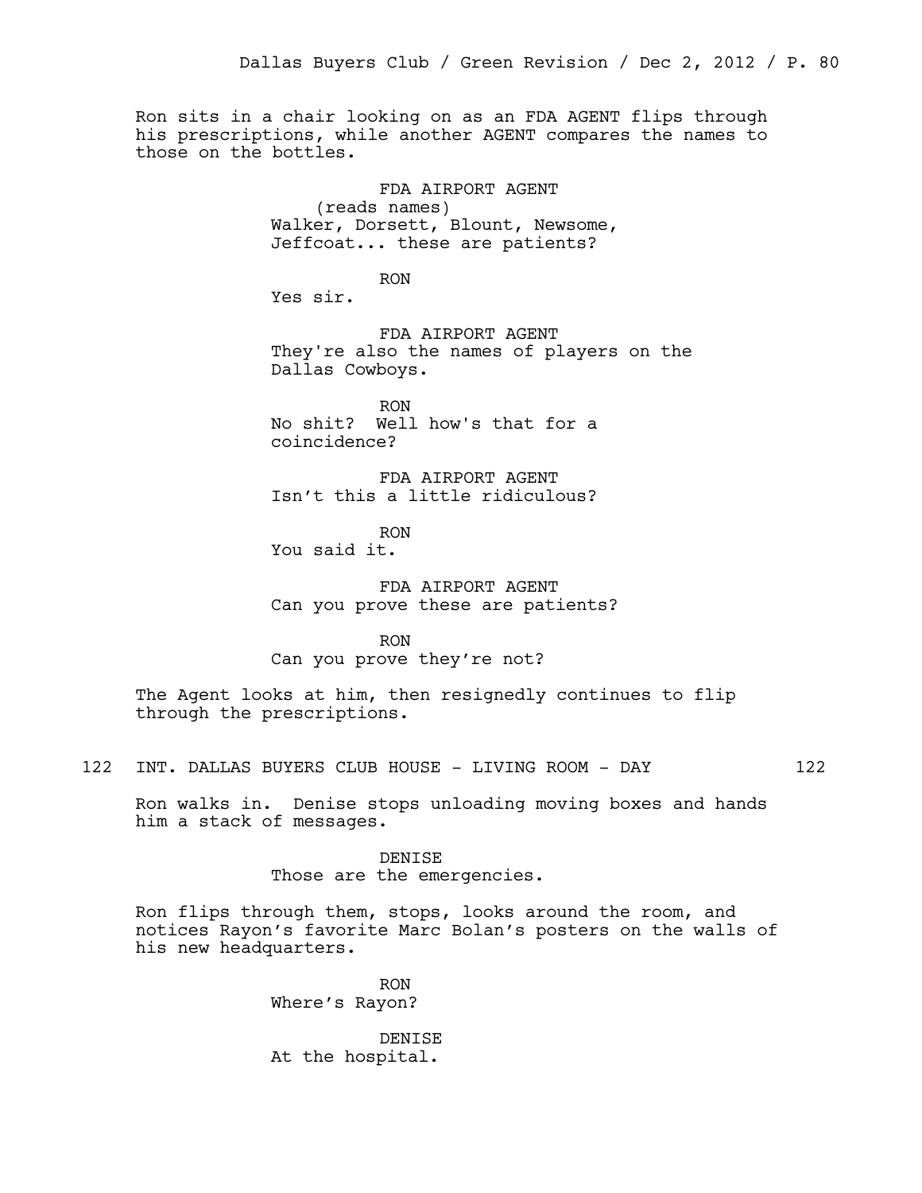Ron sits in a chair looking on as an FDA AGENT flips through his prescriptions, while another AGENT compares the names to those on the bottles.

FDA AIRPORT AGENT
(reads names)
Walker, Dorsett, Blount, Newsome, Jeffcoat... these are patients?

RON
Yes sir.

FDA AIRPORT AGENT
They're also the names of players on the Dallas Cowboys.

RON
No shit? Well how's that for a coincidence?

FDA AIRPORT AGENT
Isn't this a little ridiculous?

RON
You said it.

FDA AIRPORT AGENT
Can you prove these are patients?

RON
Can you prove they're not?

The Agent looks at him, then resignedly continues to flip through the prescriptions.

122 INT. DALLAS BUYERS CLUB HOUSE - LIVING ROOM - DAY 122

Ron walks in. Denise stops unloading moving boxes and hands him a stack of messages.

DENISE
Those are the emergencies.

Ron flips through them, stops, looks around the room, and notices Rayon's favorite Marc Bolan's posters on the walls of his new headquarters.

RON
Where's Rayon?

DENISE
At the hospital.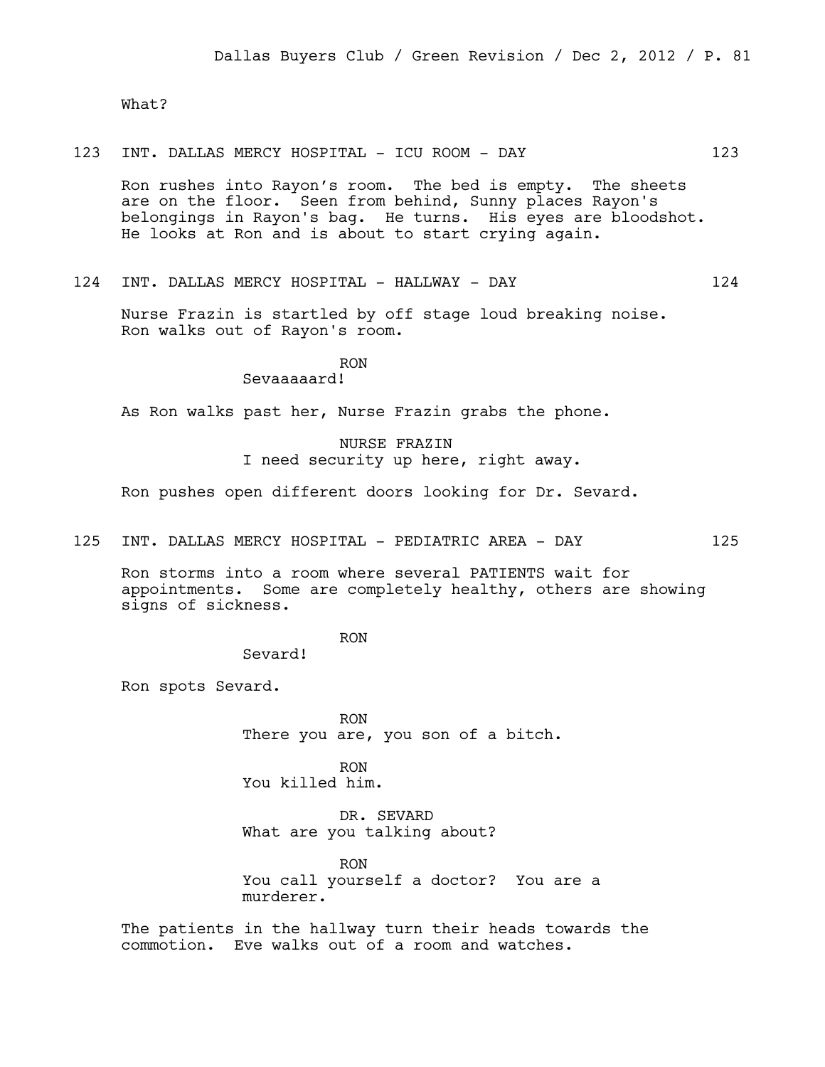What?

123 INT. DALLAS MERCY HOSPITAL - ICU ROOM - DAY 123

Ron rushes into Rayon's room. The bed is empty. The sheets are on the floor. Seen from behind, Sunny places Rayon's belongings in Rayon's bag. He turns. His eyes are bloodshot. He looks at Ron and is about to start crying again.

124 INT. DALLAS MERCY HOSPITAL - HALLWAY - DAY 124

Nurse Frazin is startled by off stage loud breaking noise. Ron walks out of Rayon's room.

RON
Sevaaaaard!

As Ron walks past her, Nurse Frazin grabs the phone.

NURSE FRAZIN
I need security up here, right away.

Ron pushes open different doors looking for Dr. Sevard.

125 INT. DALLAS MERCY HOSPITAL - PEDIATRIC AREA - DAY 125

Ron storms into a room where several PATIENTS wait for appointments. Some are completely healthy, others are showing signs of sickness.

RON
Sevard!

Ron spots Sevard.

RON
There you are, you son of a bitch.

RON
You killed him.

DR. SEVARD
What are you talking about?

RON
You call yourself a doctor? You are a murderer.

The patients in the hallway turn their heads towards the commotion. Eve walks out of a room and watches.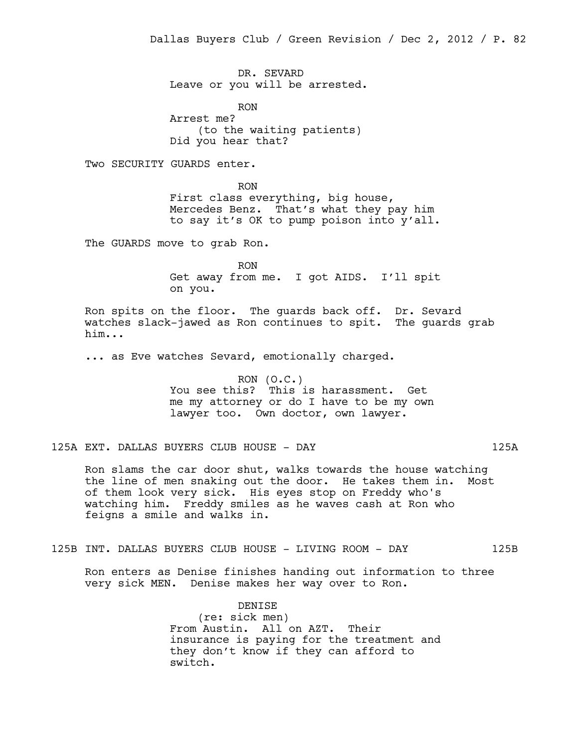DR. SEVARD
Leave or you will be arrested.

RON
Arrest me?
(to the waiting patients)
Did you hear that?

Two SECURITY GUARDS enter.

RON
First class everything, big house, Mercedes Benz. That's what they pay him to say it's OK to pump poison into y'all.

The GUARDS move to grab Ron.

RON
Get away from me. I got AIDS. I'll spit on you.

Ron spits on the floor. The guards back off. Dr. Sevard watches slack-jawed as Ron continues to spit. The guards grab him...

... as Eve watches Sevard, emotionally charged.

RON (O.C.)
You see this? This is harassment. Get me my attorney or do I have to be my own lawyer too. Own doctor, own lawyer.

125A EXT. DALLAS BUYERS CLUB HOUSE - DAY 125A

Ron slams the car door shut, walks towards the house watching the line of men snaking out the door. He takes them in. Most of them look very sick. His eyes stop on Freddy who's watching him. Freddy smiles as he waves cash at Ron who feigns a smile and walks in.

125B INT. DALLAS BUYERS CLUB HOUSE - LIVING ROOM - DAY 125B

Ron enters as Denise finishes handing out information to three very sick MEN. Denise makes her way over to Ron.

DENISE
(re: sick men)
From Austin. All on AZT. Their insurance is paying for the treatment and they don't know if they can afford to switch.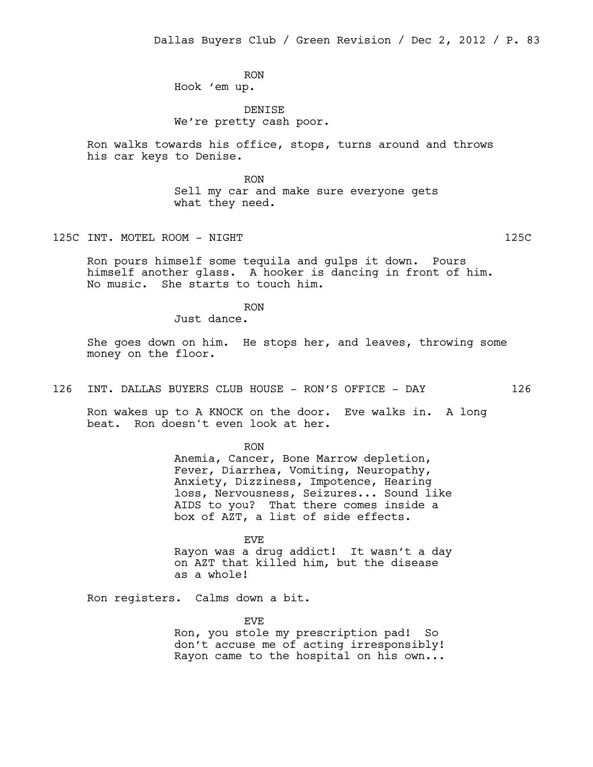RON
Hook 'em up.

DENISE
We're pretty cash poor.

Ron walks towards his office, stops, turns around and throws his car keys to Denise.

RON
Sell my car and make sure everyone gets what they need.

125C INT. MOTEL ROOM - NIGHT 125C

Ron pours himself some tequila and gulps it down. Pours himself another glass. A hooker is dancing in front of him. No music. She starts to touch him.

RON
Just dance.

She goes down on him. He stops her, and leaves, throwing some money on the floor.

126 INT. DALLAS BUYERS CLUB HOUSE - RON'S OFFICE - DAY 126

Ron wakes up to A KNOCK on the door. Eve walks in. A long beat. Ron doesn't even look at her.

RON
Anemia, Cancer, Bone Marrow depletion, Fever, Diarrhea, Vomiting, Neuropathy, Anxiety, Dizziness, Impotence, Hearing loss, Nervousness, Seizures... Sound like AIDS to you? That there comes inside a box of AZT, a list of side effects.

EVE
Rayon was a drug addict! It wasn't a day on AZT that killed him, but the disease as a whole!

Ron registers. Calms down a bit.

EVE
Ron, you stole my prescription pad! So don't accuse me of acting irresponsibly! Rayon came to the hospital on his own...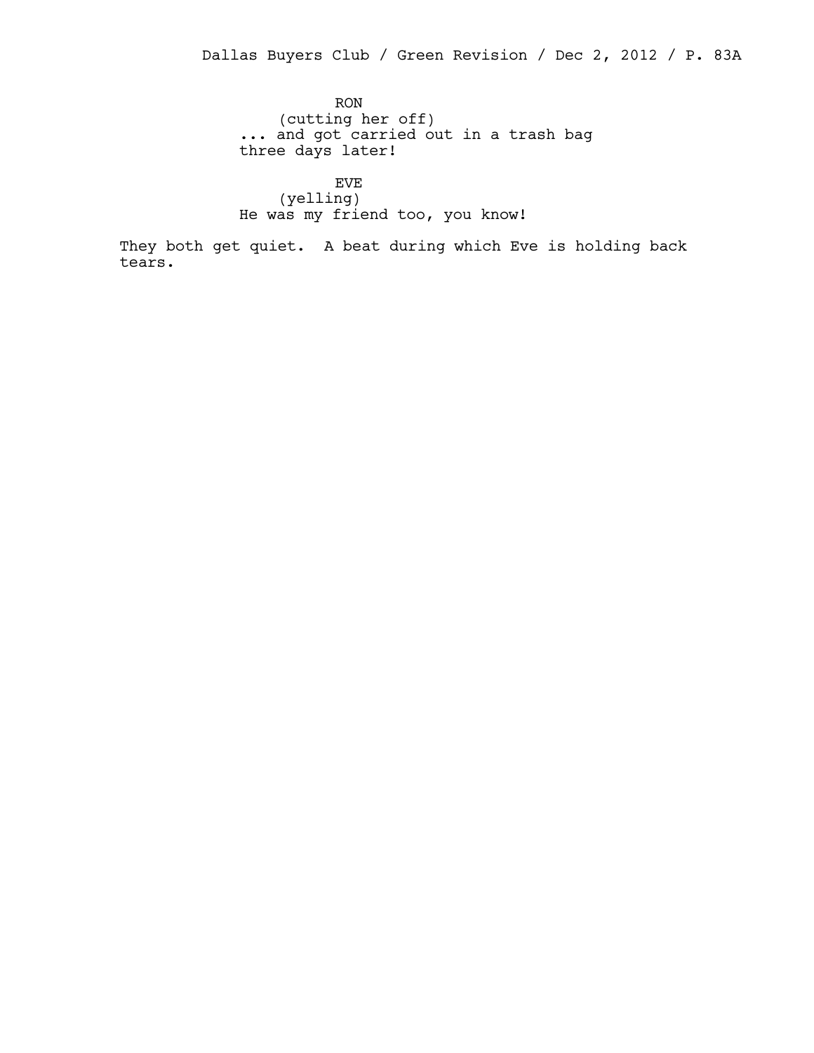RON
(cutting her off)
... and got carried out in a trash bag three days later!

EVE
(yelling)
He was my friend too, you know!

They both get quiet. A beat during which Eve is holding back tears.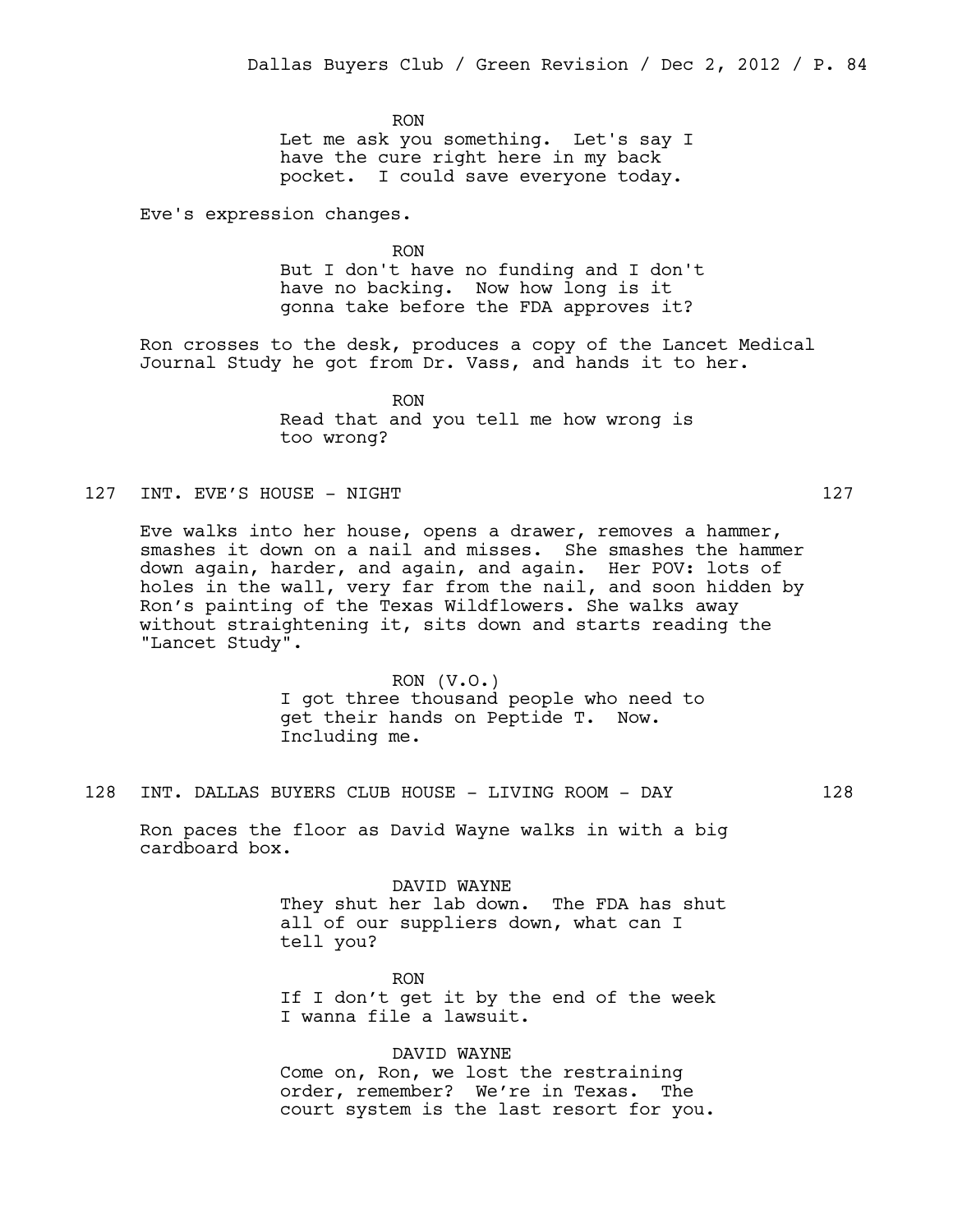RON
Let me ask you something. Let's say I have the cure right here in my back pocket. I could save everyone today.

Eve's expression changes.

RON
But I don't have no funding and I don't have no backing. Now how long is it gonna take before the FDA approves it?

Ron crosses to the desk, produces a copy of the Lancet Medical Journal Study he got from Dr. Vass, and hands it to her.

RON
Read that and you tell me how wrong is too wrong?

127 INT. EVE'S HOUSE - NIGHT 127

Eve walks into her house, opens a drawer, removes a hammer, smashes it down on a nail and misses. She smashes the hammer down again, harder, and again, and again. Her POV: lots of holes in the wall, very far from the nail, and soon hidden by Ron's painting of the Texas Wildflowers. She walks away without straightening it, sits down and starts reading the "Lancet Study".

RON (V.O.)
I got three thousand people who need to get their hands on Peptide T. Now. Including me.

128 INT. DALLAS BUYERS CLUB HOUSE - LIVING ROOM - DAY 128

Ron paces the floor as David Wayne walks in with a big cardboard box.

DAVID WAYNE
They shut her lab down. The FDA has shut all of our suppliers down, what can I tell you?

RON
If I don't get it by the end of the week I wanna file a lawsuit.

DAVID WAYNE
Come on, Ron, we lost the restraining order, remember? We're in Texas. The court system is the last resort for you.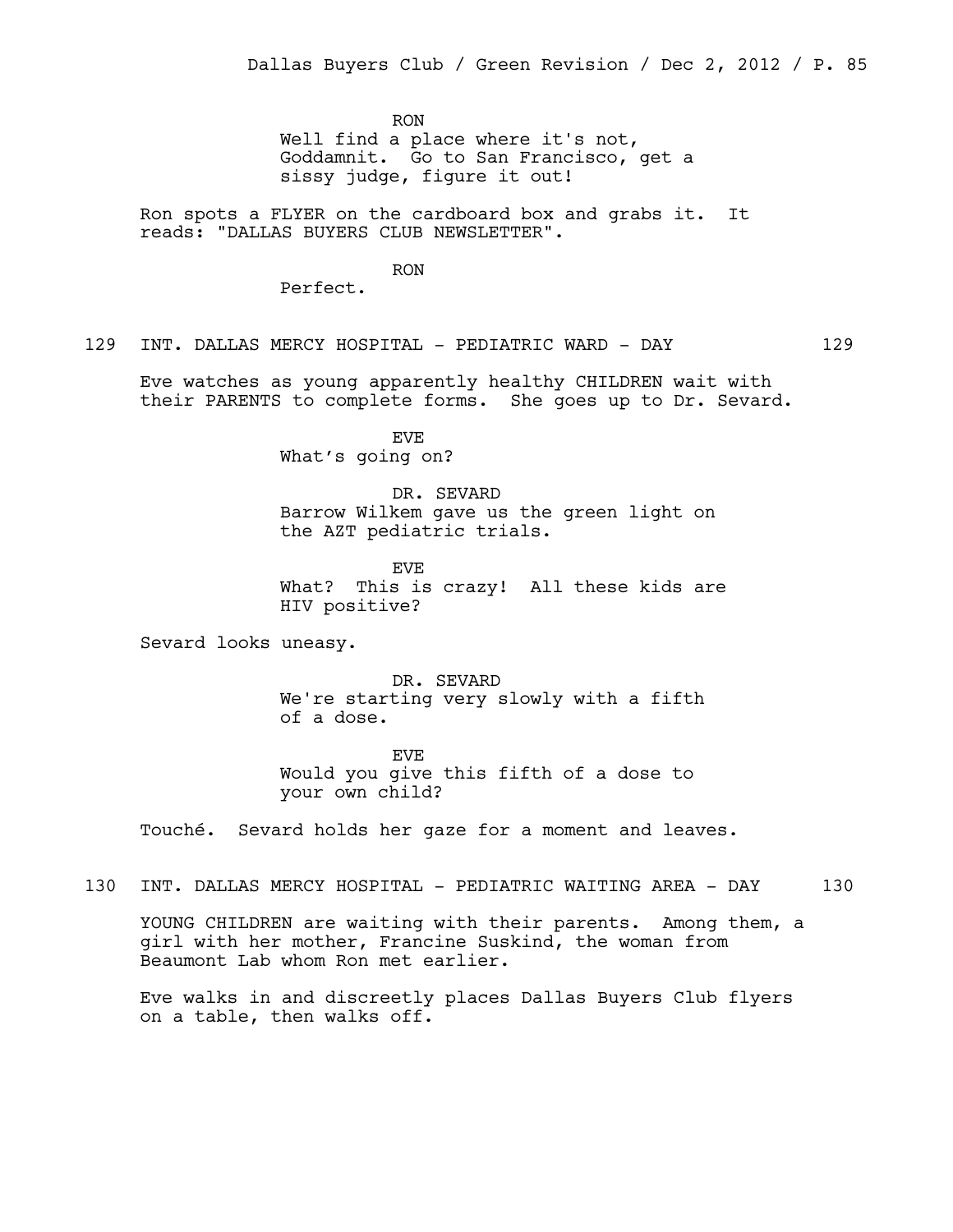RON

Well find a place where it's not, Goddamnit. Go to San Francisco, get a sissy judge, figure it out!

Ron spots a FLYER on the cardboard box and grabs it. It reads: "DALLAS BUYERS CLUB NEWSLETTER".

RON

Perfect.

129 INT. DALLAS MERCY HOSPITAL - PEDIATRIC WARD - DAY 129

Eve watches as young apparently healthy CHILDREN wait with their PARENTS to complete forms. She goes up to Dr. Sevard.

EVE

What's going on?

DR. SEVARD

Barrow Wilkem gave us the green light on the AZT pediatric trials.

EVE

What? This is crazy! All these kids are HIV positive?

Sevard looks uneasy.

DR. SEVARD

We're starting very slowly with a fifth of a dose.

EVE

Would you give this fifth of a dose to your own child?

Touché. Sevard holds her gaze for a moment and leaves.

130 INT. DALLAS MERCY HOSPITAL - PEDIATRIC WAITING AREA - DAY 130

YOUNG CHILDREN are waiting with their parents. Among them, a girl with her mother, Francine Suskind, the woman from Beaumont Lab whom Ron met earlier.

Eve walks in and discreetly places Dallas Buyers Club flyers on a table, then walks off.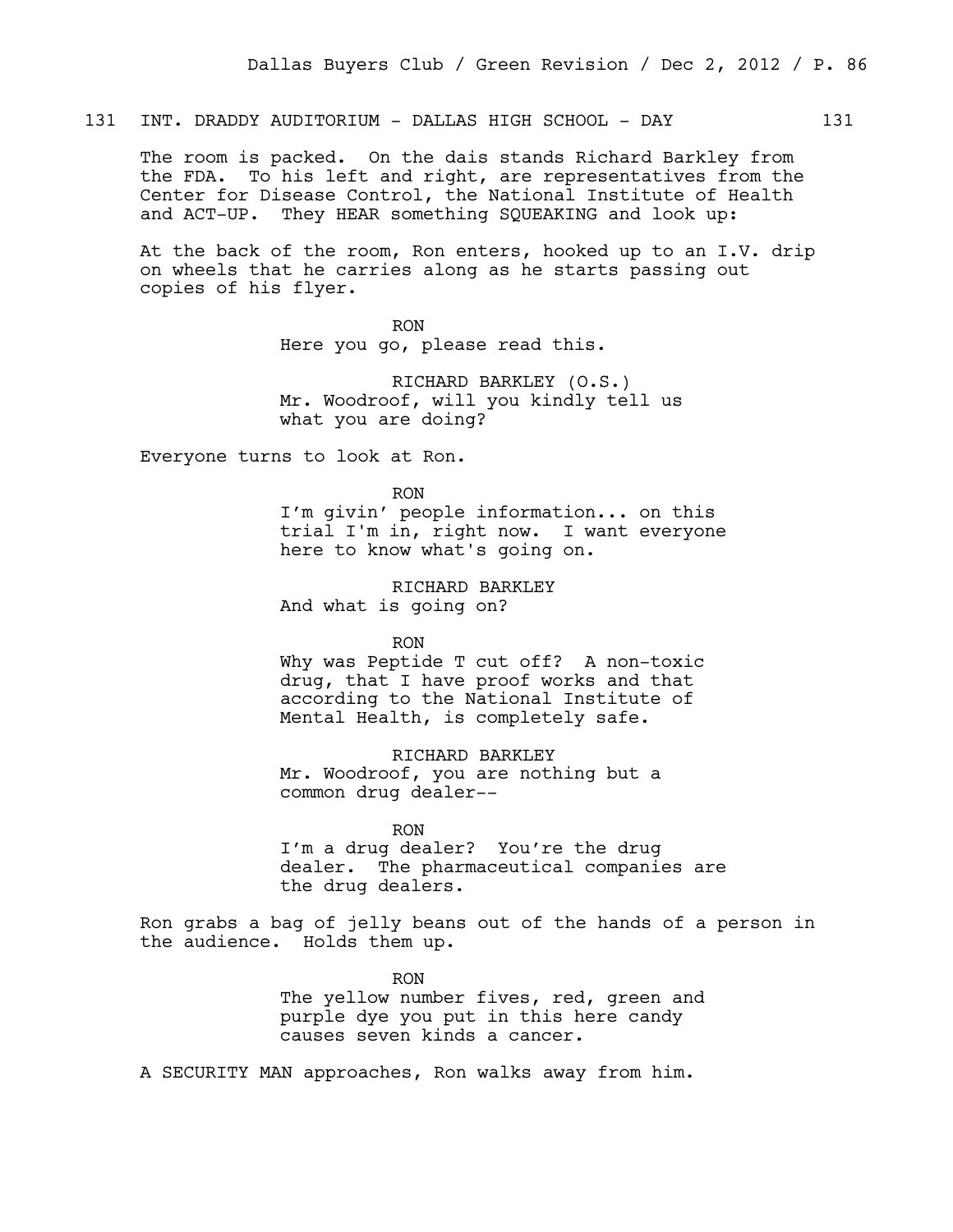131 INT. DRADDY AUDITORIUM - DALLAS HIGH SCHOOL - DAY 131

The room is packed. On the dais stands Richard Barkley from the FDA. To his left and right, are representatives from the Center for Disease Control, the National Institute of Health and ACT-UP. They HEAR something SQUEAKING and look up:

At the back of the room, Ron enters, hooked up to an I.V. drip on wheels that he carries along as he starts passing out copies of his flyer.

RON
Here you go, please read this.

RICHARD BARKLEY (O.S.)
Mr. Woodroof, will you kindly tell us what you are doing?

Everyone turns to look at Ron.

RON
I'm givin' people information... on this trial I'm in, right now. I want everyone here to know what's going on.

RICHARD BARKLEY
And what is going on?

RON
Why was Peptide T cut off? A non-toxic drug, that I have proof works and that according to the National Institute of Mental Health, is completely safe.

RICHARD BARKLEY
Mr. Woodroof, you are nothing but a common drug dealer--

RON
I'm a drug dealer? You're the drug dealer. The pharmaceutical companies are the drug dealers.

Ron grabs a bag of jelly beans out of the hands of a person in the audience. Holds them up.

RON
The yellow number fives, red, green and purple dye you put in this here candy causes seven kinds a cancer.

A SECURITY MAN approaches, Ron walks away from him.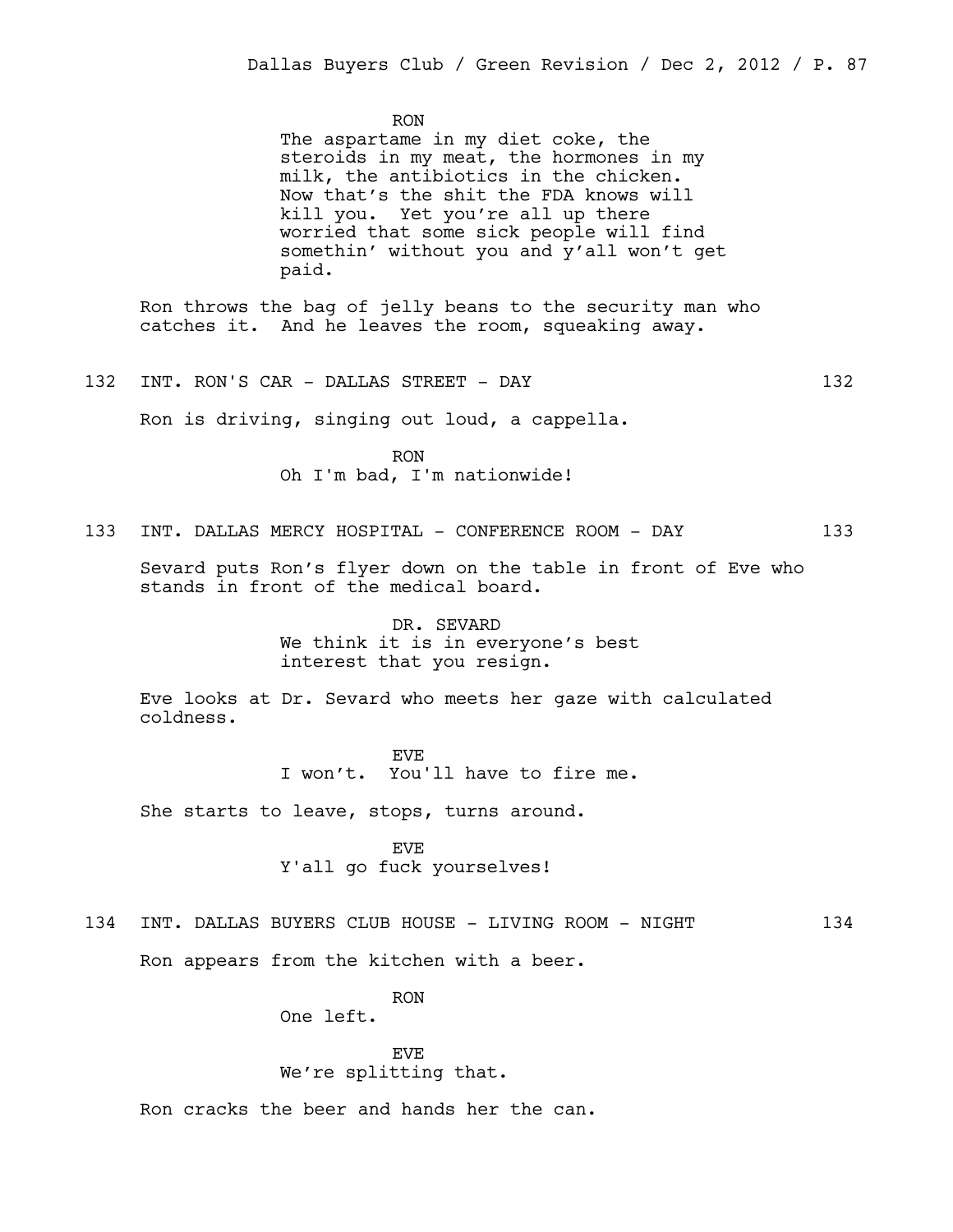RON
The aspartame in my diet coke, the steroids in my meat, the hormones in my milk, the antibiotics in the chicken. Now that's the shit the FDA knows will kill you. Yet you're all up there worried that some sick people will find somethin' without you and y'all won't get paid.

Ron throws the bag of jelly beans to the security man who catches it. And he leaves the room, squeaking away.

132 INT. RON'S CAR - DALLAS STREET - DAY 132

Ron is driving, singing out loud, a cappella.

RON
Oh I'm bad, I'm nationwide!

133 INT. DALLAS MERCY HOSPITAL - CONFERENCE ROOM - DAY 133

Sevard puts Ron's flyer down on the table in front of Eve who stands in front of the medical board.

DR. SEVARD
We think it is in everyone's best interest that you resign.

Eve looks at Dr. Sevard who meets her gaze with calculated coldness.

EVE
I won't. You'll have to fire me.

She starts to leave, stops, turns around.

EVE
Y'all go fuck yourselves!

134 INT. DALLAS BUYERS CLUB HOUSE - LIVING ROOM - NIGHT 134

Ron appears from the kitchen with a beer.

RON
One left.

EVE
We're splitting that.

Ron cracks the beer and hands her the can.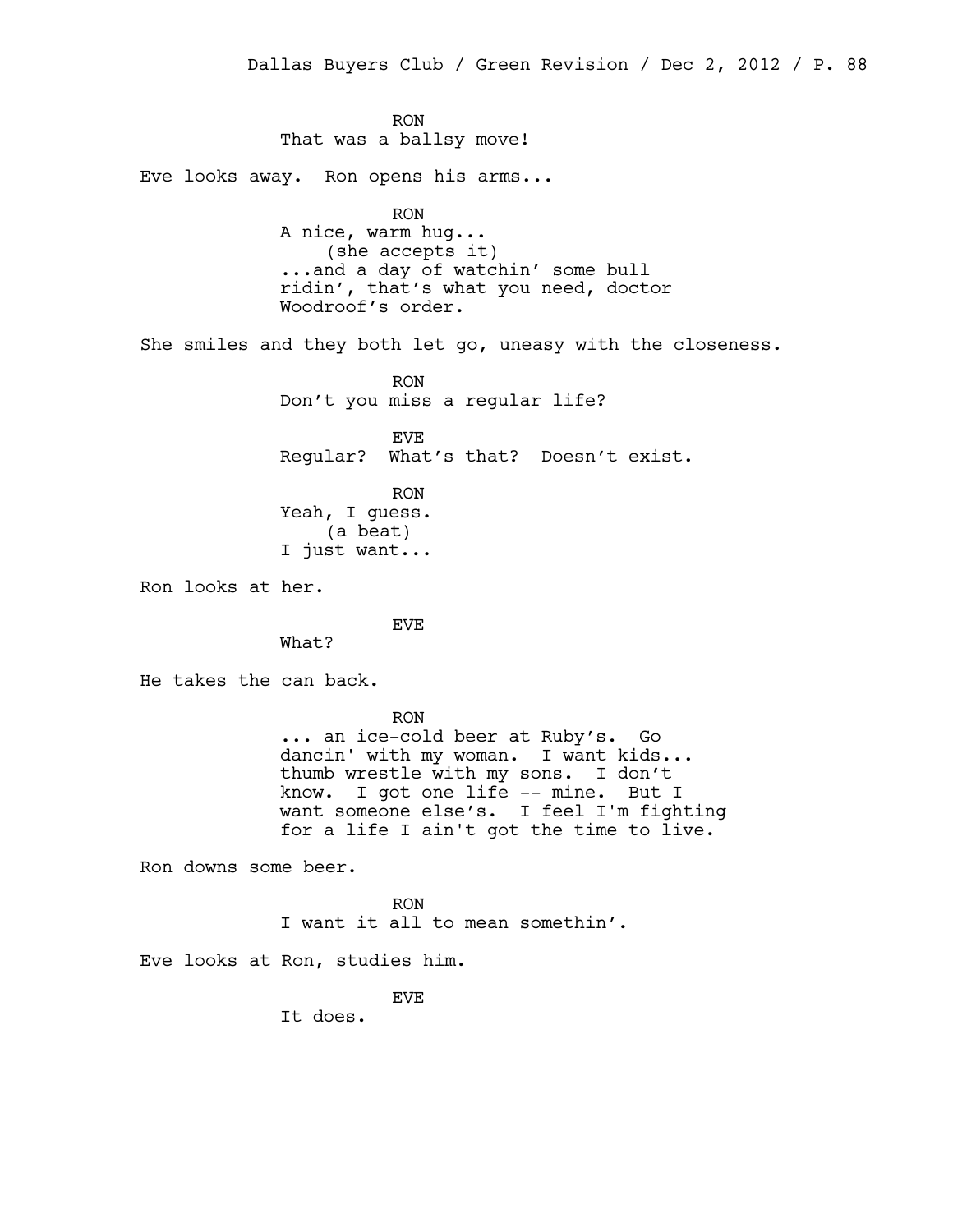RON
That was a ballsy move!

Eve looks away. Ron opens his arms...

RON
A nice, warm hug...
(she accepts it)
...and a day of watchin' some bull ridin', that's what you need, doctor Woodroof's order.

She smiles and they both let go, uneasy with the closeness.

RON
Don't you miss a regular life?

EVE
Regular? What's that? Doesn't exist.

RON
Yeah, I guess.
(a beat)
I just want...

Ron looks at her.

EVE
What?

He takes the can back.

RON
... an ice-cold beer at Ruby's. Go dancin' with my woman. I want kids... thumb wrestle with my sons. I don't know. I got one life -- mine. But I want someone else's. I feel I'm fighting for a life I ain't got the time to live.

Ron downs some beer.

RON
I want it all to mean somethin'.

Eve looks at Ron, studies him.

EVE
It does.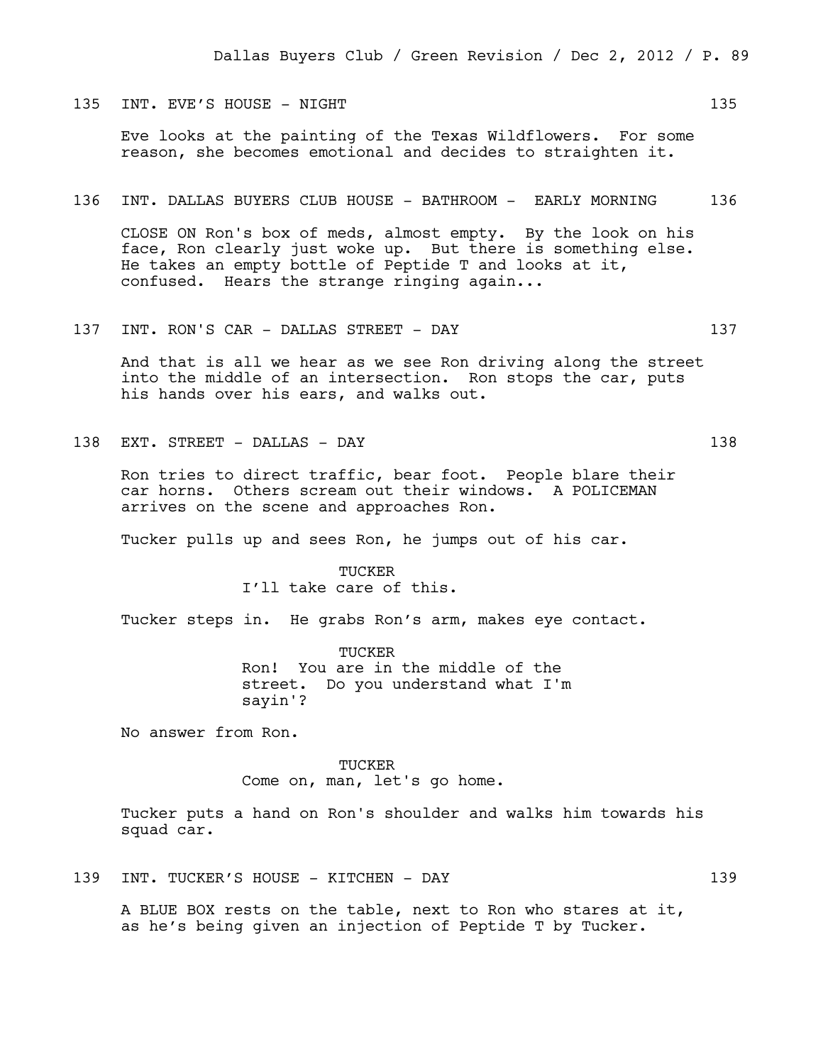135 INT. EVE'S HOUSE - NIGHT 135

Eve looks at the painting of the Texas Wildflowers. For some reason, she becomes emotional and decides to straighten it.

136 INT. DALLAS BUYERS CLUB HOUSE - BATHROOM - EARLY MORNING 136

CLOSE ON Ron's box of meds, almost empty. By the look on his face, Ron clearly just woke up. But there is something else. He takes an empty bottle of Peptide T and looks at it, confused. Hears the strange ringing again...

137 INT. RON'S CAR - DALLAS STREET - DAY 137

And that is all we hear as we see Ron driving along the street into the middle of an intersection. Ron stops the car, puts his hands over his ears, and walks out.

138 EXT. STREET - DALLAS - DAY 138

Ron tries to direct traffic, bear foot. People blare their car horns. Others scream out their windows. A POLICEMAN arrives on the scene and approaches Ron.

Tucker pulls up and sees Ron, he jumps out of his car.

TUCKER
I'll take care of this.

Tucker steps in. He grabs Ron's arm, makes eye contact.

TUCKER
Ron! You are in the middle of the street. Do you understand what I'm sayin'?

No answer from Ron.

TUCKER
Come on, man, let's go home.

Tucker puts a hand on Ron's shoulder and walks him towards his squad car.

139 INT. TUCKER'S HOUSE - KITCHEN - DAY 139

A BLUE BOX rests on the table, next to Ron who stares at it, as he's being given an injection of Peptide T by Tucker.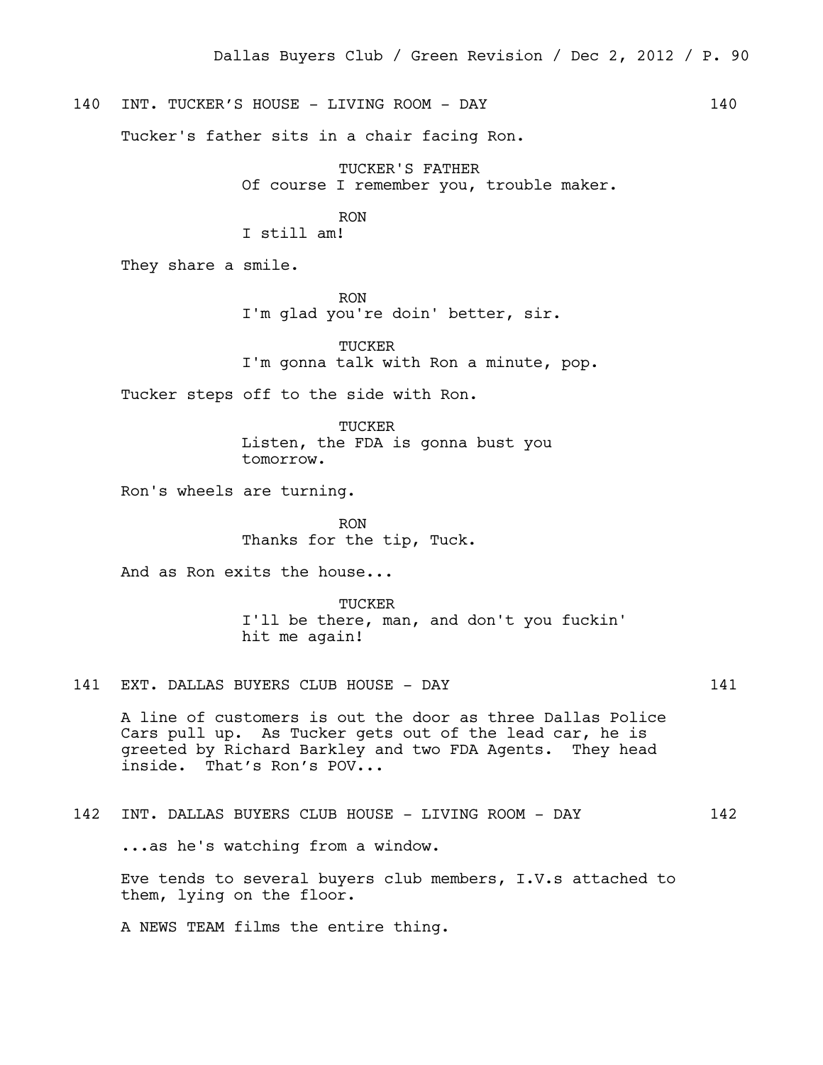140 INT. TUCKER'S HOUSE - LIVING ROOM - DAY 140

Tucker's father sits in a chair facing Ron.

TUCKER'S FATHER
Of course I remember you, trouble maker.

RON
I still am!

They share a smile.

RON
I'm glad you're doin' better, sir.

TUCKER
I'm gonna talk with Ron a minute, pop.

Tucker steps off to the side with Ron.

TUCKER
Listen, the FDA is gonna bust you tomorrow.

Ron's wheels are turning.

RON
Thanks for the tip, Tuck.

And as Ron exits the house...

TUCKER
I'll be there, man, and don't you fuckin' hit me again!

141 EXT. DALLAS BUYERS CLUB HOUSE - DAY 141

A line of customers is out the door as three Dallas Police Cars pull up. As Tucker gets out of the lead car, he is greeted by Richard Barkley and two FDA Agents. They head inside. That's Ron's POV...

142 INT. DALLAS BUYERS CLUB HOUSE - LIVING ROOM - DAY 142

...as he's watching from a window.

Eve tends to several buyers club members, I.V.s attached to them, lying on the floor.

A NEWS TEAM films the entire thing.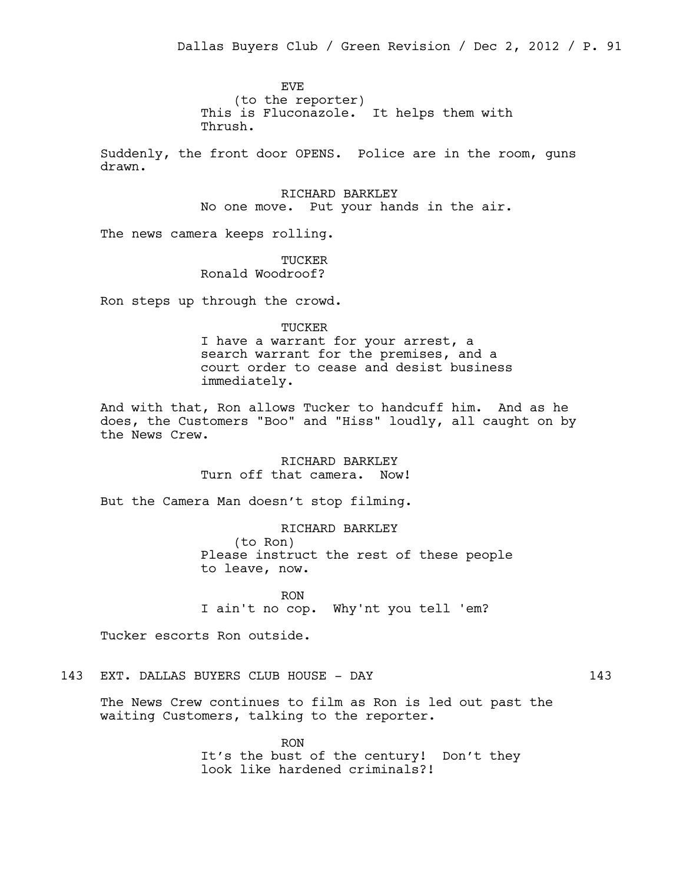EVE
(to the reporter)
This is Fluconazole. It helps them with Thrush.

Suddenly, the front door OPENS. Police are in the room, guns drawn.

RICHARD BARKLEY
No one move. Put your hands in the air.

The news camera keeps rolling.

TUCKER
Ronald Woodroof?

Ron steps up through the crowd.

TUCKER
I have a warrant for your arrest, a search warrant for the premises, and a court order to cease and desist business immediately.

And with that, Ron allows Tucker to handcuff him. And as he does, the Customers "Boo" and "Hiss" loudly, all caught on by the News Crew.

RICHARD BARKLEY
Turn off that camera. Now!

But the Camera Man doesn't stop filming.

RICHARD BARKLEY
(to Ron)
Please instruct the rest of these people to leave, now.

RON
I ain't no cop. Why'nt you tell 'em?

Tucker escorts Ron outside.

143 EXT. DALLAS BUYERS CLUB HOUSE - DAY 143

The News Crew continues to film as Ron is led out past the waiting Customers, talking to the reporter.

RON
It's the bust of the century! Don't they look like hardened criminals?!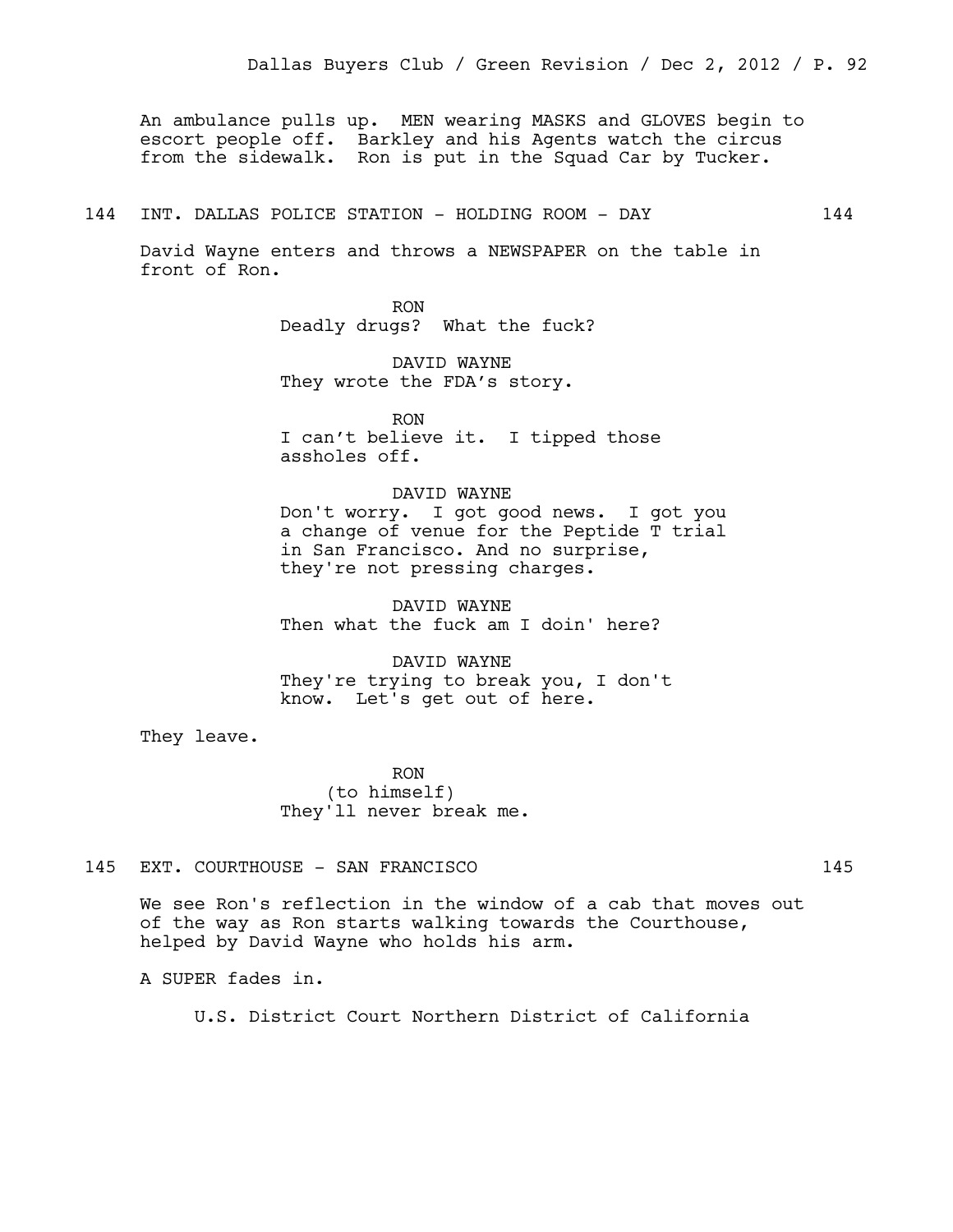An ambulance pulls up. MEN wearing MASKS and GLOVES begin to escort people off. Barkley and his Agents watch the circus from the sidewalk. Ron is put in the Squad Car by Tucker.

144 INT. DALLAS POLICE STATION - HOLDING ROOM - DAY 144

David Wayne enters and throws a NEWSPAPER on the table in front of Ron.

RON
Deadly drugs? What the fuck?

DAVID WAYNE
They wrote the FDA's story.

RON
I can't believe it. I tipped those assholes off.

DAVID WAYNE
Don't worry. I got good news. I got you a change of venue for the Peptide T trial in San Francisco. And no surprise, they're not pressing charges.

DAVID WAYNE
Then what the fuck am I doin' here?

DAVID WAYNE
They're trying to break you, I don't know. Let's get out of here.

They leave.

RON
(to himself)
They'll never break me.

145 EXT. COURTHOUSE - SAN FRANCISCO 145

We see Ron's reflection in the window of a cab that moves out of the way as Ron starts walking towards the Courthouse, helped by David Wayne who holds his arm.

A SUPER fades in.

U.S. District Court Northern District of California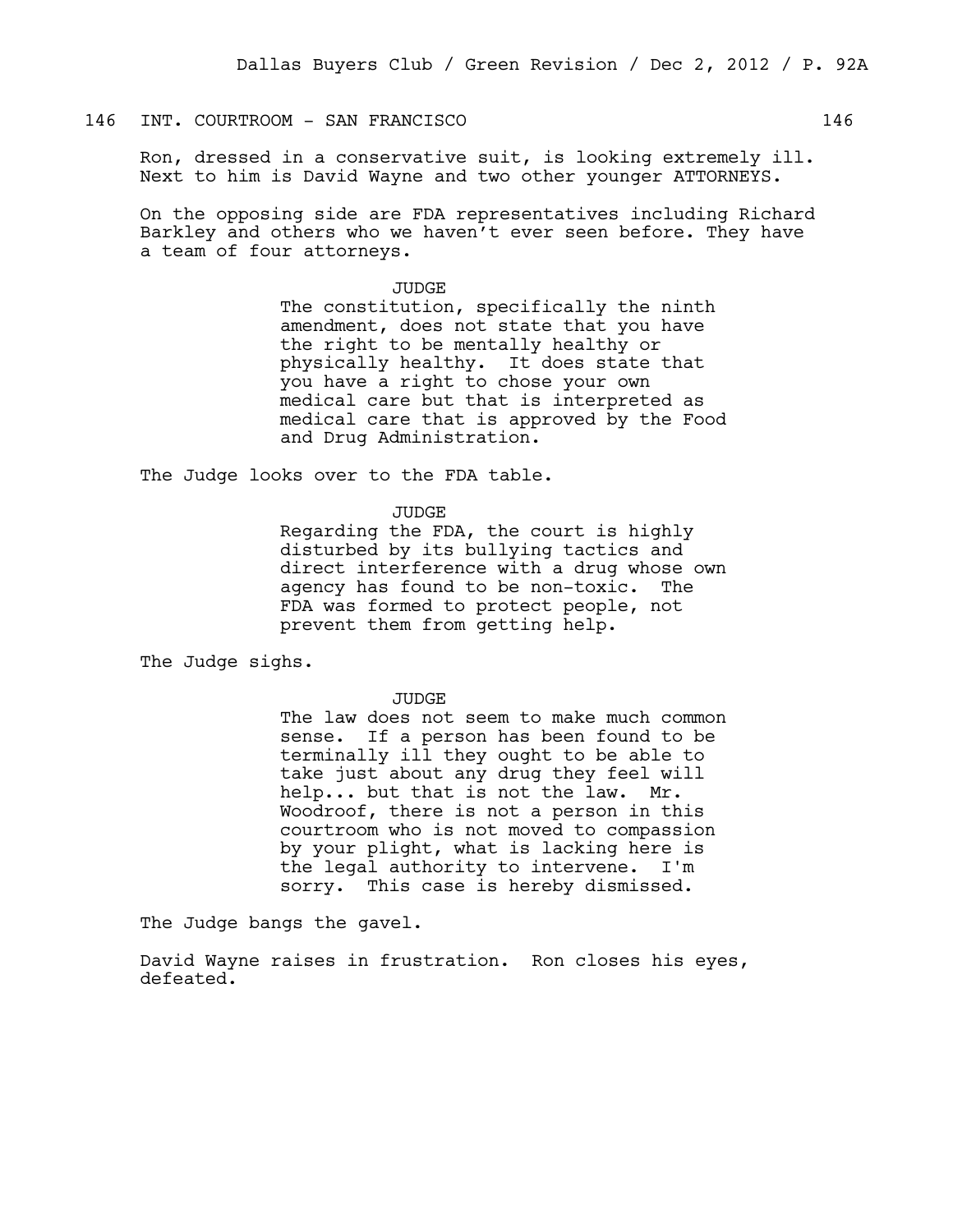146 INT. COURTROOM - SAN FRANCISCO 146

Ron, dressed in a conservative suit, is looking extremely ill. Next to him is David Wayne and two other younger ATTORNEYS.

On the opposing side are FDA representatives including Richard Barkley and others who we haven't ever seen before. They have a team of four attorneys.

JUDGE
The constitution, specifically the ninth amendment, does not state that you have the right to be mentally healthy or physically healthy. It does state that you have a right to chose your own medical care but that is interpreted as medical care that is approved by the Food and Drug Administration.

The Judge looks over to the FDA table.

JUDGE
Regarding the FDA, the court is highly disturbed by its bullying tactics and direct interference with a drug whose own agency has found to be non-toxic. The FDA was formed to protect people, not prevent them from getting help.

The Judge sighs.

JUDGE
The law does not seem to make much common sense. If a person has been found to be terminally ill they ought to be able to take just about any drug they feel will help... but that is not the law. Mr. Woodroof, there is not a person in this courtroom who is not moved to compassion by your plight, what is lacking here is the legal authority to intervene. I'm sorry. This case is hereby dismissed.

The Judge bangs the gavel.

David Wayne raises in frustration. Ron closes his eyes, defeated.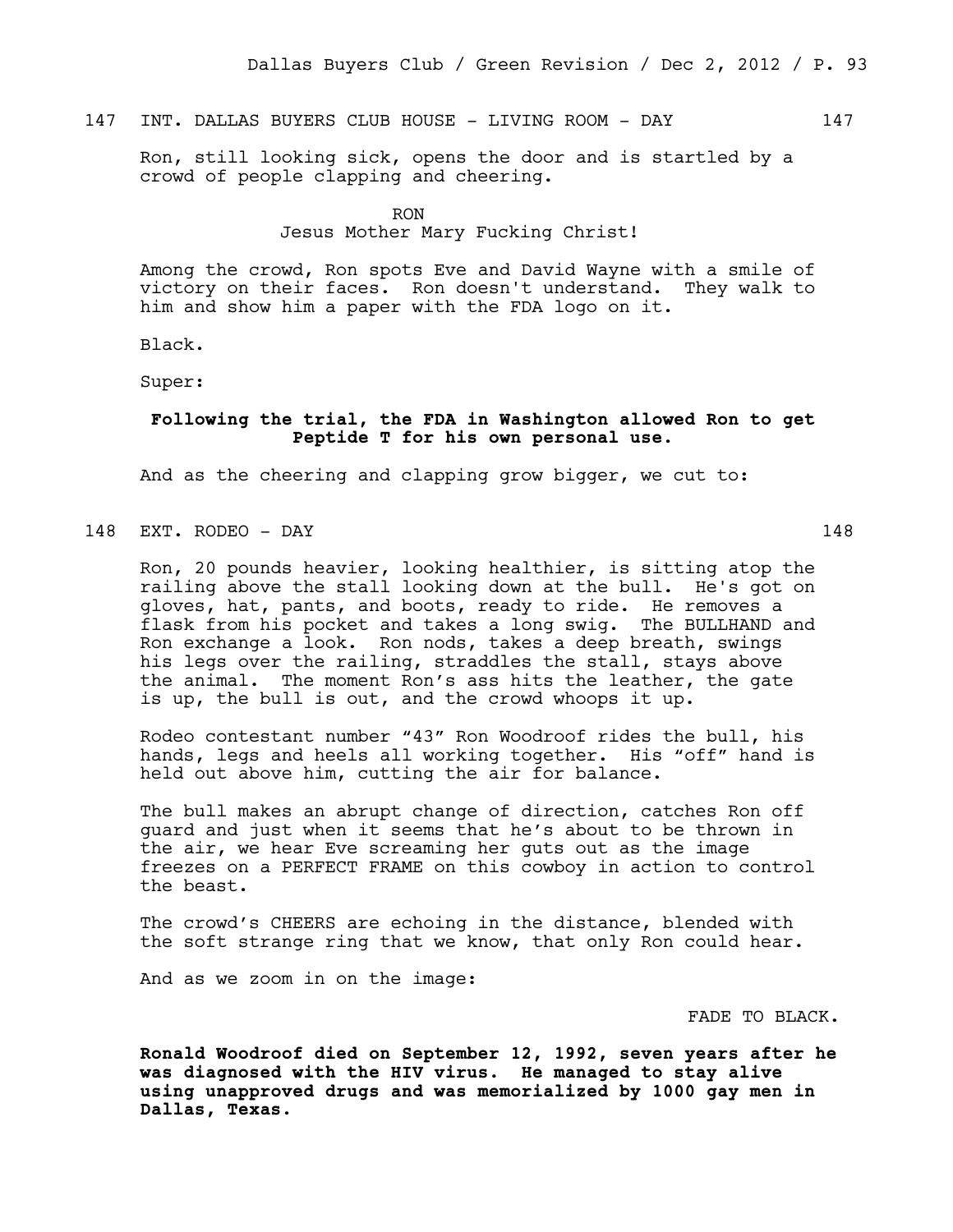147 INT. DALLAS BUYERS CLUB HOUSE - LIVING ROOM - DAY 147

Ron, still looking sick, opens the door and is startled by a crowd of people clapping and cheering.

RON
Jesus Mother Mary Fucking Christ!

Among the crowd, Ron spots Eve and David Wayne with a smile of victory on their faces. Ron doesn't understand. They walk to him and show him a paper with the FDA logo on it.

Black.

Super:

**Following the trial, the FDA in Washington allowed Ron to get Peptide T for his own personal use.**

And as the cheering and clapping grow bigger, we cut to:

148 EXT. RODEO - DAY 148

Ron, 20 pounds heavier, looking healthier, is sitting atop the railing above the stall looking down at the bull. He's got on gloves, hat, pants, and boots, ready to ride. He removes a flask from his pocket and takes a long swig. The BULLHAND and Ron exchange a look. Ron nods, takes a deep breath, swings his legs over the railing, straddles the stall, stays above the animal. The moment Ron's ass hits the leather, the gate is up, the bull is out, and the crowd whoops it up.

Rodeo contestant number "43" Ron Woodroof rides the bull, his hands, legs and heels all working together. His "off" hand is held out above him, cutting the air for balance.

The bull makes an abrupt change of direction, catches Ron off guard and just when it seems that he's about to be thrown in the air, we hear Eve screaming her guts out as the image freezes on a PERFECT FRAME on this cowboy in action to control the beast.

The crowd's CHEERS are echoing in the distance, blended with the soft strange ring that we know, that only Ron could hear.

And as we zoom in on the image:

FADE TO BLACK.

**Ronald Woodroof died on September 12, 1992, seven years after he was diagnosed with the HIV virus. He managed to stay alive using unapproved drugs and was memorialized by 1000 gay men in Dallas, Texas.**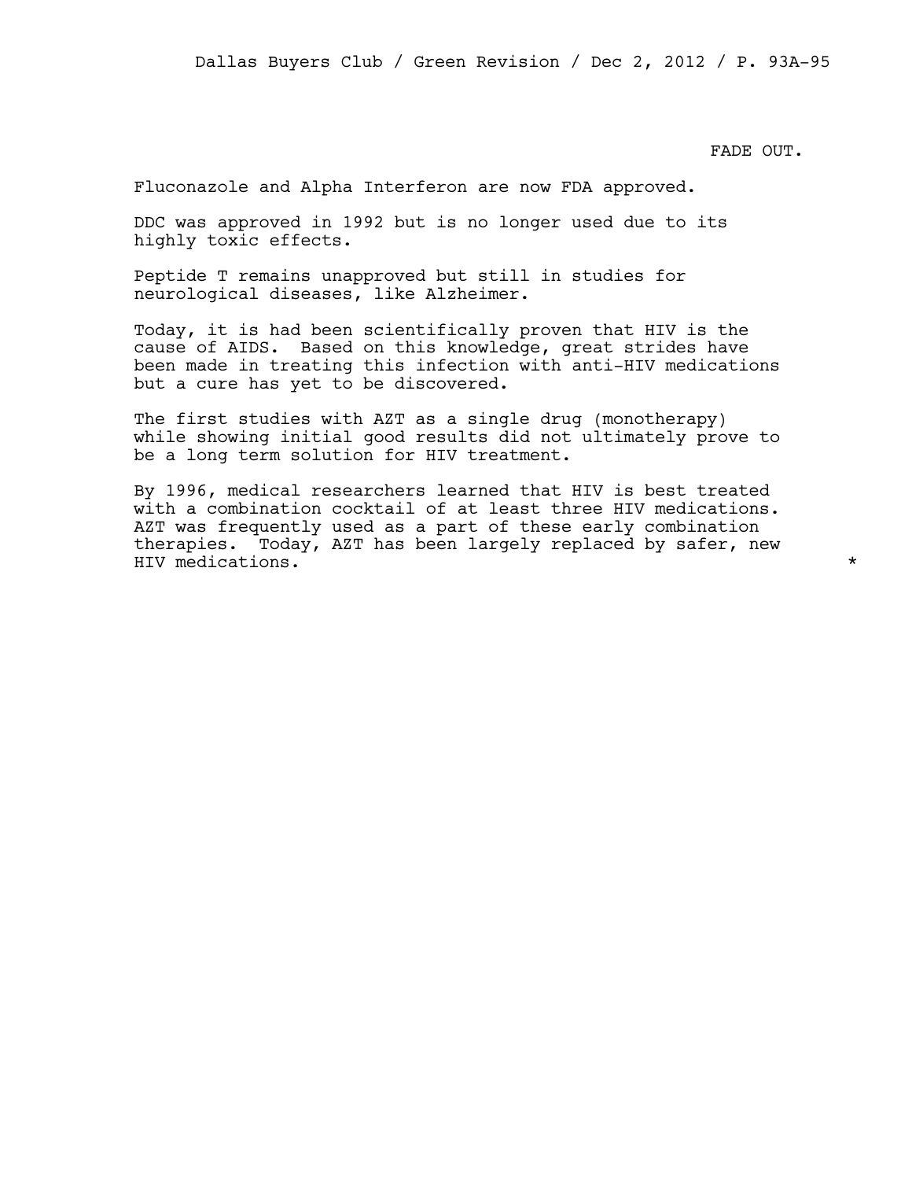FADE OUT.

Fluconazole and Alpha Interferon are now FDA approved.

DDC was approved in 1992 but is no longer used due to its highly toxic effects.

Peptide T remains unapproved but still in studies for neurological diseases, like Alzheimer.

Today, it is had been scientifically proven that HIV is the cause of AIDS. Based on this knowledge, great strides have been made in treating this infection with anti-HIV medications but a cure has yet to be discovered.

The first studies with AZT as a single drug (monotherapy) while showing initial good results did not ultimately prove to be a long term solution for HIV treatment.

By 1996, medical researchers learned that HIV is best treated with a combination cocktail of at least three HIV medications. AZT was frequently used as a part of these early combination therapies. Today, AZT has been largely replaced by safer, new HIV medications. *